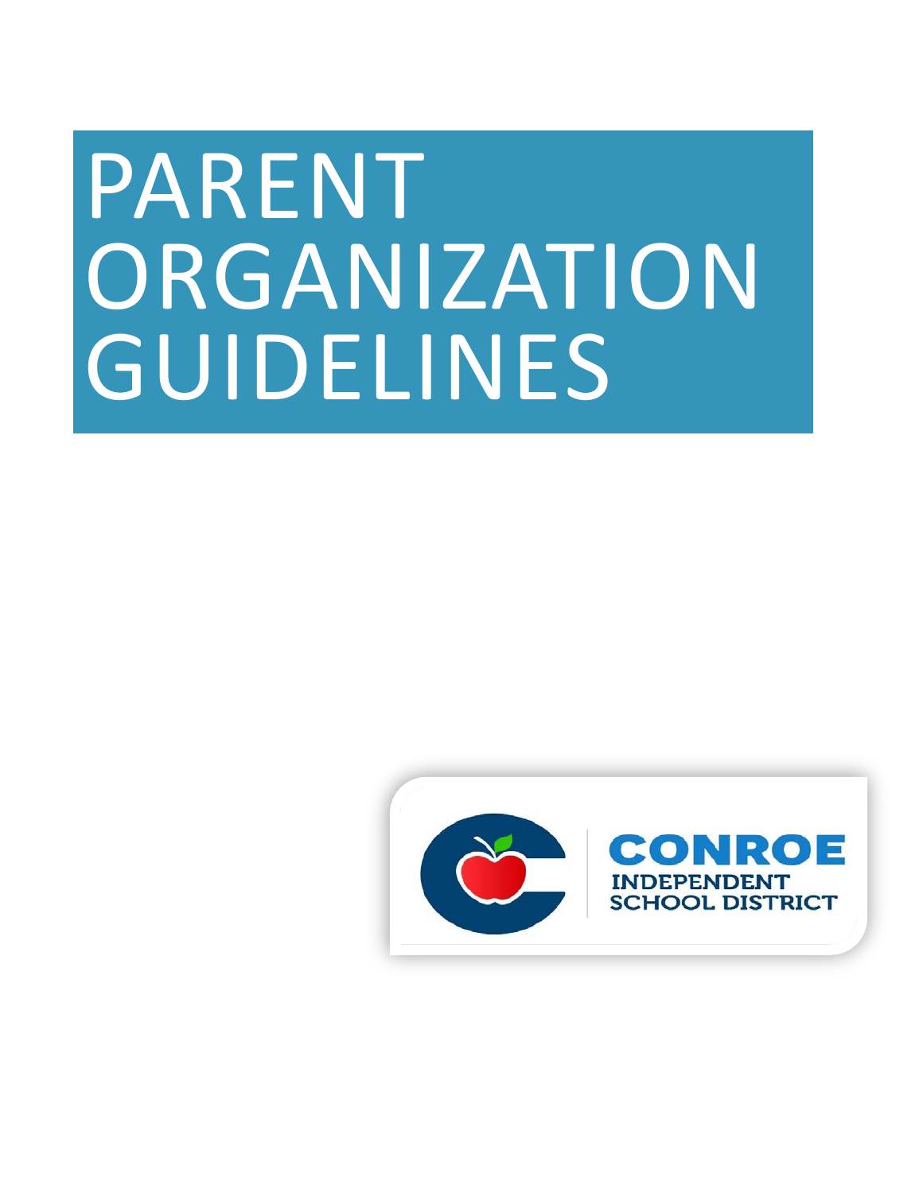# PARENT ORGANIZATION GUIDELINES

CONROE INDEPENDENT SCHOOL DISTRICT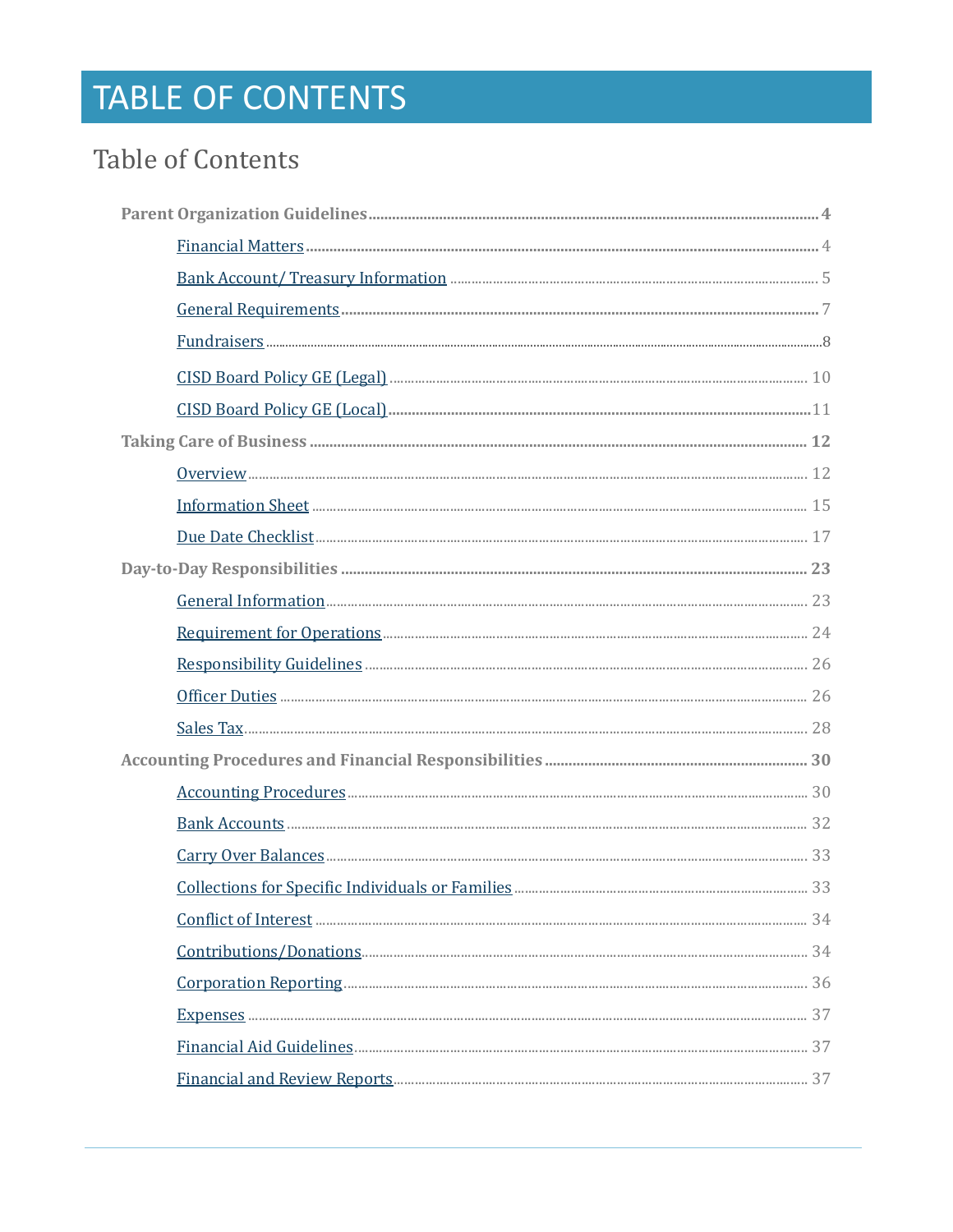# TABLE OF CONTENTS

## Table of Contents

- **Parent Organization Guidelines** ........ **4**
  - Financial Matters ........ 4
  - Bank Account/ Treasury Information ........ 5
  - General Requirements ........ 7
  - Fundraisers ........ 8
  - CISD Board Policy GE (Legal) ........ 10
  - CISD Board Policy GE (Local) ........ 11
- **Taking Care of Business** ........ **12**
  - Overview ........ 12
  - Information Sheet ........ 15
  - Due Date Checklist ........ 17
- **Day-to-Day Responsibilities** ........ **23**
  - General Information ........ 23
  - Requirement for Operations ........ 24
  - Responsibility Guidelines ........ 26
  - Officer Duties ........ 26
  - Sales Tax ........ 28
- **Accounting Procedures and Financial Responsibilities** ........ **30**
  - Accounting Procedures ........ 30
  - Bank Accounts ........ 32
  - Carry Over Balances ........ 33
  - Collections for Specific Individuals or Families ........ 33
  - Conflict of Interest ........ 34
  - Contributions/Donations ........ 34
  - Corporation Reporting ........ 36
  - Expenses ........ 37
  - Financial Aid Guidelines ........ 37
  - Financial and Review Reports ........ 37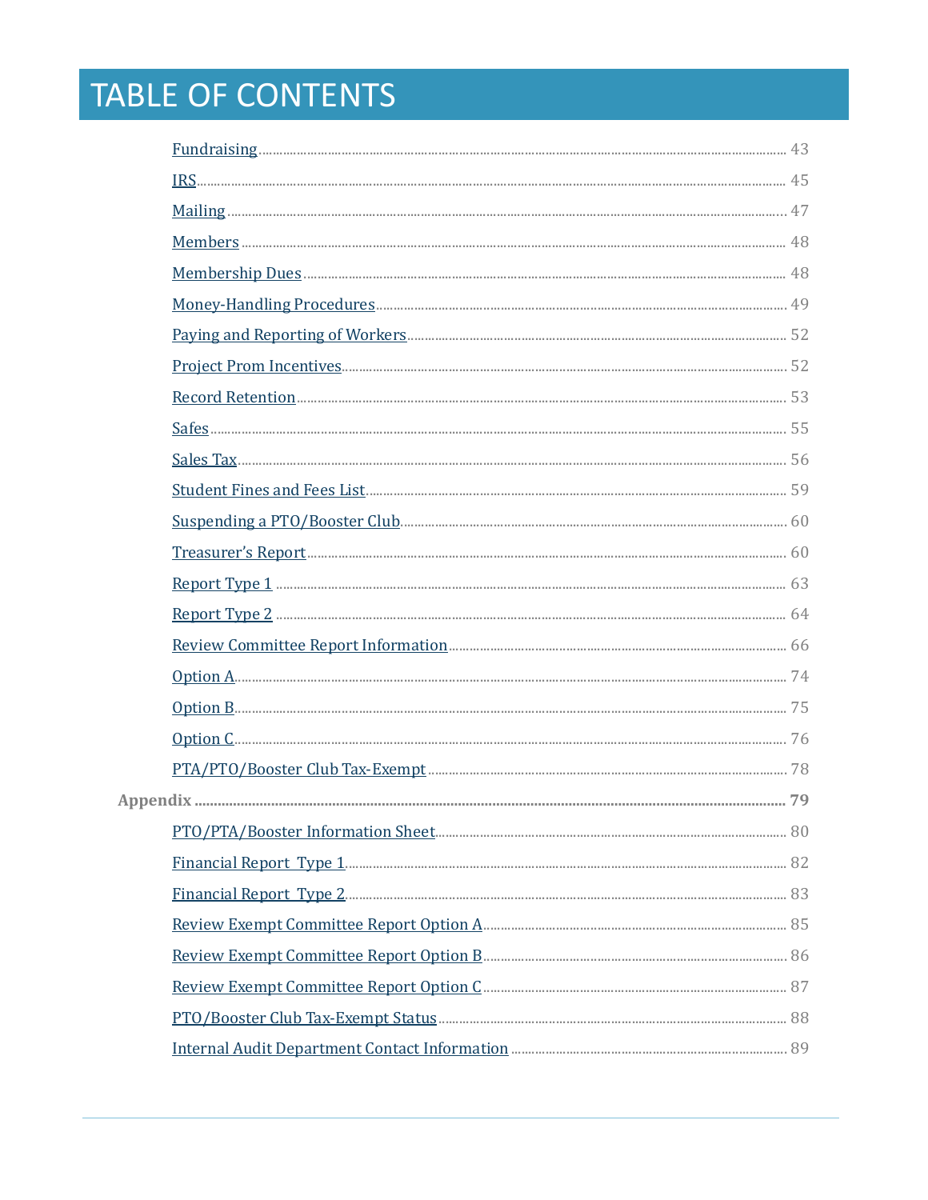# TABLE OF CONTENTS

- Fundraising ........ 43
- IRS ........ 45
- Mailing ........ 47
- Members ........ 48
- Membership Dues ........ 48
- Money-Handling Procedures ........ 49
- Paying and Reporting of Workers ........ 52
- Project Prom Incentives ........ 52
- Record Retention ........ 53
- Safes ........ 55
- Sales Tax ........ 56
- Student Fines and Fees List ........ 59
- Suspending a PTO/Booster Club ........ 60
- Treasurer's Report ........ 60
- Report Type 1 ........ 63
- Report Type 2 ........ 64
- Review Committee Report Information ........ 66
- Option A ........ 74
- Option B ........ 75
- Option C ........ 76
- PTA/PTO/Booster Club Tax-Exempt ........ 78

**Appendix ........ 79**

- PTO/PTA/Booster Information Sheet ........ 80
- Financial Report Type 1 ........ 82
- Financial Report Type 2 ........ 83
- Review Exempt Committee Report Option A ........ 85
- Review Exempt Committee Report Option B ........ 86
- Review Exempt Committee Report Option C ........ 87
- PTO/Booster Club Tax-Exempt Status ........ 88
- Internal Audit Department Contact Information ........ 89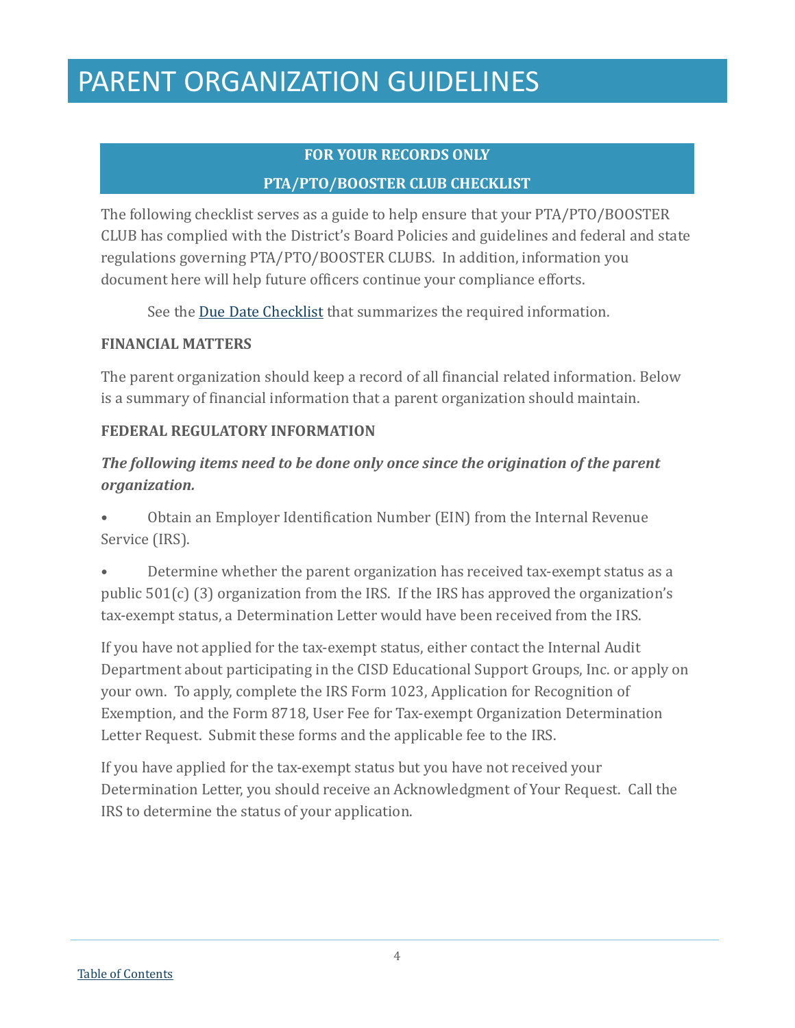# PARENT ORGANIZATION GUIDELINES

**FOR YOUR RECORDS ONLY**

**PTA/PTO/BOOSTER CLUB CHECKLIST**

The following checklist serves as a guide to help ensure that your PTA/PTO/BOOSTER CLUB has complied with the District's Board Policies and guidelines and federal and state regulations governing PTA/PTO/BOOSTER CLUBS. In addition, information you document here will help future officers continue your compliance efforts.

See the Due Date Checklist that summarizes the required information.

**FINANCIAL MATTERS**

The parent organization should keep a record of all financial related information. Below is a summary of financial information that a parent organization should maintain.

**FEDERAL REGULATORY INFORMATION**

***The following items need to be done only once since the origination of the parent organization.***

- Obtain an Employer Identification Number (EIN) from the Internal Revenue Service (IRS).
- Determine whether the parent organization has received tax-exempt status as a public 501(c) (3) organization from the IRS. If the IRS has approved the organization's tax-exempt status, a Determination Letter would have been received from the IRS.

If you have not applied for the tax-exempt status, either contact the Internal Audit Department about participating in the CISD Educational Support Groups, Inc. or apply on your own. To apply, complete the IRS Form 1023, Application for Recognition of Exemption, and the Form 8718, User Fee for Tax-exempt Organization Determination Letter Request. Submit these forms and the applicable fee to the IRS.

If you have applied for the tax-exempt status but you have not received your Determination Letter, you should receive an Acknowledgment of Your Request. Call the IRS to determine the status of your application.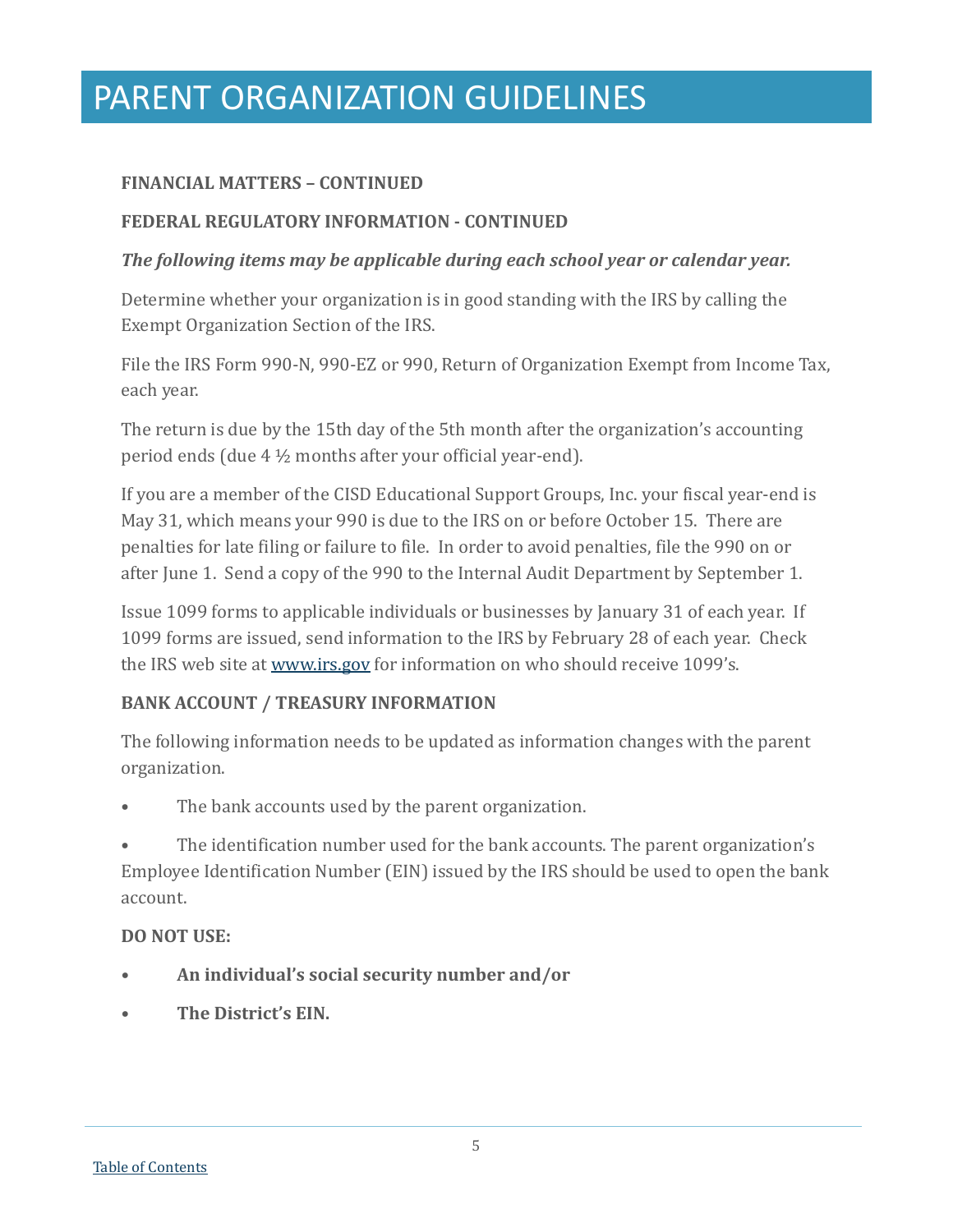# PARENT ORGANIZATION GUIDELINES

**FINANCIAL MATTERS – CONTINUED**

**FEDERAL REGULATORY INFORMATION - CONTINUED**

***The following items may be applicable during each school year or calendar year.***

Determine whether your organization is in good standing with the IRS by calling the Exempt Organization Section of the IRS.

File the IRS Form 990-N, 990-EZ or 990, Return of Organization Exempt from Income Tax, each year.

The return is due by the 15th day of the 5th month after the organization's accounting period ends (due 4 ½ months after your official year-end).

If you are a member of the CISD Educational Support Groups, Inc. your fiscal year-end is May 31, which means your 990 is due to the IRS on or before October 15. There are penalties for late filing or failure to file. In order to avoid penalties, file the 990 on or after June 1. Send a copy of the 990 to the Internal Audit Department by September 1.

Issue 1099 forms to applicable individuals or businesses by January 31 of each year. If 1099 forms are issued, send information to the IRS by February 28 of each year. Check the IRS web site at [www.irs.gov](http://www.irs.gov) for information on who should receive 1099's.

**BANK ACCOUNT / TREASURY INFORMATION**

The following information needs to be updated as information changes with the parent organization.

- The bank accounts used by the parent organization.
- The identification number used for the bank accounts. The parent organization's Employee Identification Number (EIN) issued by the IRS should be used to open the bank account.

**DO NOT USE:**

- **An individual's social security number and/or**
- **The District's EIN.**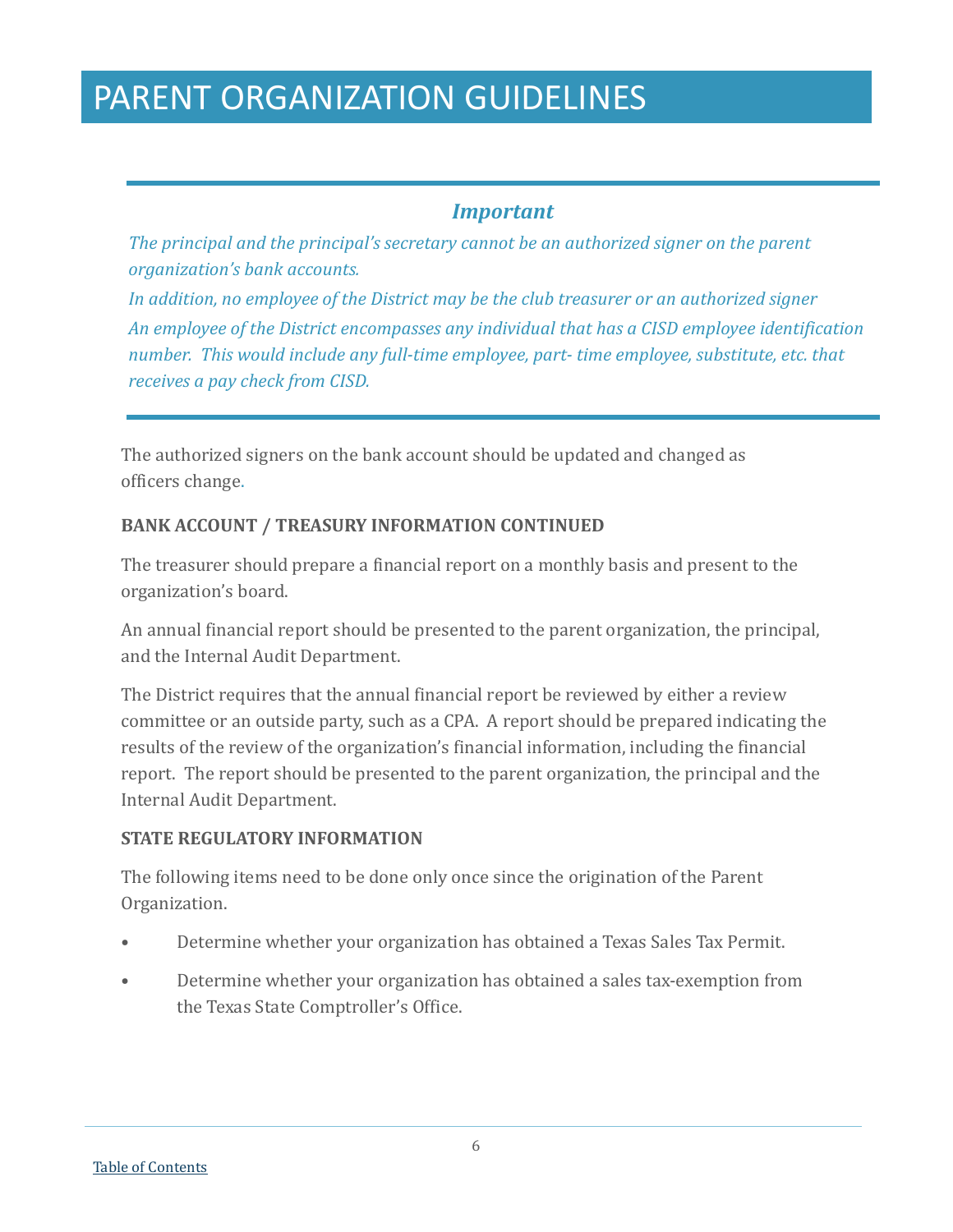# PARENT ORGANIZATION GUIDELINES

### *Important*

*The principal and the principal's secretary cannot be an authorized signer on the parent organization's bank accounts.*

*In addition, no employee of the District may be the club treasurer or an authorized signer*

*An employee of the District encompasses any individual that has a CISD employee identification number. This would include any full-time employee, part- time employee, substitute, etc. that receives a pay check from CISD.*

The authorized signers on the bank account should be updated and changed as officers change.

**BANK ACCOUNT / TREASURY INFORMATION CONTINUED**

The treasurer should prepare a financial report on a monthly basis and present to the organization's board.

An annual financial report should be presented to the parent organization, the principal, and the Internal Audit Department.

The District requires that the annual financial report be reviewed by either a review committee or an outside party, such as a CPA. A report should be prepared indicating the results of the review of the organization's financial information, including the financial report. The report should be presented to the parent organization, the principal and the Internal Audit Department.

**STATE REGULATORY INFORMATION**

The following items need to be done only once since the origination of the Parent Organization.

- Determine whether your organization has obtained a Texas Sales Tax Permit.
- Determine whether your organization has obtained a sales tax-exemption from the Texas State Comptroller's Office.

Table of Contents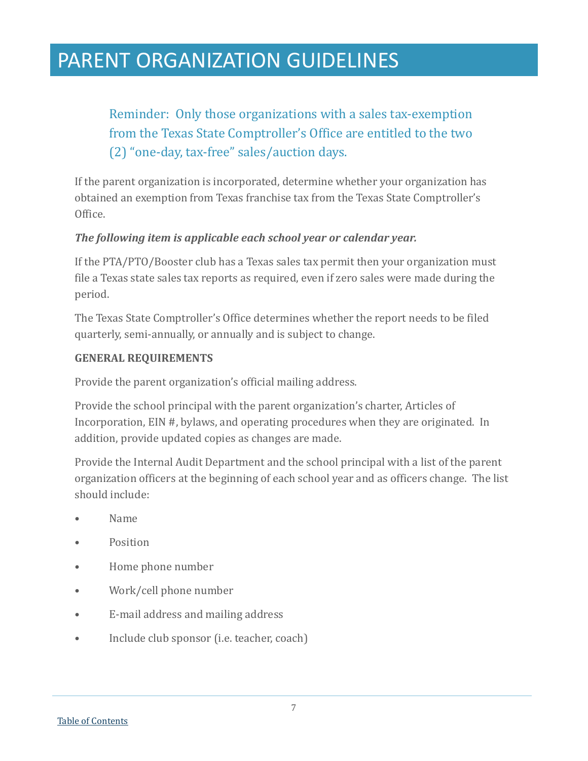# PARENT ORGANIZATION GUIDELINES

Reminder: Only those organizations with a sales tax-exemption from the Texas State Comptroller's Office are entitled to the two (2) "one-day, tax-free" sales/auction days.

If the parent organization is incorporated, determine whether your organization has obtained an exemption from Texas franchise tax from the Texas State Comptroller's Office.

***The following item is applicable each school year or calendar year.***

If the PTA/PTO/Booster club has a Texas sales tax permit then your organization must file a Texas state sales tax reports as required, even if zero sales were made during the period.

The Texas State Comptroller's Office determines whether the report needs to be filed quarterly, semi-annually, or annually and is subject to change.

**GENERAL REQUIREMENTS**

Provide the parent organization's official mailing address.

Provide the school principal with the parent organization's charter, Articles of Incorporation, EIN #, bylaws, and operating procedures when they are originated. In addition, provide updated copies as changes are made.

Provide the Internal Audit Department and the school principal with a list of the parent organization officers at the beginning of each school year and as officers change. The list should include:

- Name
- Position
- Home phone number
- Work/cell phone number
- E-mail address and mailing address
- Include club sponsor (i.e. teacher, coach)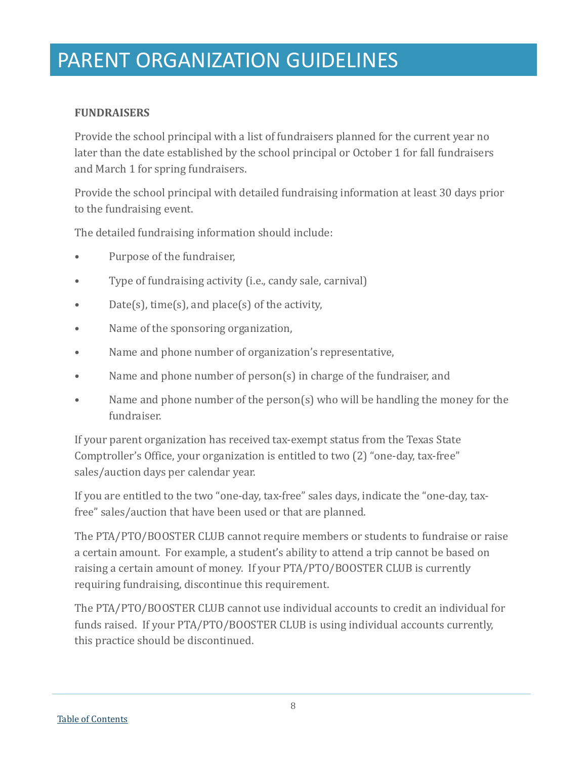# PARENT ORGANIZATION GUIDELINES

**FUNDRAISERS**

Provide the school principal with a list of fundraisers planned for the current year no later than the date established by the school principal or October 1 for fall fundraisers and March 1 for spring fundraisers.

Provide the school principal with detailed fundraising information at least 30 days prior to the fundraising event.

The detailed fundraising information should include:

- Purpose of the fundraiser,
- Type of fundraising activity (i.e., candy sale, carnival)
- Date(s), time(s), and place(s) of the activity,
- Name of the sponsoring organization,
- Name and phone number of organization's representative,
- Name and phone number of person(s) in charge of the fundraiser, and
- Name and phone number of the person(s) who will be handling the money for the fundraiser.

If your parent organization has received tax-exempt status from the Texas State Comptroller's Office, your organization is entitled to two (2) "one-day, tax-free" sales/auction days per calendar year.

If you are entitled to the two "one-day, tax-free" sales days, indicate the "one-day, tax-free" sales/auction that have been used or that are planned.

The PTA/PTO/BOOSTER CLUB cannot require members or students to fundraise or raise a certain amount. For example, a student's ability to attend a trip cannot be based on raising a certain amount of money. If your PTA/PTO/BOOSTER CLUB is currently requiring fundraising, discontinue this requirement.

The PTA/PTO/BOOSTER CLUB cannot use individual accounts to credit an individual for funds raised. If your PTA/PTO/BOOSTER CLUB is using individual accounts currently, this practice should be discontinued.

Table of Contents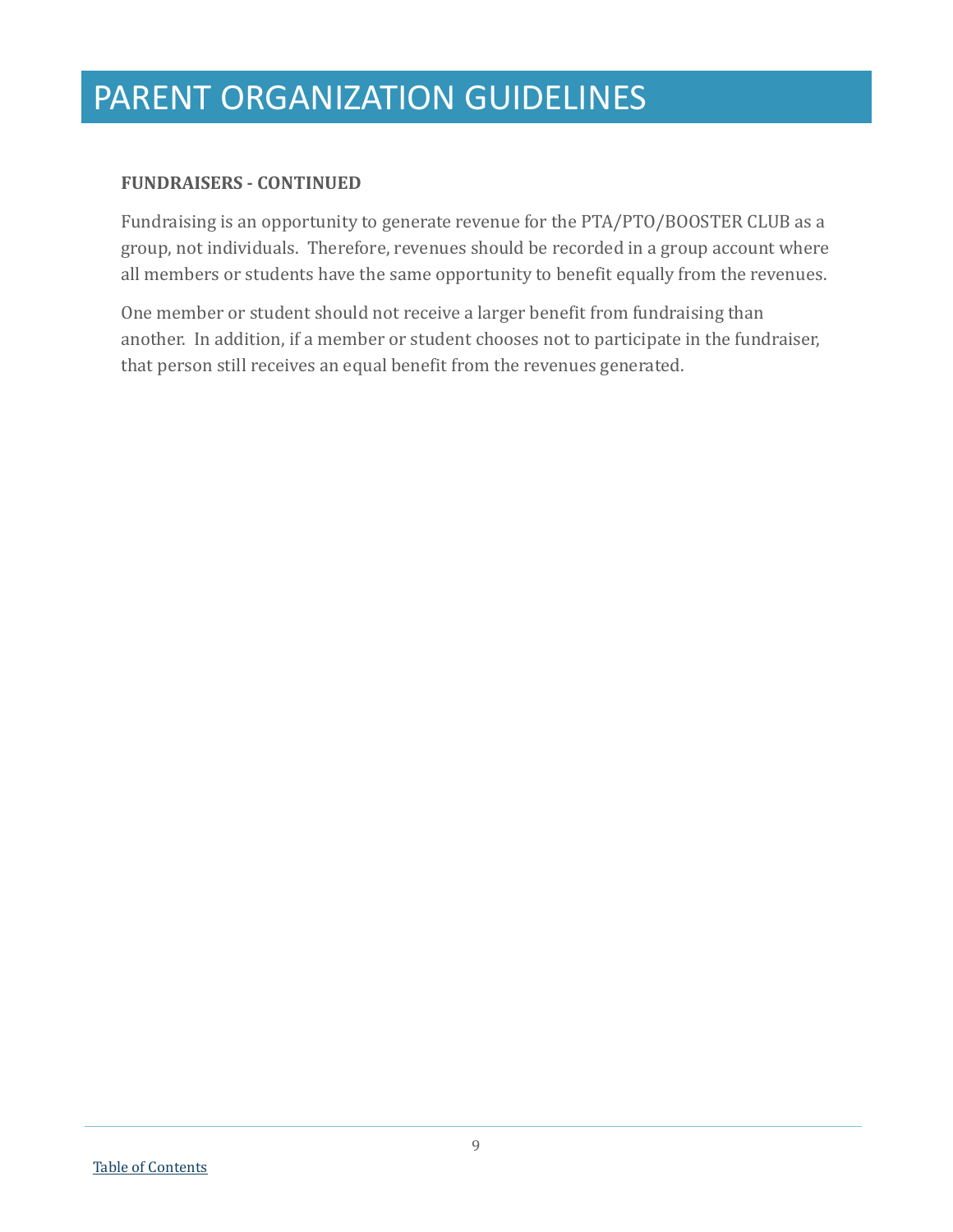# PARENT ORGANIZATION GUIDELINES

**FUNDRAISERS - CONTINUED**

Fundraising is an opportunity to generate revenue for the PTA/PTO/BOOSTER CLUB as a group, not individuals. Therefore, revenues should be recorded in a group account where all members or students have the same opportunity to benefit equally from the revenues.

One member or student should not receive a larger benefit from fundraising than another. In addition, if a member or student chooses not to participate in the fundraiser, that person still receives an equal benefit from the revenues generated.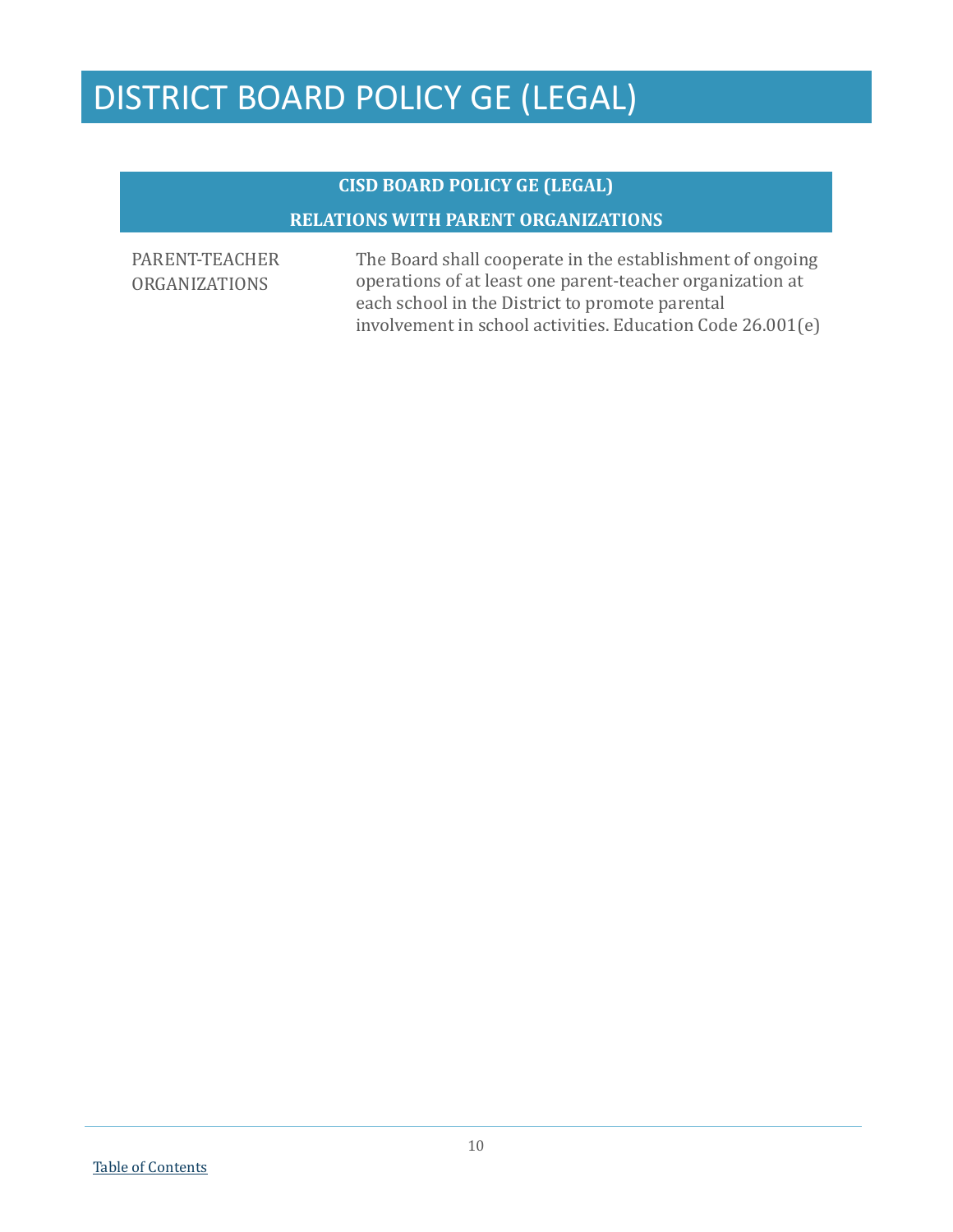# DISTRICT BOARD POLICY GE (LEGAL)

## CISD BOARD POLICY GE (LEGAL)

## RELATIONS WITH PARENT ORGANIZATIONS

| PARENT-TEACHER ORGANIZATIONS | The Board shall cooperate in the establishment of ongoing operations of at least one parent-teacher organization at each school in the District to promote parental involvement in school activities. Education Code 26.001(e) |
|---|---|

[Table of Contents]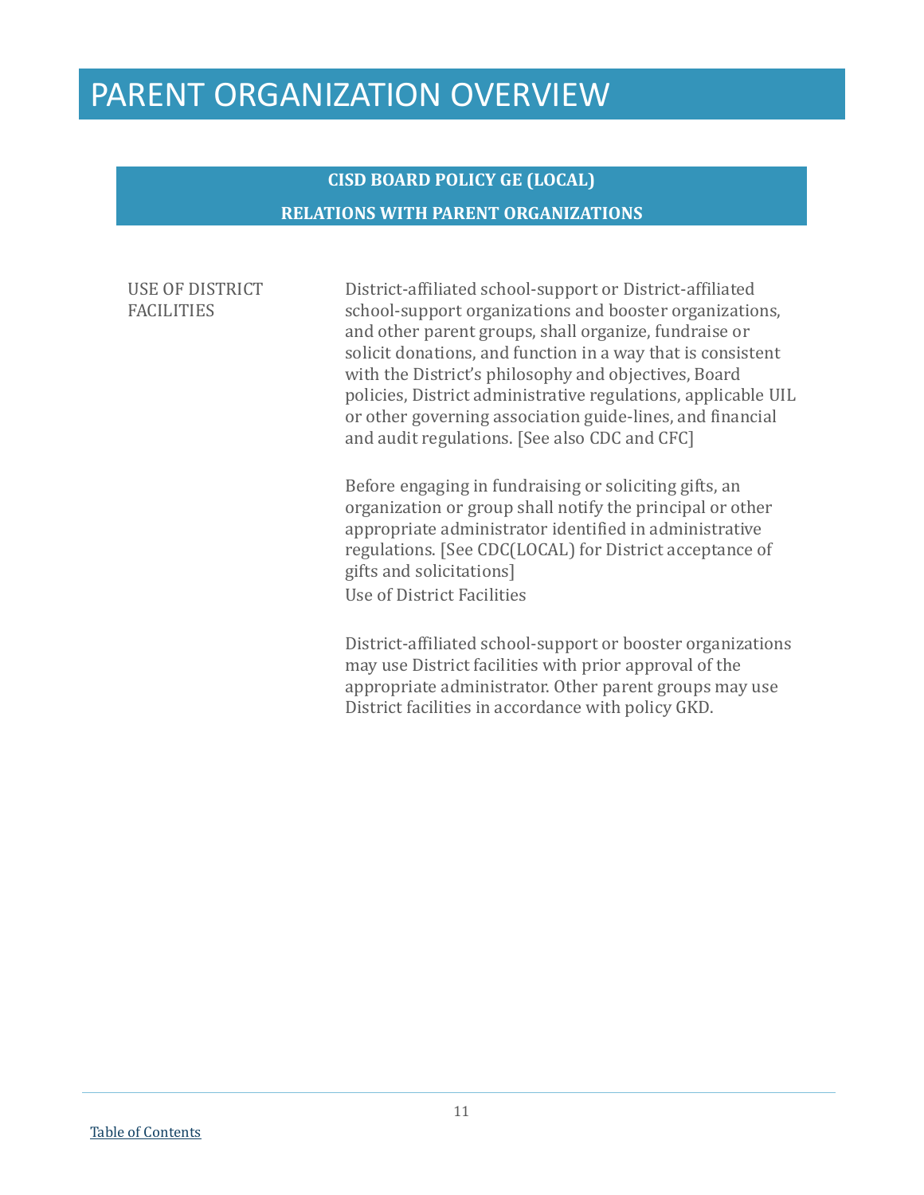# PARENT ORGANIZATION OVERVIEW

## CISD BOARD POLICY GE (LOCAL)

## RELATIONS WITH PARENT ORGANIZATIONS

USE OF DISTRICT FACILITIES

District-affiliated school-support or District-affiliated school-support organizations and booster organizations, and other parent groups, shall organize, fundraise or solicit donations, and function in a way that is consistent with the District's philosophy and objectives, Board policies, District administrative regulations, applicable UIL or other governing association guide-lines, and financial and audit regulations. [See also CDC and CFC]

Before engaging in fundraising or soliciting gifts, an organization or group shall notify the principal or other appropriate administrator identified in administrative regulations. [See CDC(LOCAL) for District acceptance of gifts and solicitations]

Use of District Facilities

District-affiliated school-support or booster organizations may use District facilities with prior approval of the appropriate administrator. Other parent groups may use District facilities in accordance with policy GKD.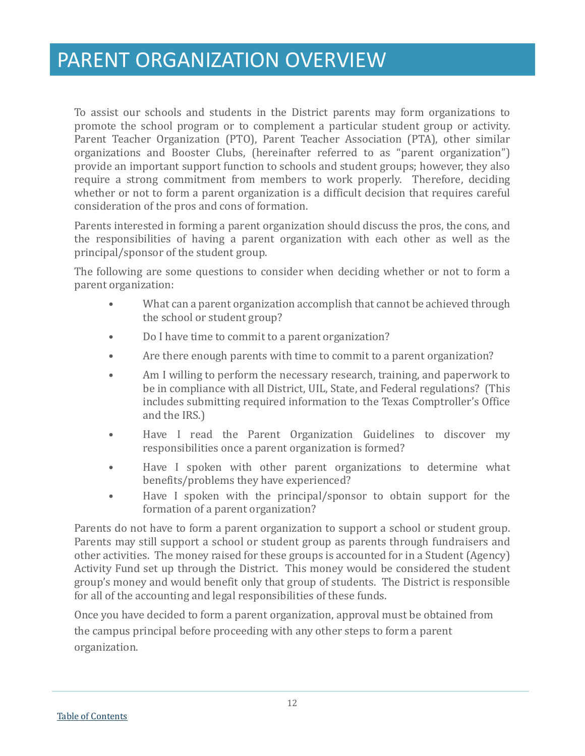# PARENT ORGANIZATION OVERVIEW

To assist our schools and students in the District parents may form organizations to promote the school program or to complement a particular student group or activity. Parent Teacher Organization (PTO), Parent Teacher Association (PTA), other similar organizations and Booster Clubs, (hereinafter referred to as "parent organization") provide an important support function to schools and student groups; however, they also require a strong commitment from members to work properly. Therefore, deciding whether or not to form a parent organization is a difficult decision that requires careful consideration of the pros and cons of formation.

Parents interested in forming a parent organization should discuss the pros, the cons, and the responsibilities of having a parent organization with each other as well as the principal/sponsor of the student group.

The following are some questions to consider when deciding whether or not to form a parent organization:

- What can a parent organization accomplish that cannot be achieved through the school or student group?
- Do I have time to commit to a parent organization?
- Are there enough parents with time to commit to a parent organization?
- Am I willing to perform the necessary research, training, and paperwork to be in compliance with all District, UIL, State, and Federal regulations? (This includes submitting required information to the Texas Comptroller's Office and the IRS.)
- Have I read the Parent Organization Guidelines to discover my responsibilities once a parent organization is formed?
- Have I spoken with other parent organizations to determine what benefits/problems they have experienced?
- Have I spoken with the principal/sponsor to obtain support for the formation of a parent organization?

Parents do not have to form a parent organization to support a school or student group. Parents may still support a school or student group as parents through fundraisers and other activities. The money raised for these groups is accounted for in a Student (Agency) Activity Fund set up through the District. This money would be considered the student group's money and would benefit only that group of students. The District is responsible for all of the accounting and legal responsibilities of these funds.

Once you have decided to form a parent organization, approval must be obtained from the campus principal before proceeding with any other steps to form a parent organization.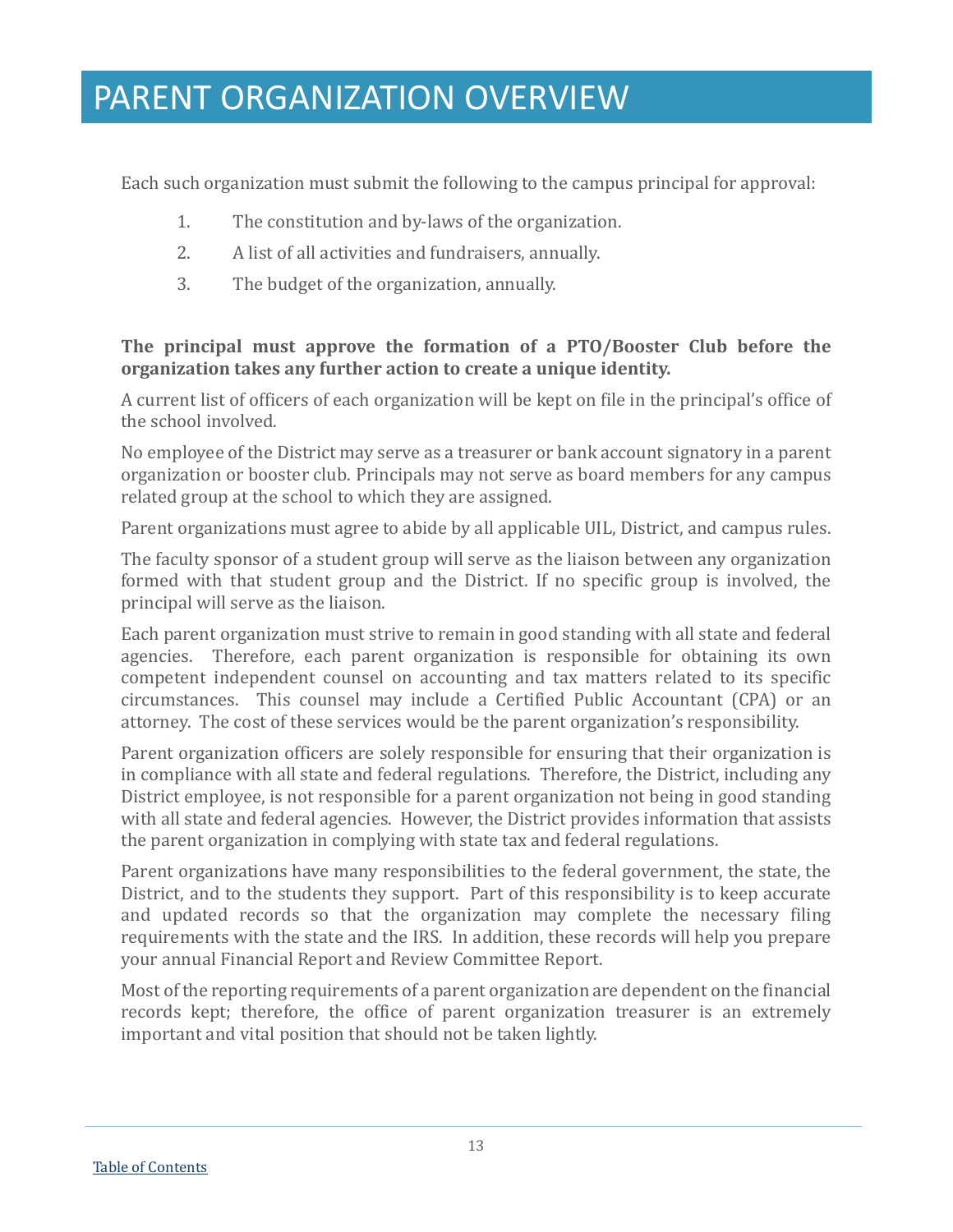# PARENT ORGANIZATION OVERVIEW

Each such organization must submit the following to the campus principal for approval:

1. The constitution and by-laws of the organization.
2. A list of all activities and fundraisers, annually.
3. The budget of the organization, annually.

**The principal must approve the formation of a PTO/Booster Club before the organization takes any further action to create a unique identity.**

A current list of officers of each organization will be kept on file in the principal's office of the school involved.

No employee of the District may serve as a treasurer or bank account signatory in a parent organization or booster club. Principals may not serve as board members for any campus related group at the school to which they are assigned.

Parent organizations must agree to abide by all applicable UIL, District, and campus rules.

The faculty sponsor of a student group will serve as the liaison between any organization formed with that student group and the District. If no specific group is involved, the principal will serve as the liaison.

Each parent organization must strive to remain in good standing with all state and federal agencies. Therefore, each parent organization is responsible for obtaining its own competent independent counsel on accounting and tax matters related to its specific circumstances. This counsel may include a Certified Public Accountant (CPA) or an attorney. The cost of these services would be the parent organization's responsibility.

Parent organization officers are solely responsible for ensuring that their organization is in compliance with all state and federal regulations. Therefore, the District, including any District employee, is not responsible for a parent organization not being in good standing with all state and federal agencies. However, the District provides information that assists the parent organization in complying with state tax and federal regulations.

Parent organizations have many responsibilities to the federal government, the state, the District, and to the students they support. Part of this responsibility is to keep accurate and updated records so that the organization may complete the necessary filing requirements with the state and the IRS. In addition, these records will help you prepare your annual Financial Report and Review Committee Report.

Most of the reporting requirements of a parent organization are dependent on the financial records kept; therefore, the office of parent organization treasurer is an extremely important and vital position that should not be taken lightly.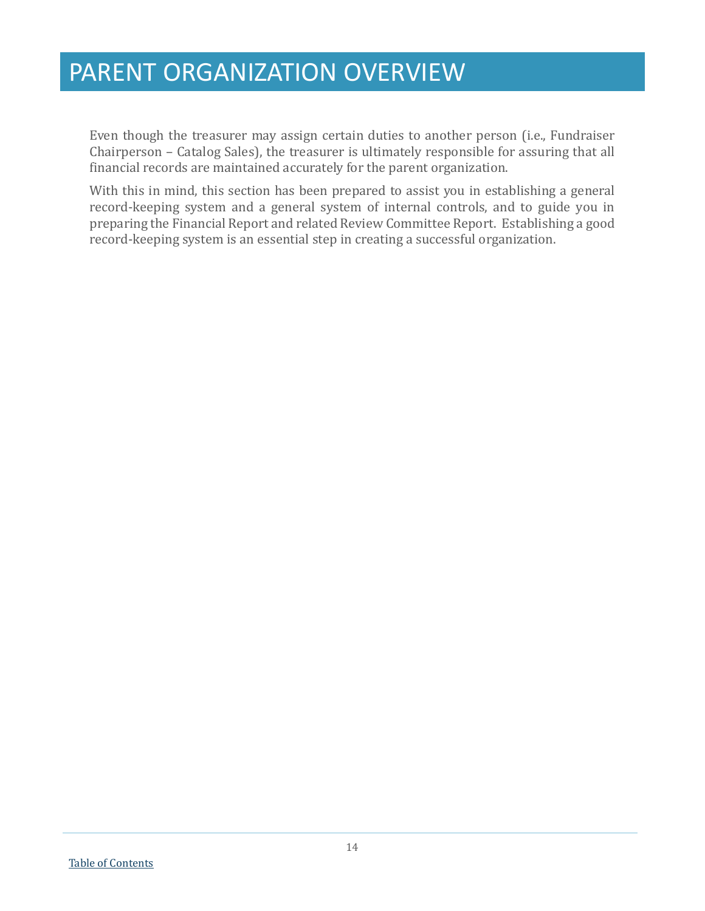# PARENT ORGANIZATION OVERVIEW

Even though the treasurer may assign certain duties to another person (i.e., Fundraiser Chairperson – Catalog Sales), the treasurer is ultimately responsible for assuring that all financial records are maintained accurately for the parent organization.

With this in mind, this section has been prepared to assist you in establishing a general record-keeping system and a general system of internal controls, and to guide you in preparing the Financial Report and related Review Committee Report. Establishing a good record-keeping system is an essential step in creating a successful organization.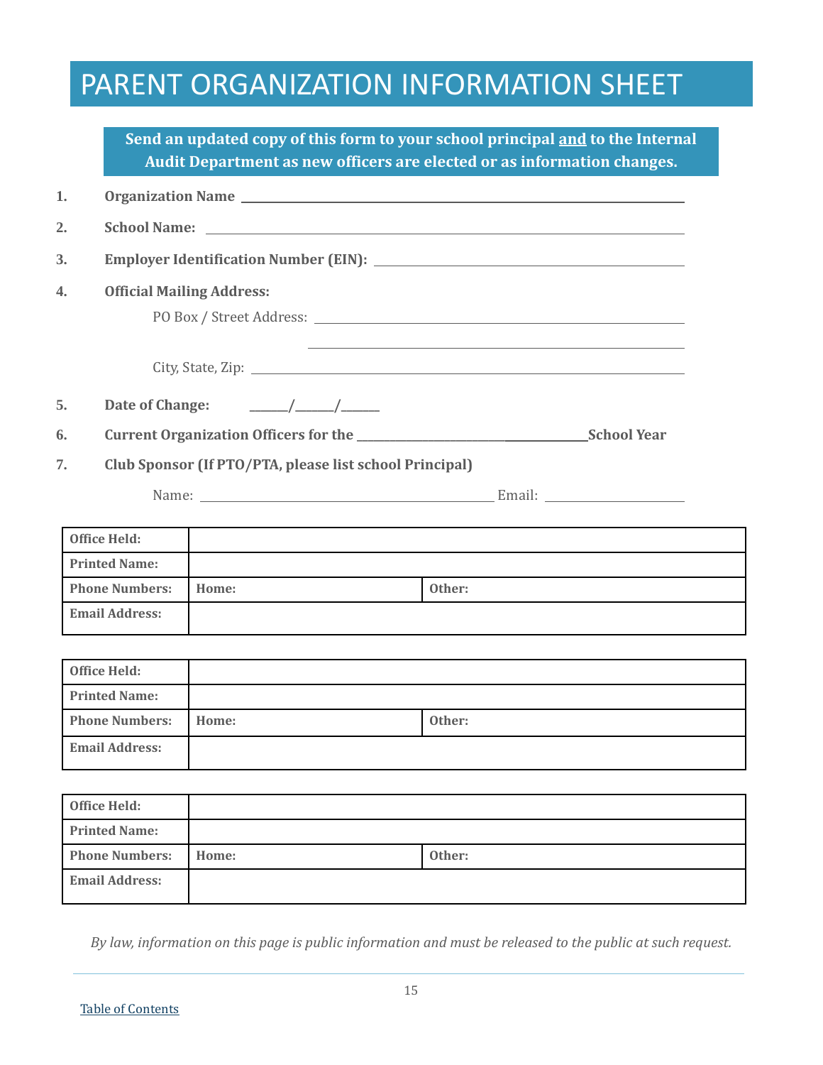# PARENT ORGANIZATION INFORMATION SHEET

**Send an updated copy of this form to your school principal and to the Internal Audit Department as new officers are elected or as information changes.**

1. **Organization Name** ______________________________

2. **School Name:** ______________________________

3. **Employer Identification Number (EIN):** ______________________________

4. **Official Mailing Address:**

   PO Box / Street Address: ______________________________

   ______________________________

   City, State, Zip: ______________________________

5. **Date of Change:** ______/______/______

6. **Current Organization Officers for the** ______________________________ **School Year**

7. **Club Sponsor (If PTO/PTA, please list school Principal)**

   Name: ______________________________ Email: ______________________________

| **Office Held:** | | |
|---|---|---|
| **Printed Name:** | | |
| **Phone Numbers:** | **Home:** | **Other:** |
| **Email Address:** | | |

| **Office Held:** | | |
|---|---|---|
| **Printed Name:** | | |
| **Phone Numbers:** | **Home:** | **Other:** |
| **Email Address:** | | |

| **Office Held:** | | |
|---|---|---|
| **Printed Name:** | | |
| **Phone Numbers:** | **Home:** | **Other:** |
| **Email Address:** | | |

*By law, information on this page is public information and must be released to the public at such request.*

Table of Contents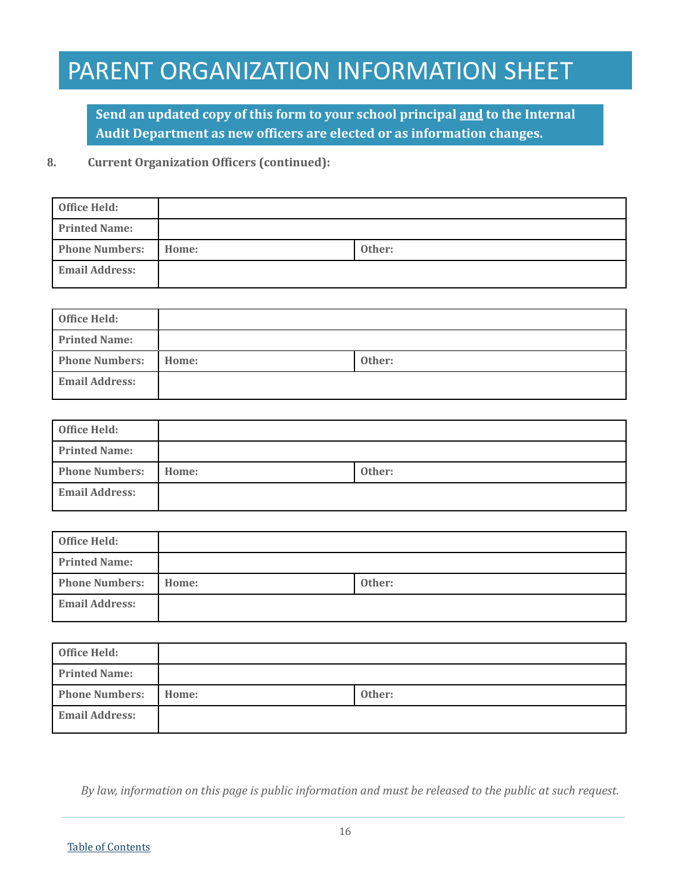# PARENT ORGANIZATION INFORMATION SHEET

**Send an updated copy of this form to your school principal <u>and</u> to the Internal Audit Department as new officers are elected or as information changes.**

**8. Current Organization Officers (continued):**

| **Office Held:** | | |
|---|---|---|
| **Printed Name:** | | |
| **Phone Numbers:** | **Home:** | **Other:** |
| **Email Address:** | | |

| **Office Held:** | | |
|---|---|---|
| **Printed Name:** | | |
| **Phone Numbers:** | **Home:** | **Other:** |
| **Email Address:** | | |

| **Office Held:** | | |
|---|---|---|
| **Printed Name:** | | |
| **Phone Numbers:** | **Home:** | **Other:** |
| **Email Address:** | | |

| **Office Held:** | | |
|---|---|---|
| **Printed Name:** | | |
| **Phone Numbers:** | **Home:** | **Other:** |
| **Email Address:** | | |

| **Office Held:** | | |
|---|---|---|
| **Printed Name:** | | |
| **Phone Numbers:** | **Home:** | **Other:** |
| **Email Address:** | | |

*By law, information on this page is public information and must be released to the public at such request.*

Table of Contents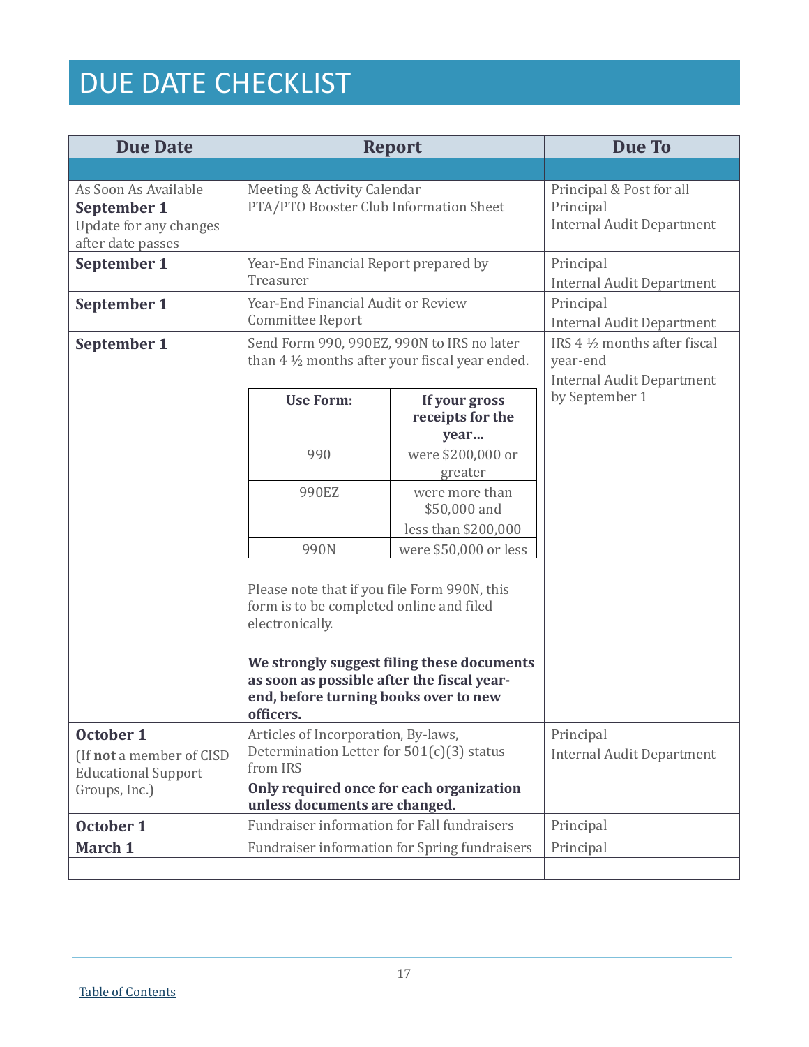# DUE DATE CHECKLIST

| Due Date | Report | Due To |
|---|---|---|
| | | |
| As Soon As Available | Meeting & Activity Calendar | Principal & Post for all |
| **September 1**<br>Update for any changes after date passes | PTA/PTO Booster Club Information Sheet | Principal<br>Internal Audit Department |
| **September 1** | Year-End Financial Report prepared by Treasurer | Principal<br>Internal Audit Department |
| **September 1** | Year-End Financial Audit or Review Committee Report | Principal<br>Internal Audit Department |
| **September 1** | Send Form 990, 990EZ, 990N to IRS no later than 4 ½ months after your fiscal year ended.<br><br>**Use Form:** 990 — **If your gross receipts for the year…** were $200,000 or greater<br>**Use Form:** 990EZ — **If your gross receipts for the year…** were more than $50,000 and less than $200,000<br>**Use Form:** 990N — **If your gross receipts for the year…** were $50,000 or less<br><br>Please note that if you file Form 990N, this form is to be completed online and filed electronically.<br><br>**We strongly suggest filing these documents as soon as possible after the fiscal year-end, before turning books over to new officers.** | IRS 4 ½ months after fiscal year-end<br>Internal Audit Department by September 1 |
| **October 1**<br>(If **not** a member of CISD Educational Support Groups, Inc.) | Articles of Incorporation, By-laws, Determination Letter for 501(c)(3) status from IRS<br>**Only required once for each organization unless documents are changed.** | Principal<br>Internal Audit Department |
| **October 1** | Fundraiser information for Fall fundraisers | Principal |
| **March 1** | Fundraiser information for Spring fundraisers | Principal |
| | | |

Table of Contents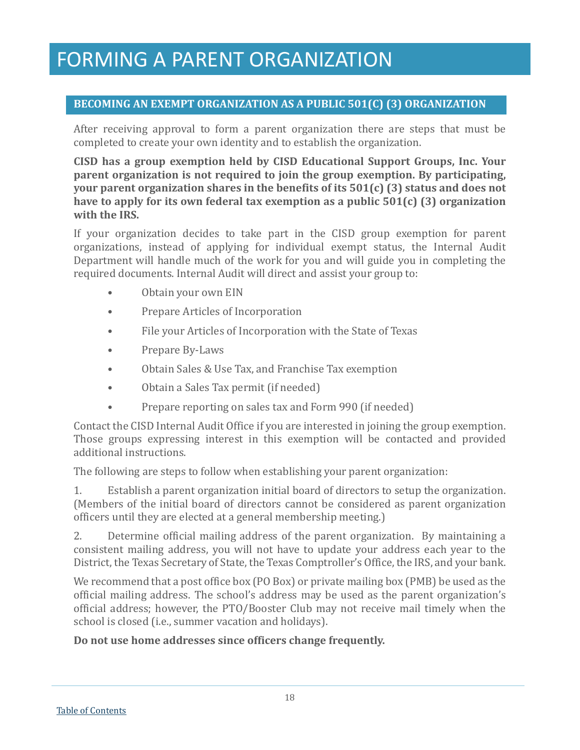# FORMING A PARENT ORGANIZATION

## BECOMING AN EXEMPT ORGANIZATION AS A PUBLIC 501(C) (3) ORGANIZATION

After receiving approval to form a parent organization there are steps that must be completed to create your own identity and to establish the organization.

**CISD has a group exemption held by CISD Educational Support Groups, Inc. Your parent organization is not required to join the group exemption. By participating, your parent organization shares in the benefits of its 501(c) (3) status and does not have to apply for its own federal tax exemption as a public 501(c) (3) organization with the IRS.**

If your organization decides to take part in the CISD group exemption for parent organizations, instead of applying for individual exempt status, the Internal Audit Department will handle much of the work for you and will guide you in completing the required documents. Internal Audit will direct and assist your group to:

- Obtain your own EIN
- Prepare Articles of Incorporation
- File your Articles of Incorporation with the State of Texas
- Prepare By-Laws
- Obtain Sales & Use Tax, and Franchise Tax exemption
- Obtain a Sales Tax permit (if needed)
- Prepare reporting on sales tax and Form 990 (if needed)

Contact the CISD Internal Audit Office if you are interested in joining the group exemption. Those groups expressing interest in this exemption will be contacted and provided additional instructions.

The following are steps to follow when establishing your parent organization:

1. Establish a parent organization initial board of directors to setup the organization. (Members of the initial board of directors cannot be considered as parent organization officers until they are elected at a general membership meeting.)

2. Determine official mailing address of the parent organization. By maintaining a consistent mailing address, you will not have to update your address each year to the District, the Texas Secretary of State, the Texas Comptroller's Office, the IRS, and your bank.

We recommend that a post office box (PO Box) or private mailing box (PMB) be used as the official mailing address. The school's address may be used as the parent organization's official address; however, the PTO/Booster Club may not receive mail timely when the school is closed (i.e., summer vacation and holidays).

**Do not use home addresses since officers change frequently.**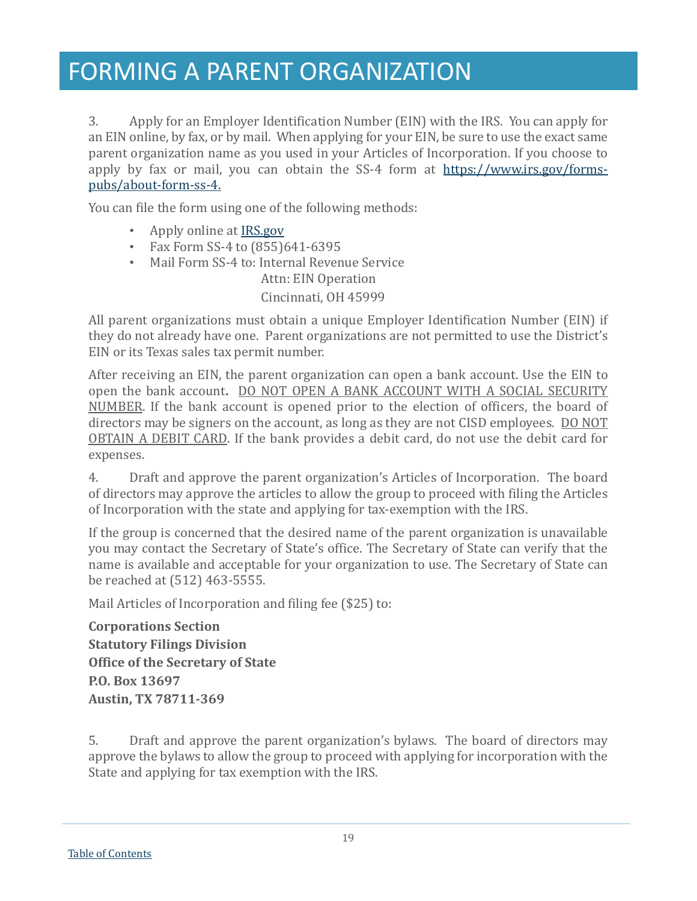# FORMING A PARENT ORGANIZATION

3. Apply for an Employer Identification Number (EIN) with the IRS. You can apply for an EIN online, by fax, or by mail. When applying for your EIN, be sure to use the exact same parent organization name as you used in your Articles of Incorporation. If you choose to apply by fax or mail, you can obtain the SS-4 form at [https://www.irs.gov/forms-pubs/about-form-ss-4.](https://www.irs.gov/forms-pubs/about-form-ss-4)

You can file the form using one of the following methods:

- Apply online at [IRS.gov](https://www.irs.gov)
- Fax Form SS-4 to (855)641-6395
- Mail Form SS-4 to: Internal Revenue Service
  Attn: EIN Operation
  Cincinnati, OH 45999

All parent organizations must obtain a unique Employer Identification Number (EIN) if they do not already have one. Parent organizations are not permitted to use the District's EIN or its Texas sales tax permit number.

After receiving an EIN, the parent organization can open a bank account. Use the EIN to open the bank account**.** <u>DO NOT OPEN A BANK ACCOUNT WITH A SOCIAL SECURITY NUMBER</u>. If the bank account is opened prior to the election of officers, the board of directors may be signers on the account, as long as they are not CISD employees. <u>DO NOT OBTAIN A DEBIT CARD</u>. If the bank provides a debit card, do not use the debit card for expenses.

4. Draft and approve the parent organization's Articles of Incorporation. The board of directors may approve the articles to allow the group to proceed with filing the Articles of Incorporation with the state and applying for tax-exemption with the IRS.

If the group is concerned that the desired name of the parent organization is unavailable you may contact the Secretary of State's office. The Secretary of State can verify that the name is available and acceptable for your organization to use. The Secretary of State can be reached at (512) 463-5555.

Mail Articles of Incorporation and filing fee ($25) to:

**Corporations Section**
**Statutory Filings Division**
**Office of the Secretary of State**
**P.O. Box 13697**
**Austin, TX 78711-369**

5. Draft and approve the parent organization's bylaws. The board of directors may approve the bylaws to allow the group to proceed with applying for incorporation with the State and applying for tax exemption with the IRS.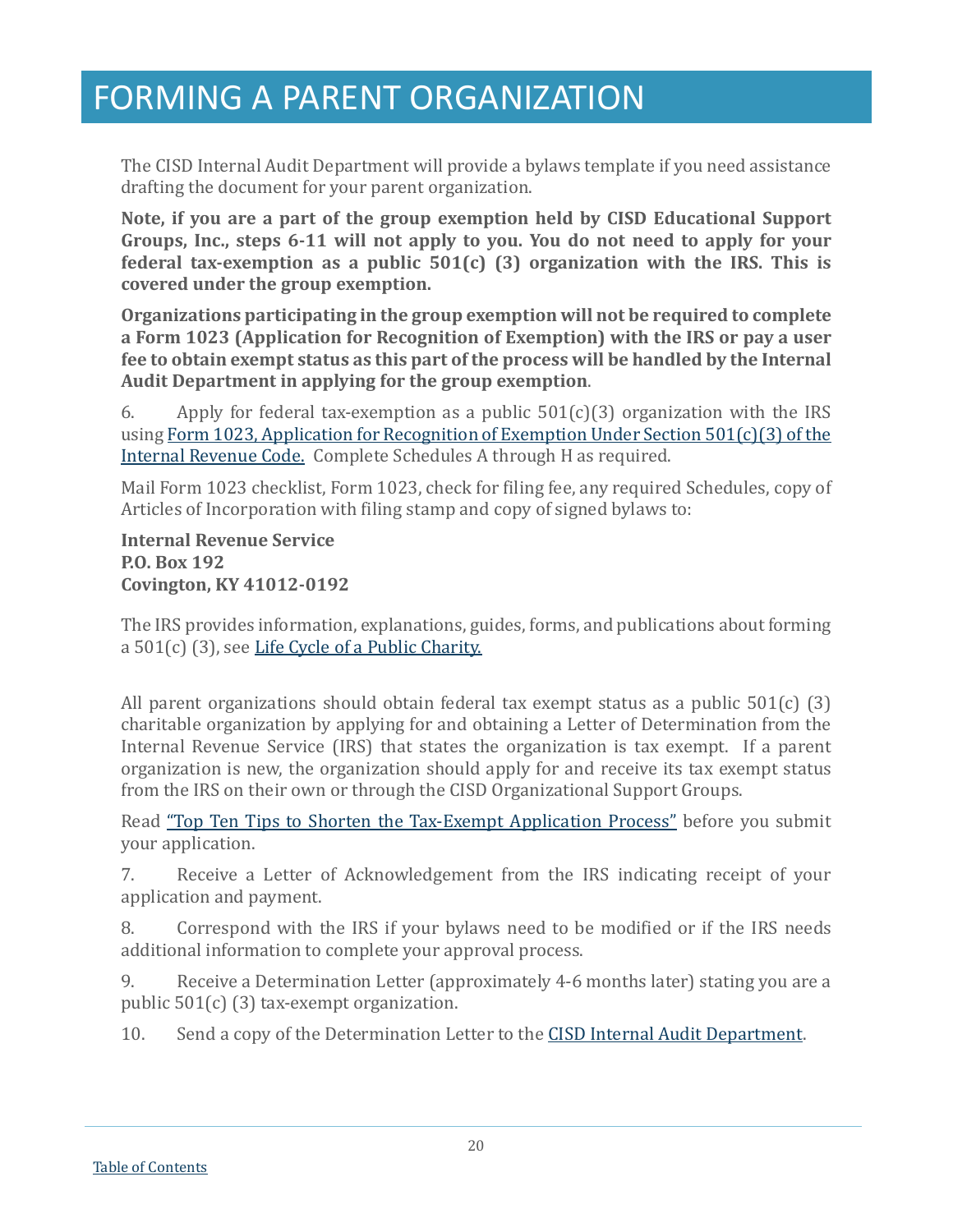# FORMING A PARENT ORGANIZATION

The CISD Internal Audit Department will provide a bylaws template if you need assistance drafting the document for your parent organization.

**Note, if you are a part of the group exemption held by CISD Educational Support Groups, Inc., steps 6-11 will not apply to you. You do not need to apply for your federal tax-exemption as a public 501(c) (3) organization with the IRS. This is covered under the group exemption.**

**Organizations participating in the group exemption will not be required to complete a Form 1023 (Application for Recognition of Exemption) with the IRS or pay a user fee to obtain exempt status as this part of the process will be handled by the Internal Audit Department in applying for the group exemption**.

6. Apply for federal tax-exemption as a public 501(c)(3) organization with the IRS using Form 1023, Application for Recognition of Exemption Under Section 501(c)(3) of the Internal Revenue Code. Complete Schedules A through H as required.

Mail Form 1023 checklist, Form 1023, check for filing fee, any required Schedules, copy of Articles of Incorporation with filing stamp and copy of signed bylaws to:

**Internal Revenue Service**
**P.O. Box 192**
**Covington, KY 41012-0192**

The IRS provides information, explanations, guides, forms, and publications about forming a 501(c) (3), see Life Cycle of a Public Charity.

All parent organizations should obtain federal tax exempt status as a public 501(c) (3) charitable organization by applying for and obtaining a Letter of Determination from the Internal Revenue Service (IRS) that states the organization is tax exempt. If a parent organization is new, the organization should apply for and receive its tax exempt status from the IRS on their own or through the CISD Organizational Support Groups.

Read "Top Ten Tips to Shorten the Tax-Exempt Application Process" before you submit your application.

7. Receive a Letter of Acknowledgement from the IRS indicating receipt of your application and payment.

8. Correspond with the IRS if your bylaws need to be modified or if the IRS needs additional information to complete your approval process.

9. Receive a Determination Letter (approximately 4-6 months later) stating you are a public 501(c) (3) tax-exempt organization.

10. Send a copy of the Determination Letter to the CISD Internal Audit Department.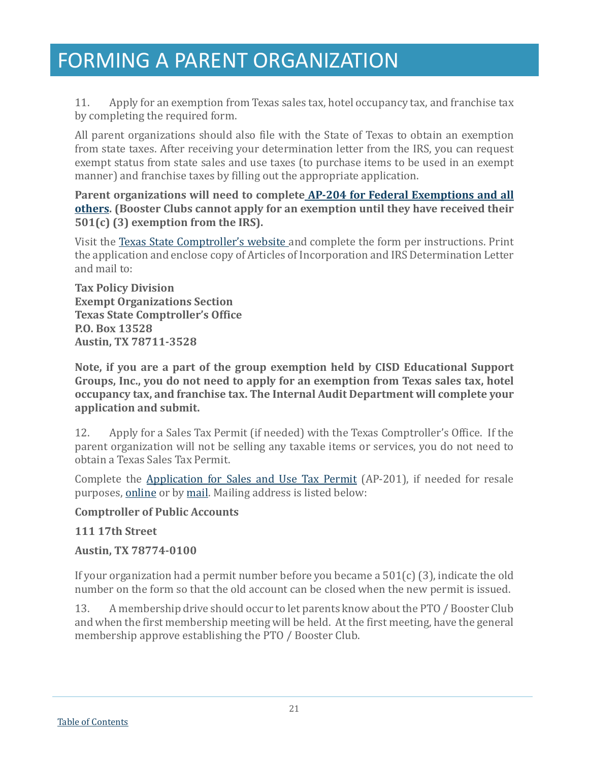# FORMING A PARENT ORGANIZATION

11. Apply for an exemption from Texas sales tax, hotel occupancy tax, and franchise tax by completing the required form.

All parent organizations should also file with the State of Texas to obtain an exemption from state taxes. After receiving your determination letter from the IRS, you can request exempt status from state sales and use taxes (to purchase items to be used in an exempt manner) and franchise taxes by filling out the appropriate application.

**Parent organizations will need to complete AP-204 for Federal Exemptions and all others. (Booster Clubs cannot apply for an exemption until they have received their 501(c) (3) exemption from the IRS).**

Visit the Texas State Comptroller's website and complete the form per instructions. Print the application and enclose copy of Articles of Incorporation and IRS Determination Letter and mail to:

**Tax Policy Division**
**Exempt Organizations Section**
**Texas State Comptroller's Office**
**P.O. Box 13528**
**Austin, TX 78711-3528**

**Note, if you are a part of the group exemption held by CISD Educational Support Groups, Inc., you do not need to apply for an exemption from Texas sales tax, hotel occupancy tax, and franchise tax. The Internal Audit Department will complete your application and submit.**

12. Apply for a Sales Tax Permit (if needed) with the Texas Comptroller's Office. If the parent organization will not be selling any taxable items or services, you do not need to obtain a Texas Sales Tax Permit.

Complete the Application for Sales and Use Tax Permit (AP-201), if needed for resale purposes, online or by mail. Mailing address is listed below:

**Comptroller of Public Accounts**

**111 17th Street**

**Austin, TX 78774-0100**

If your organization had a permit number before you became a 501(c) (3), indicate the old number on the form so that the old account can be closed when the new permit is issued.

13. A membership drive should occur to let parents know about the PTO / Booster Club and when the first membership meeting will be held. At the first meeting, have the general membership approve establishing the PTO / Booster Club.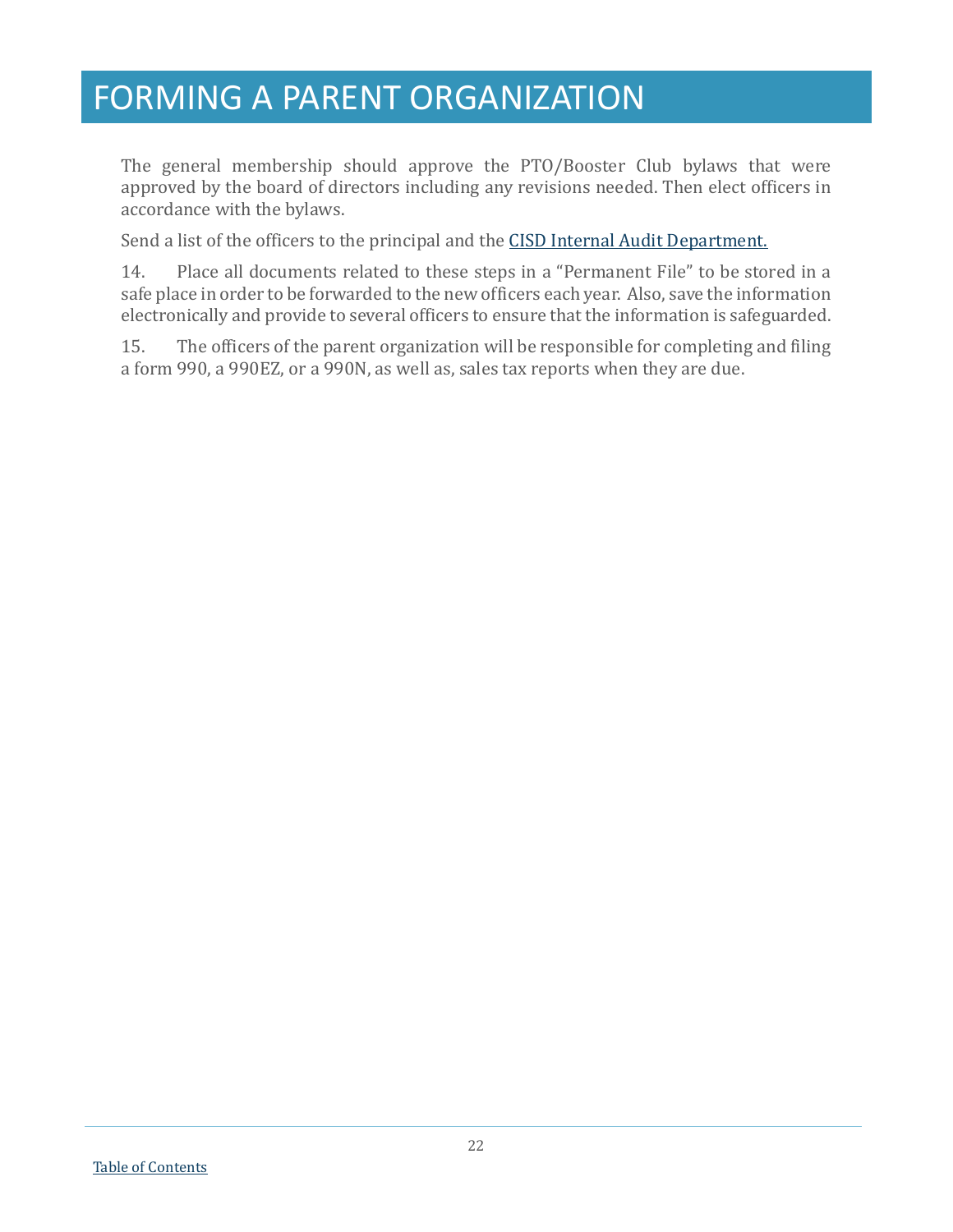# FORMING A PARENT ORGANIZATION

The general membership should approve the PTO/Booster Club bylaws that were approved by the board of directors including any revisions needed. Then elect officers in accordance with the bylaws.

Send a list of the officers to the principal and the CISD Internal Audit Department.

14. Place all documents related to these steps in a "Permanent File" to be stored in a safe place in order to be forwarded to the new officers each year. Also, save the information electronically and provide to several officers to ensure that the information is safeguarded.

15. The officers of the parent organization will be responsible for completing and filing a form 990, a 990EZ, or a 990N, as well as, sales tax reports when they are due.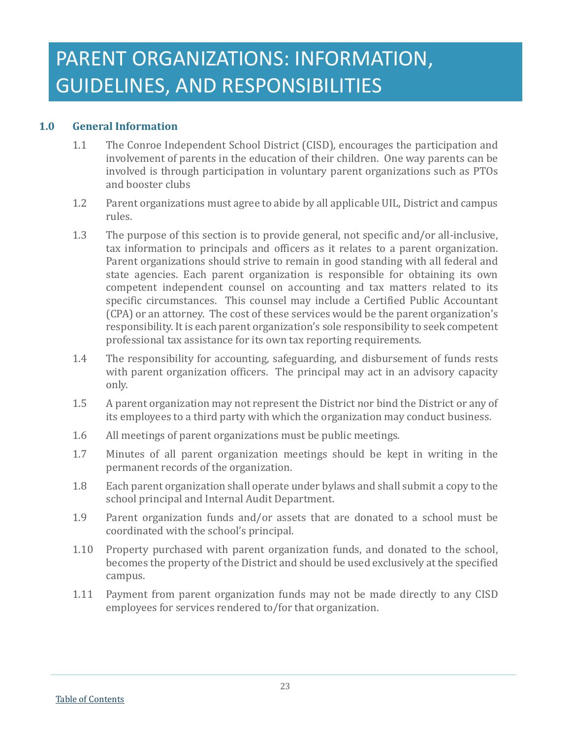# PARENT ORGANIZATIONS: INFORMATION, GUIDELINES, AND RESPONSIBILITIES

## 1.0 General Information

1.1 The Conroe Independent School District (CISD), encourages the participation and involvement of parents in the education of their children. One way parents can be involved is through participation in voluntary parent organizations such as PTOs and booster clubs

1.2 Parent organizations must agree to abide by all applicable UIL, District and campus rules.

1.3 The purpose of this section is to provide general, not specific and/or all-inclusive, tax information to principals and officers as it relates to a parent organization. Parent organizations should strive to remain in good standing with all federal and state agencies. Each parent organization is responsible for obtaining its own competent independent counsel on accounting and tax matters related to its specific circumstances. This counsel may include a Certified Public Accountant (CPA) or an attorney. The cost of these services would be the parent organization's responsibility. It is each parent organization's sole responsibility to seek competent professional tax assistance for its own tax reporting requirements.

1.4 The responsibility for accounting, safeguarding, and disbursement of funds rests with parent organization officers. The principal may act in an advisory capacity only.

1.5 A parent organization may not represent the District nor bind the District or any of its employees to a third party with which the organization may conduct business.

1.6 All meetings of parent organizations must be public meetings.

1.7 Minutes of all parent organization meetings should be kept in writing in the permanent records of the organization.

1.8 Each parent organization shall operate under bylaws and shall submit a copy to the school principal and Internal Audit Department.

1.9 Parent organization funds and/or assets that are donated to a school must be coordinated with the school's principal.

1.10 Property purchased with parent organization funds, and donated to the school, becomes the property of the District and should be used exclusively at the specified campus.

1.11 Payment from parent organization funds may not be made directly to any CISD employees for services rendered to/for that organization.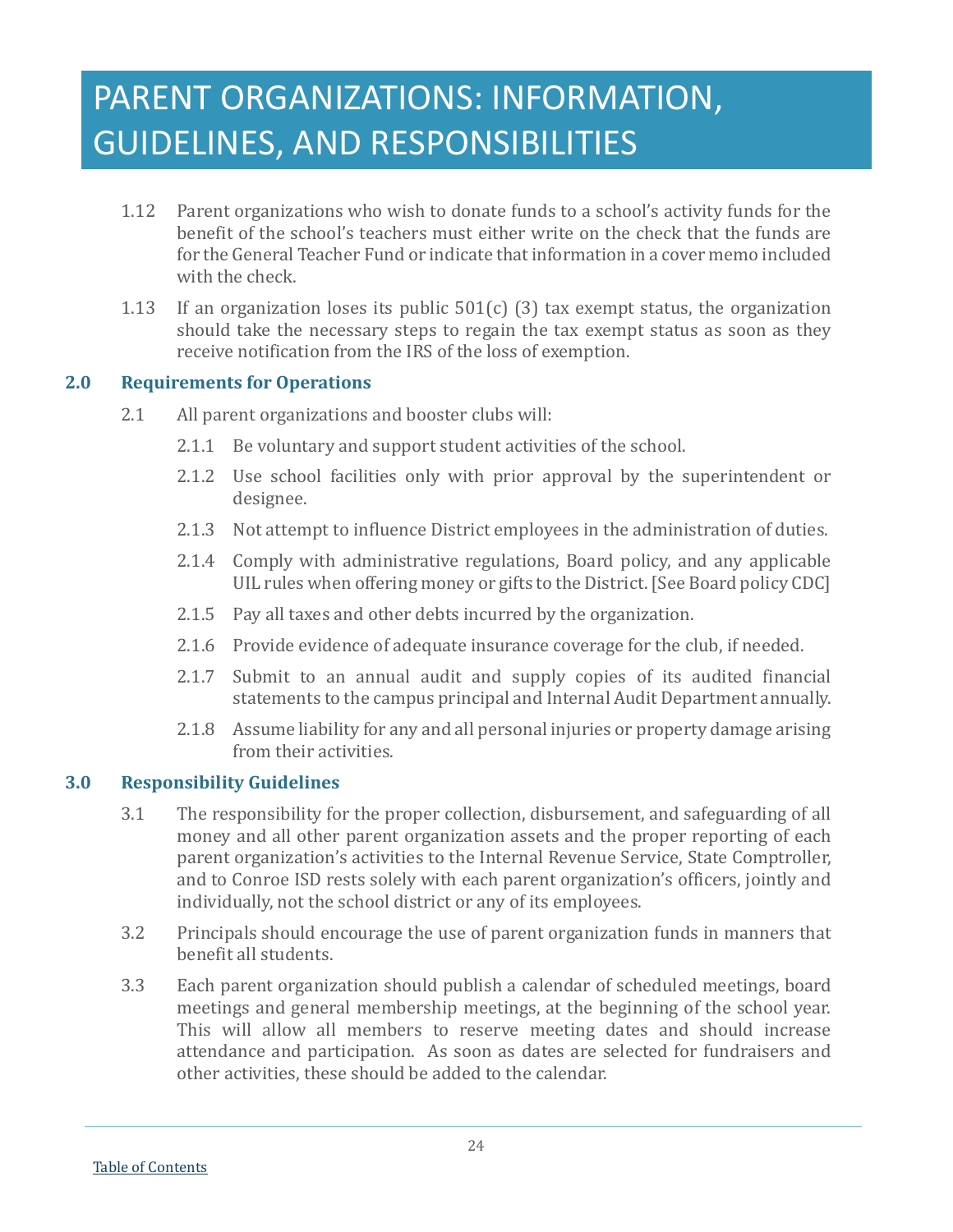# PARENT ORGANIZATIONS: INFORMATION, GUIDELINES, AND RESPONSIBILITIES

1.12 Parent organizations who wish to donate funds to a school's activity funds for the benefit of the school's teachers must either write on the check that the funds are for the General Teacher Fund or indicate that information in a cover memo included with the check.

1.13 If an organization loses its public 501(c) (3) tax exempt status, the organization should take the necessary steps to regain the tax exempt status as soon as they receive notification from the IRS of the loss of exemption.

### 2.0 Requirements for Operations

2.1 All parent organizations and booster clubs will:

- 2.1.1 Be voluntary and support student activities of the school.
- 2.1.2 Use school facilities only with prior approval by the superintendent or designee.
- 2.1.3 Not attempt to influence District employees in the administration of duties.
- 2.1.4 Comply with administrative regulations, Board policy, and any applicable UIL rules when offering money or gifts to the District. [See Board policy CDC]
- 2.1.5 Pay all taxes and other debts incurred by the organization.
- 2.1.6 Provide evidence of adequate insurance coverage for the club, if needed.
- 2.1.7 Submit to an annual audit and supply copies of its audited financial statements to the campus principal and Internal Audit Department annually.
- 2.1.8 Assume liability for any and all personal injuries or property damage arising from their activities.

### 3.0 Responsibility Guidelines

3.1 The responsibility for the proper collection, disbursement, and safeguarding of all money and all other parent organization assets and the proper reporting of each parent organization's activities to the Internal Revenue Service, State Comptroller, and to Conroe ISD rests solely with each parent organization's officers, jointly and individually, not the school district or any of its employees.

3.2 Principals should encourage the use of parent organization funds in manners that benefit all students.

3.3 Each parent organization should publish a calendar of scheduled meetings, board meetings and general membership meetings, at the beginning of the school year. This will allow all members to reserve meeting dates and should increase attendance and participation. As soon as dates are selected for fundraisers and other activities, these should be added to the calendar.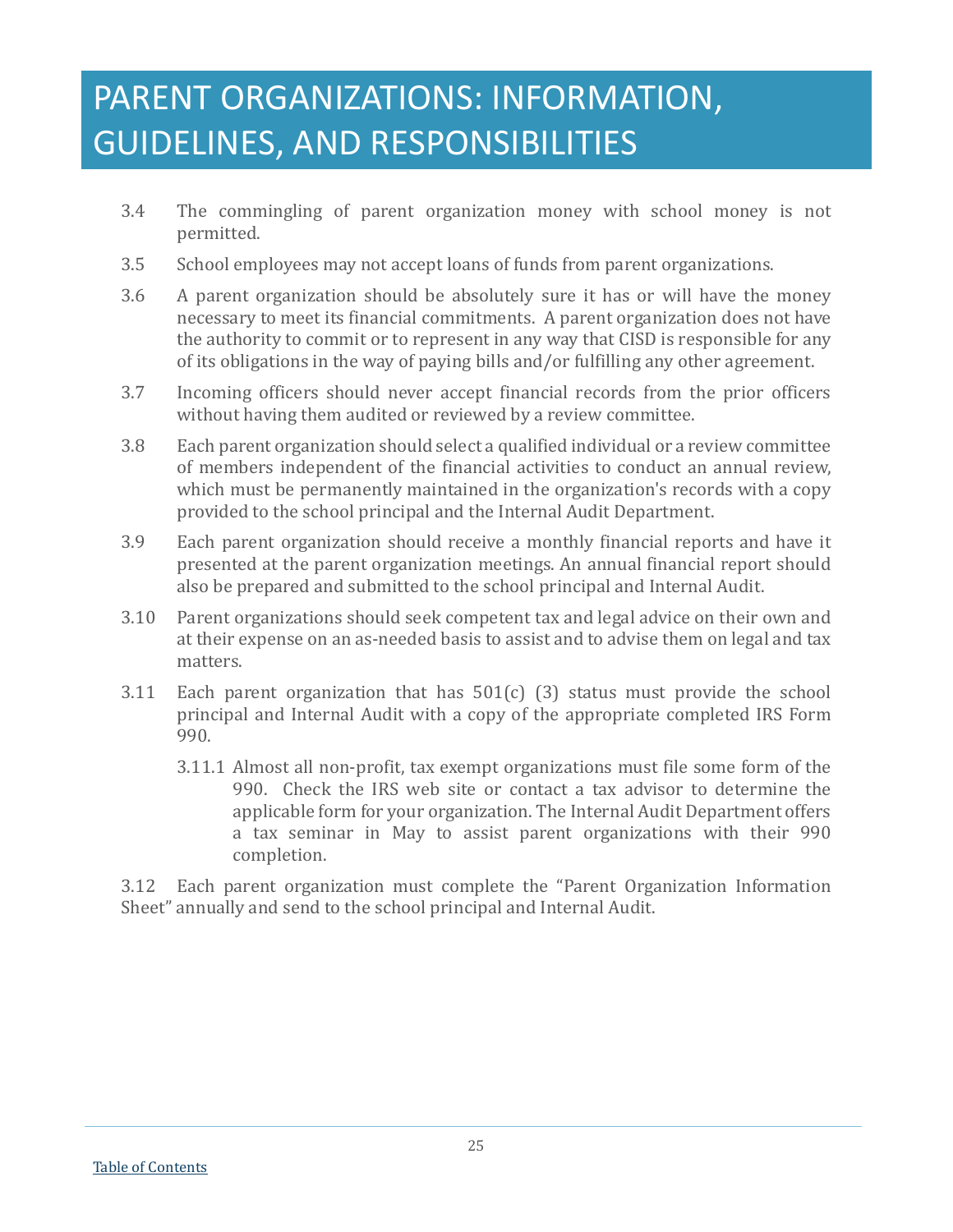# PARENT ORGANIZATIONS: INFORMATION, GUIDELINES, AND RESPONSIBILITIES

3.4 The commingling of parent organization money with school money is not permitted.

3.5 School employees may not accept loans of funds from parent organizations.

3.6 A parent organization should be absolutely sure it has or will have the money necessary to meet its financial commitments. A parent organization does not have the authority to commit or to represent in any way that CISD is responsible for any of its obligations in the way of paying bills and/or fulfilling any other agreement.

3.7 Incoming officers should never accept financial records from the prior officers without having them audited or reviewed by a review committee.

3.8 Each parent organization should select a qualified individual or a review committee of members independent of the financial activities to conduct an annual review, which must be permanently maintained in the organization's records with a copy provided to the school principal and the Internal Audit Department.

3.9 Each parent organization should receive a monthly financial reports and have it presented at the parent organization meetings. An annual financial report should also be prepared and submitted to the school principal and Internal Audit.

3.10 Parent organizations should seek competent tax and legal advice on their own and at their expense on an as-needed basis to assist and to advise them on legal and tax matters.

3.11 Each parent organization that has 501(c) (3) status must provide the school principal and Internal Audit with a copy of the appropriate completed IRS Form 990.

3.11.1 Almost all non-profit, tax exempt organizations must file some form of the 990. Check the IRS web site or contact a tax advisor to determine the applicable form for your organization. The Internal Audit Department offers a tax seminar in May to assist parent organizations with their 990 completion.

3.12 Each parent organization must complete the "Parent Organization Information Sheet" annually and send to the school principal and Internal Audit.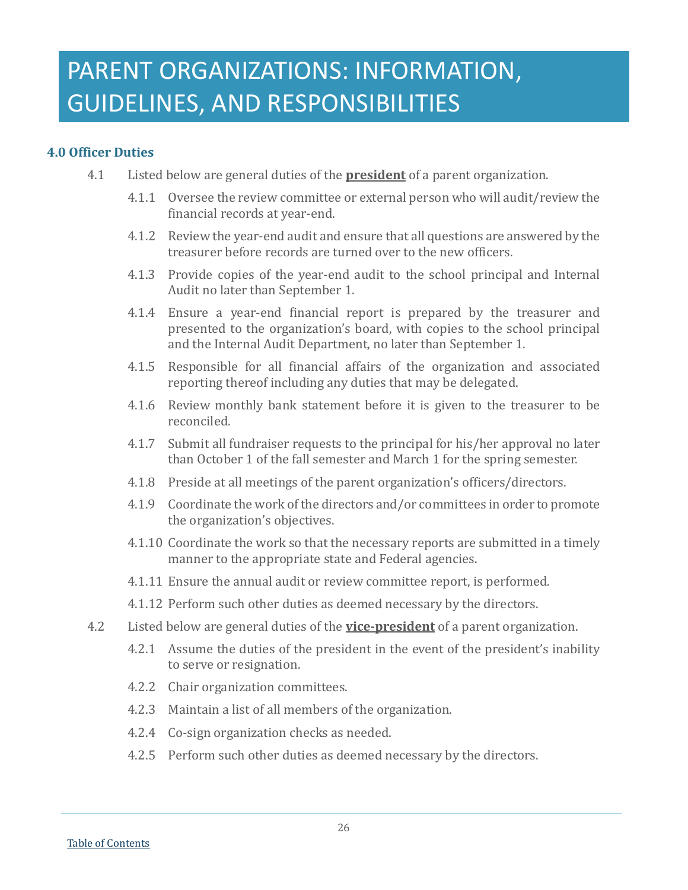# PARENT ORGANIZATIONS: INFORMATION, GUIDELINES, AND RESPONSIBILITIES

### 4.0 Officer Duties

4.1 Listed below are general duties of the **president** of a parent organization.

- 4.1.1 Oversee the review committee or external person who will audit/review the financial records at year-end.
- 4.1.2 Review the year-end audit and ensure that all questions are answered by the treasurer before records are turned over to the new officers.
- 4.1.3 Provide copies of the year-end audit to the school principal and Internal Audit no later than September 1.
- 4.1.4 Ensure a year-end financial report is prepared by the treasurer and presented to the organization's board, with copies to the school principal and the Internal Audit Department, no later than September 1.
- 4.1.5 Responsible for all financial affairs of the organization and associated reporting thereof including any duties that may be delegated.
- 4.1.6 Review monthly bank statement before it is given to the treasurer to be reconciled.
- 4.1.7 Submit all fundraiser requests to the principal for his/her approval no later than October 1 of the fall semester and March 1 for the spring semester.
- 4.1.8 Preside at all meetings of the parent organization's officers/directors.
- 4.1.9 Coordinate the work of the directors and/or committees in order to promote the organization's objectives.
- 4.1.10 Coordinate the work so that the necessary reports are submitted in a timely manner to the appropriate state and Federal agencies.
- 4.1.11 Ensure the annual audit or review committee report, is performed.
- 4.1.12 Perform such other duties as deemed necessary by the directors.

4.2 Listed below are general duties of the **vice-president** of a parent organization.

- 4.2.1 Assume the duties of the president in the event of the president's inability to serve or resignation.
- 4.2.2 Chair organization committees.
- 4.2.3 Maintain a list of all members of the organization.
- 4.2.4 Co-sign organization checks as needed.
- 4.2.5 Perform such other duties as deemed necessary by the directors.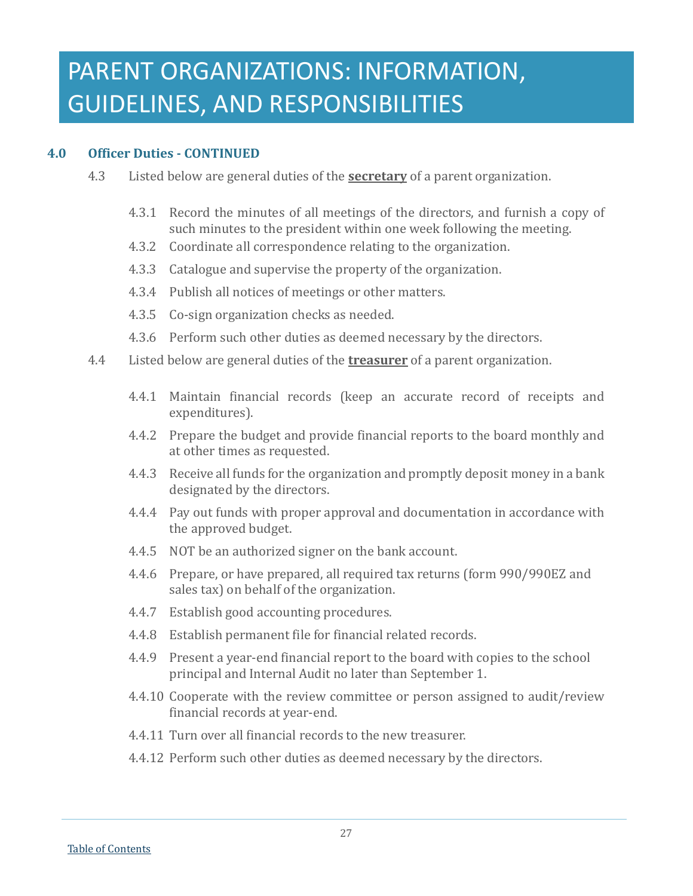# PARENT ORGANIZATIONS: INFORMATION, GUIDELINES, AND RESPONSIBILITIES

## 4.0 Officer Duties - CONTINUED

4.3 Listed below are general duties of the **secretary** of a parent organization.

- 4.3.1 Record the minutes of all meetings of the directors, and furnish a copy of such minutes to the president within one week following the meeting.
- 4.3.2 Coordinate all correspondence relating to the organization.
- 4.3.3 Catalogue and supervise the property of the organization.
- 4.3.4 Publish all notices of meetings or other matters.
- 4.3.5 Co-sign organization checks as needed.
- 4.3.6 Perform such other duties as deemed necessary by the directors.

4.4 Listed below are general duties of the **treasurer** of a parent organization.

- 4.4.1 Maintain financial records (keep an accurate record of receipts and expenditures).
- 4.4.2 Prepare the budget and provide financial reports to the board monthly and at other times as requested.
- 4.4.3 Receive all funds for the organization and promptly deposit money in a bank designated by the directors.
- 4.4.4 Pay out funds with proper approval and documentation in accordance with the approved budget.
- 4.4.5 NOT be an authorized signer on the bank account.
- 4.4.6 Prepare, or have prepared, all required tax returns (form 990/990EZ and sales tax) on behalf of the organization.
- 4.4.7 Establish good accounting procedures.
- 4.4.8 Establish permanent file for financial related records.
- 4.4.9 Present a year-end financial report to the board with copies to the school principal and Internal Audit no later than September 1.
- 4.4.10 Cooperate with the review committee or person assigned to audit/review financial records at year-end.
- 4.4.11 Turn over all financial records to the new treasurer.
- 4.4.12 Perform such other duties as deemed necessary by the directors.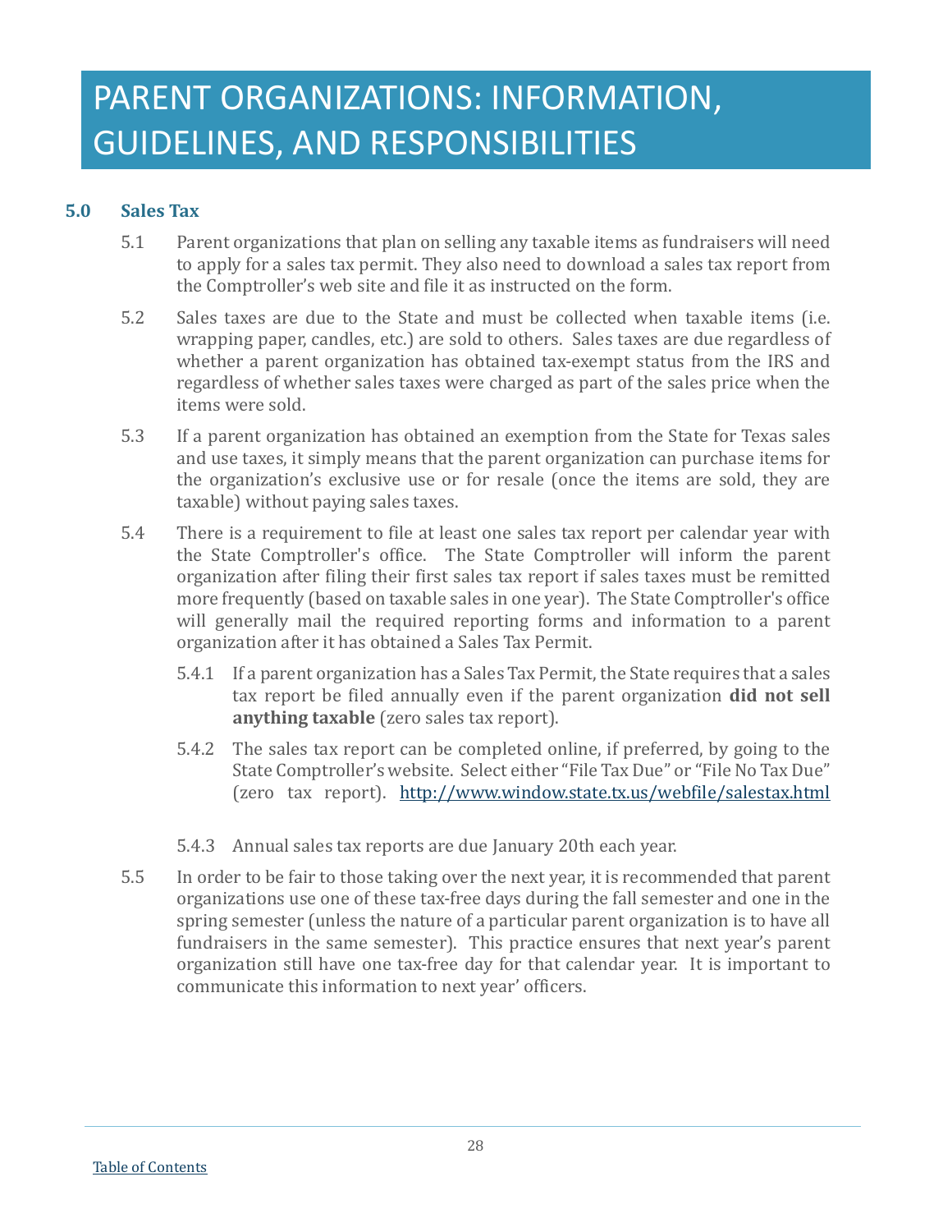# PARENT ORGANIZATIONS: INFORMATION, GUIDELINES, AND RESPONSIBILITIES

## 5.0 Sales Tax

5.1 Parent organizations that plan on selling any taxable items as fundraisers will need to apply for a sales tax permit. They also need to download a sales tax report from the Comptroller's web site and file it as instructed on the form.

5.2 Sales taxes are due to the State and must be collected when taxable items (i.e. wrapping paper, candles, etc.) are sold to others. Sales taxes are due regardless of whether a parent organization has obtained tax-exempt status from the IRS and regardless of whether sales taxes were charged as part of the sales price when the items were sold.

5.3 If a parent organization has obtained an exemption from the State for Texas sales and use taxes, it simply means that the parent organization can purchase items for the organization's exclusive use or for resale (once the items are sold, they are taxable) without paying sales taxes.

5.4 There is a requirement to file at least one sales tax report per calendar year with the State Comptroller's office. The State Comptroller will inform the parent organization after filing their first sales tax report if sales taxes must be remitted more frequently (based on taxable sales in one year). The State Comptroller's office will generally mail the required reporting forms and information to a parent organization after it has obtained a Sales Tax Permit.

5.4.1 If a parent organization has a Sales Tax Permit, the State requires that a sales tax report be filed annually even if the parent organization **did not sell anything taxable** (zero sales tax report).

5.4.2 The sales tax report can be completed online, if preferred, by going to the State Comptroller's website. Select either "File Tax Due" or "File No Tax Due" (zero tax report). http://www.window.state.tx.us/webfile/salestax.html

5.4.3 Annual sales tax reports are due January 20th each year.

5.5 In order to be fair to those taking over the next year, it is recommended that parent organizations use one of these tax-free days during the fall semester and one in the spring semester (unless the nature of a particular parent organization is to have all fundraisers in the same semester). This practice ensures that next year's parent organization still have one tax-free day for that calendar year. It is important to communicate this information to next year' officers.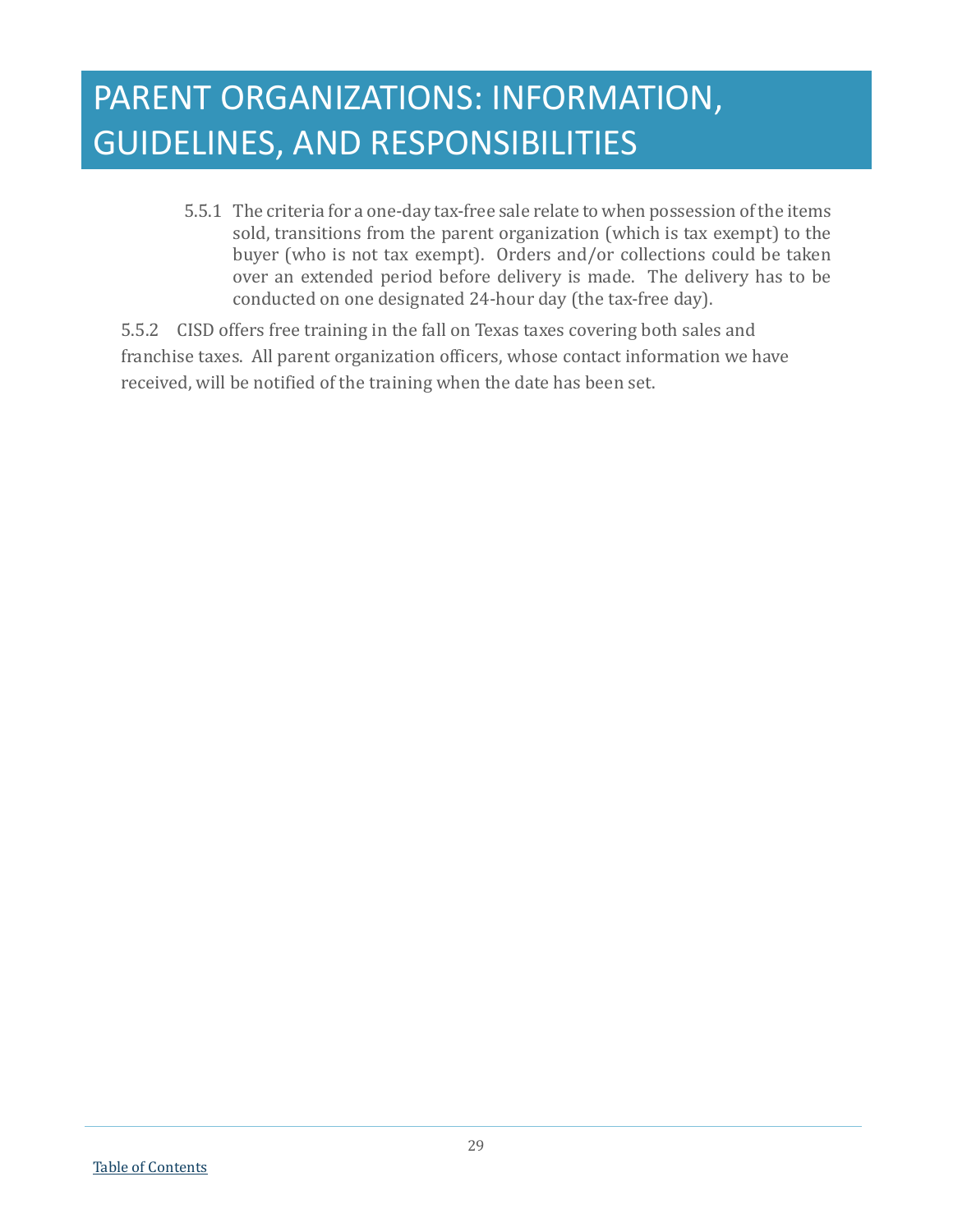# PARENT ORGANIZATIONS: INFORMATION, GUIDELINES, AND RESPONSIBILITIES

5.5.1 The criteria for a one-day tax-free sale relate to when possession of the items sold, transitions from the parent organization (which is tax exempt) to the buyer (who is not tax exempt). Orders and/or collections could be taken over an extended period before delivery is made. The delivery has to be conducted on one designated 24-hour day (the tax-free day).

5.5.2 CISD offers free training in the fall on Texas taxes covering both sales and franchise taxes. All parent organization officers, whose contact information we have received, will be notified of the training when the date has been set.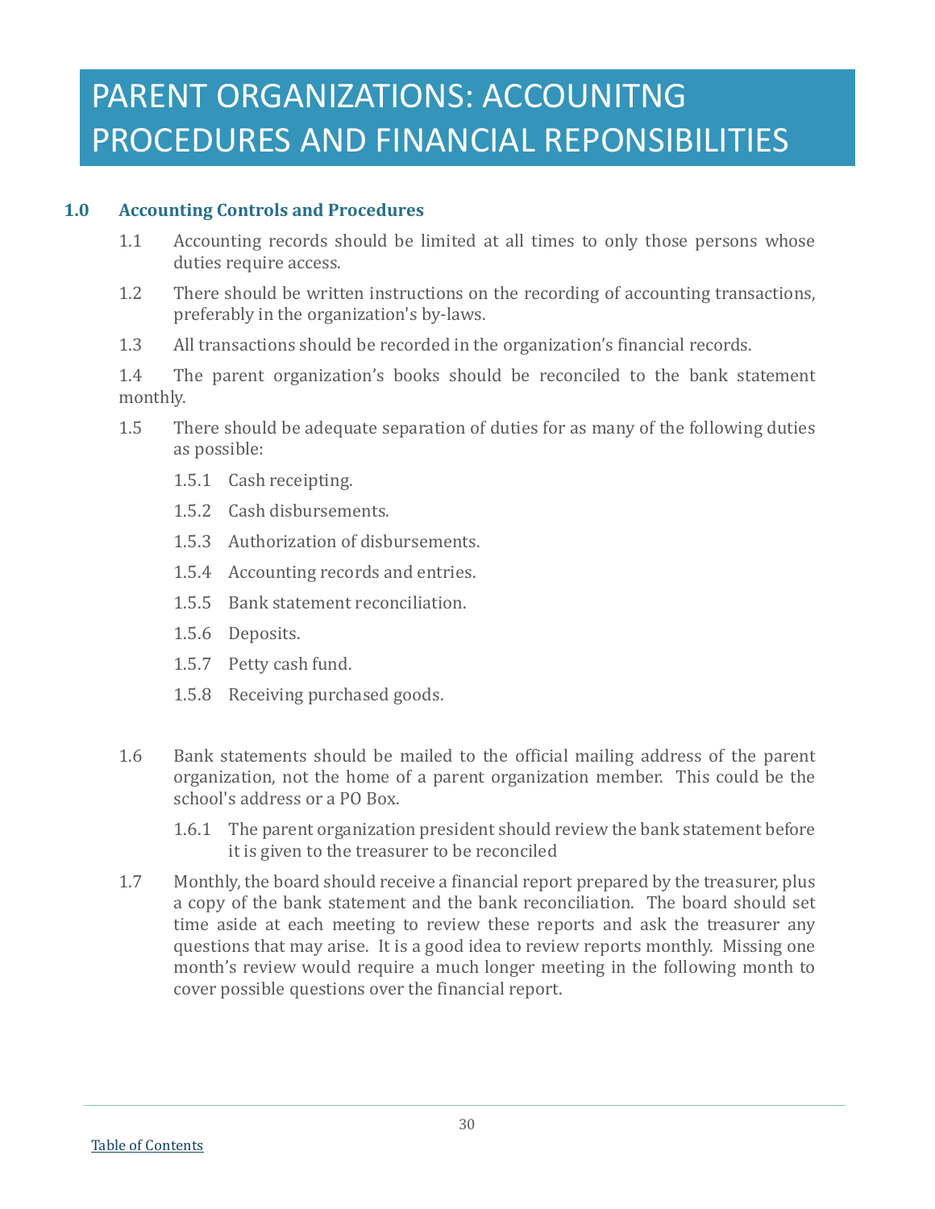# PARENT ORGANIZATIONS: ACCOUNITNG PROCEDURES AND FINANCIAL REPONSIBILITIES

## 1.0 Accounting Controls and Procedures

1.1 Accounting records should be limited at all times to only those persons whose duties require access.

1.2 There should be written instructions on the recording of accounting transactions, preferably in the organization's by-laws.

1.3 All transactions should be recorded in the organization's financial records.

1.4 The parent organization's books should be reconciled to the bank statement monthly.

1.5 There should be adequate separation of duties for as many of the following duties as possible:

- 1.5.1 Cash receipting.
- 1.5.2 Cash disbursements.
- 1.5.3 Authorization of disbursements.
- 1.5.4 Accounting records and entries.
- 1.5.5 Bank statement reconciliation.
- 1.5.6 Deposits.
- 1.5.7 Petty cash fund.
- 1.5.8 Receiving purchased goods.

1.6 Bank statements should be mailed to the official mailing address of the parent organization, not the home of a parent organization member. This could be the school's address or a PO Box.

- 1.6.1 The parent organization president should review the bank statement before it is given to the treasurer to be reconciled

1.7 Monthly, the board should receive a financial report prepared by the treasurer, plus a copy of the bank statement and the bank reconciliation. The board should set time aside at each meeting to review these reports and ask the treasurer any questions that may arise. It is a good idea to review reports monthly. Missing one month's review would require a much longer meeting in the following month to cover possible questions over the financial report.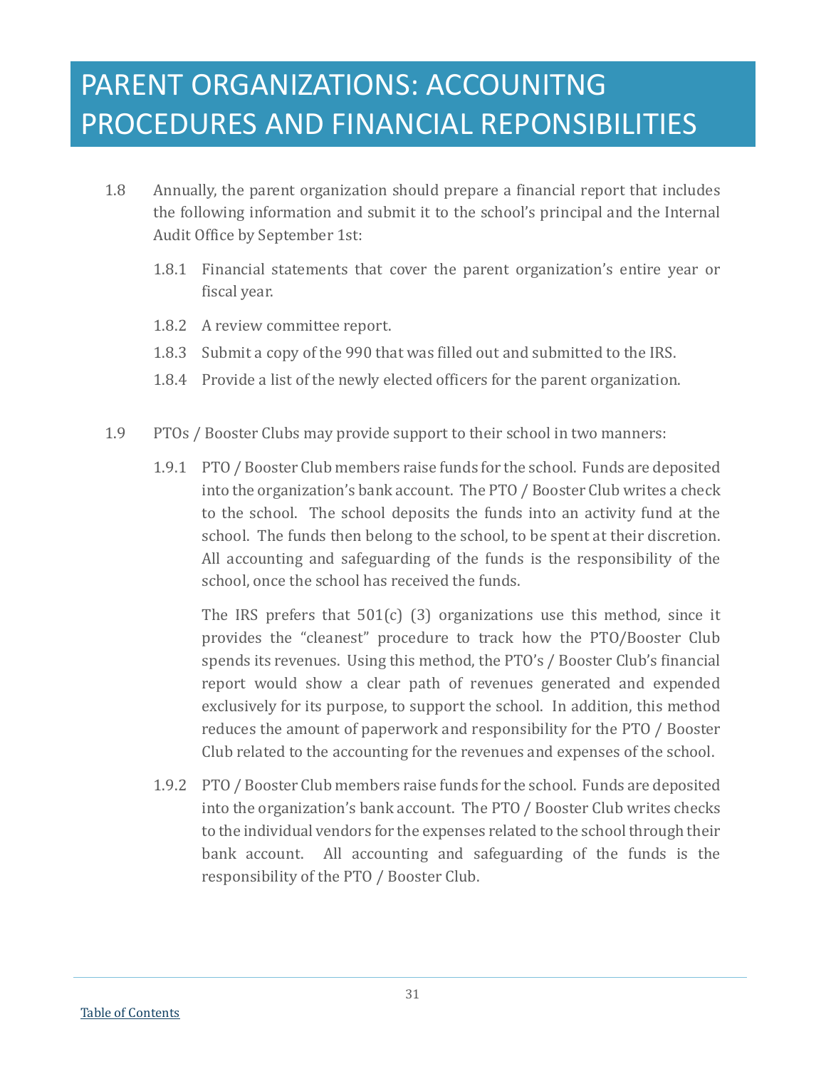# PARENT ORGANIZATIONS: ACCOUNITNG PROCEDURES AND FINANCIAL REPONSIBILITIES

1.8 Annually, the parent organization should prepare a financial report that includes the following information and submit it to the school's principal and the Internal Audit Office by September 1st:

1.8.1 Financial statements that cover the parent organization's entire year or fiscal year.

1.8.2 A review committee report.

1.8.3 Submit a copy of the 990 that was filled out and submitted to the IRS.

1.8.4 Provide a list of the newly elected officers for the parent organization.

1.9 PTOs / Booster Clubs may provide support to their school in two manners:

1.9.1 PTO / Booster Club members raise funds for the school. Funds are deposited into the organization's bank account. The PTO / Booster Club writes a check to the school. The school deposits the funds into an activity fund at the school. The funds then belong to the school, to be spent at their discretion. All accounting and safeguarding of the funds is the responsibility of the school, once the school has received the funds.

The IRS prefers that 501(c) (3) organizations use this method, since it provides the "cleanest" procedure to track how the PTO/Booster Club spends its revenues. Using this method, the PTO's / Booster Club's financial report would show a clear path of revenues generated and expended exclusively for its purpose, to support the school. In addition, this method reduces the amount of paperwork and responsibility for the PTO / Booster Club related to the accounting for the revenues and expenses of the school.

1.9.2 PTO / Booster Club members raise funds for the school. Funds are deposited into the organization's bank account. The PTO / Booster Club writes checks to the individual vendors for the expenses related to the school through their bank account. All accounting and safeguarding of the funds is the responsibility of the PTO / Booster Club.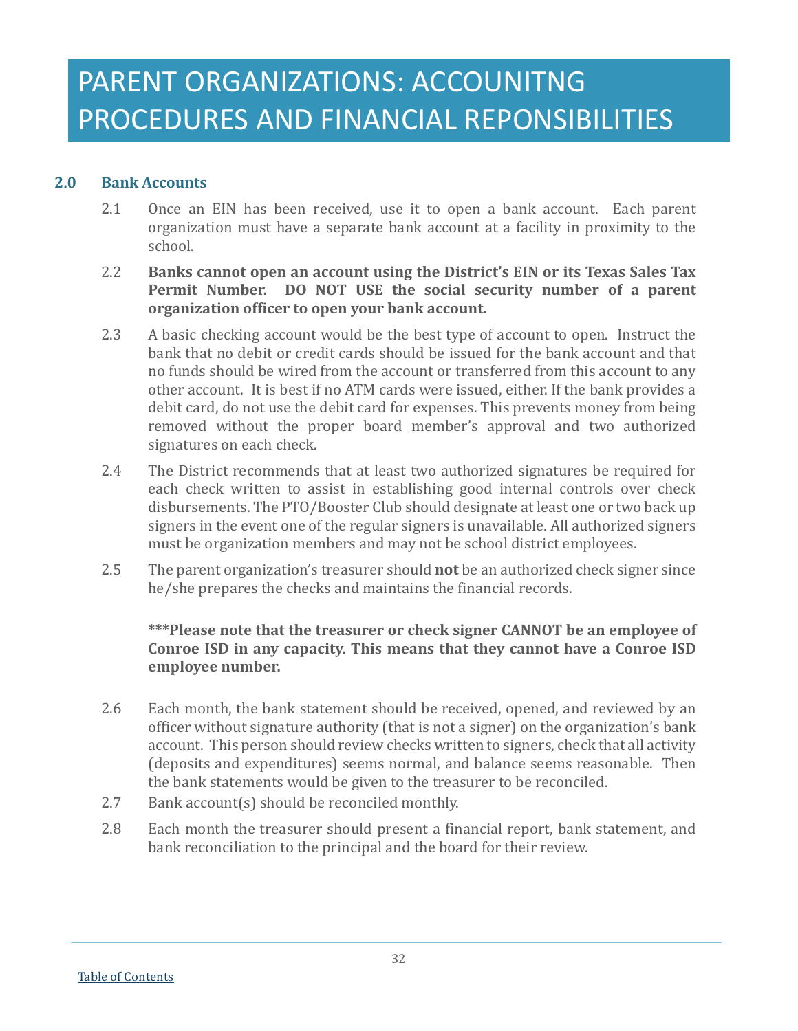# PARENT ORGANIZATIONS: ACCOUNITNG PROCEDURES AND FINANCIAL REPONSIBILITIES

## 2.0 Bank Accounts

2.1 Once an EIN has been received, use it to open a bank account. Each parent organization must have a separate bank account at a facility in proximity to the school.

2.2 **Banks cannot open an account using the District's EIN or its Texas Sales Tax Permit Number. DO NOT USE the social security number of a parent organization officer to open your bank account.**

2.3 A basic checking account would be the best type of account to open. Instruct the bank that no debit or credit cards should be issued for the bank account and that no funds should be wired from the account or transferred from this account to any other account. It is best if no ATM cards were issued, either. If the bank provides a debit card, do not use the debit card for expenses. This prevents money from being removed without the proper board member's approval and two authorized signatures on each check.

2.4 The District recommends that at least two authorized signatures be required for each check written to assist in establishing good internal controls over check disbursements. The PTO/Booster Club should designate at least one or two back up signers in the event one of the regular signers is unavailable. All authorized signers must be organization members and may not be school district employees.

2.5 The parent organization's treasurer should **not** be an authorized check signer since he/she prepares the checks and maintains the financial records.

**\*\*\*Please note that the treasurer or check signer CANNOT be an employee of Conroe ISD in any capacity. This means that they cannot have a Conroe ISD employee number.**

2.6 Each month, the bank statement should be received, opened, and reviewed by an officer without signature authority (that is not a signer) on the organization's bank account. This person should review checks written to signers, check that all activity (deposits and expenditures) seems normal, and balance seems reasonable. Then the bank statements would be given to the treasurer to be reconciled.

2.7 Bank account(s) should be reconciled monthly.

2.8 Each month the treasurer should present a financial report, bank statement, and bank reconciliation to the principal and the board for their review.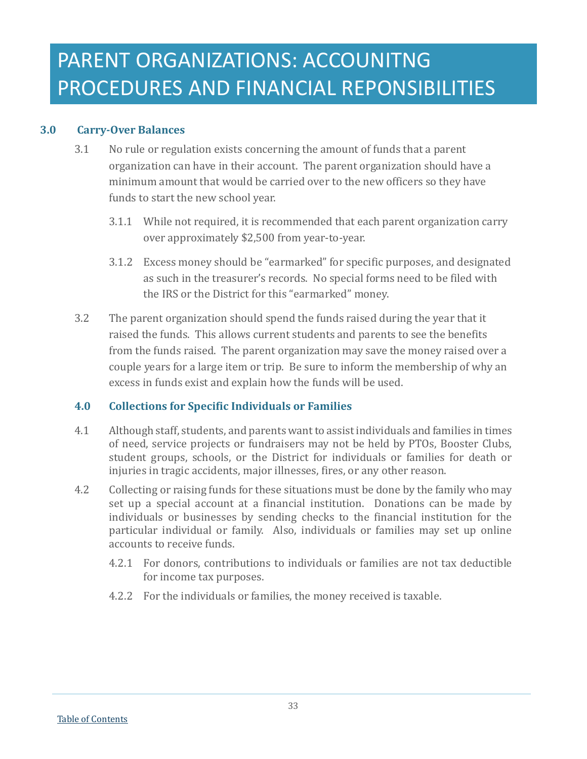# PARENT ORGANIZATIONS: ACCOUNITNG PROCEDURES AND FINANCIAL REPONSIBILITIES

## 3.0 Carry-Over Balances

3.1 No rule or regulation exists concerning the amount of funds that a parent organization can have in their account. The parent organization should have a minimum amount that would be carried over to the new officers so they have funds to start the new school year.

3.1.1 While not required, it is recommended that each parent organization carry over approximately $2,500 from year-to-year.

3.1.2 Excess money should be "earmarked" for specific purposes, and designated as such in the treasurer's records. No special forms need to be filed with the IRS or the District for this "earmarked" money.

3.2 The parent organization should spend the funds raised during the year that it raised the funds. This allows current students and parents to see the benefits from the funds raised. The parent organization may save the money raised over a couple years for a large item or trip. Be sure to inform the membership of why an excess in funds exist and explain how the funds will be used.

## 4.0 Collections for Specific Individuals or Families

4.1 Although staff, students, and parents want to assist individuals and families in times of need, service projects or fundraisers may not be held by PTOs, Booster Clubs, student groups, schools, or the District for individuals or families for death or injuries in tragic accidents, major illnesses, fires, or any other reason.

4.2 Collecting or raising funds for these situations must be done by the family who may set up a special account at a financial institution. Donations can be made by individuals or businesses by sending checks to the financial institution for the particular individual or family. Also, individuals or families may set up online accounts to receive funds.

4.2.1 For donors, contributions to individuals or families are not tax deductible for income tax purposes.

4.2.2 For the individuals or families, the money received is taxable.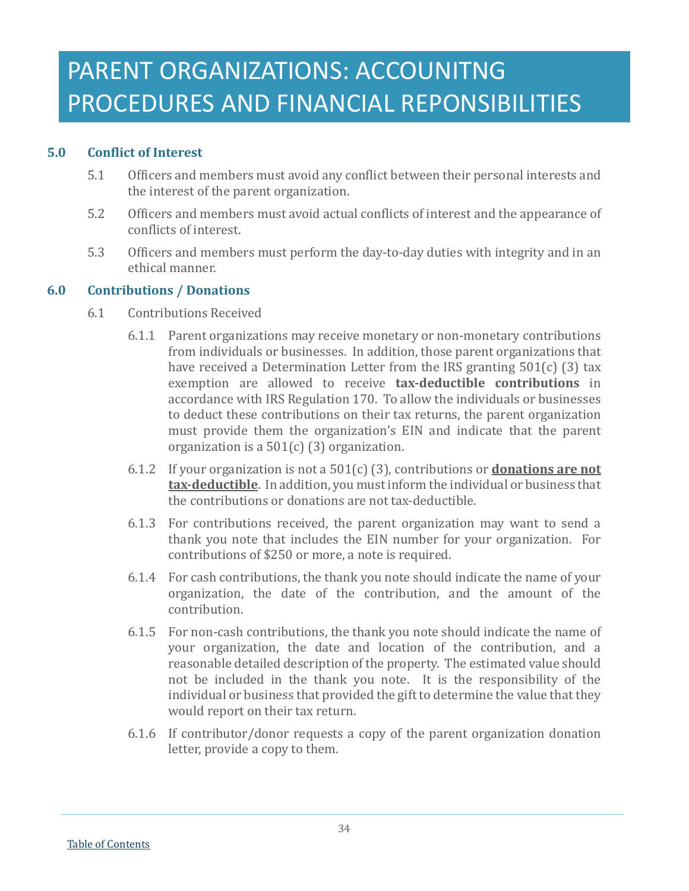# PARENT ORGANIZATIONS: ACCOUNITNG PROCEDURES AND FINANCIAL REPONSIBILITIES

## 5.0 Conflict of Interest

5.1 Officers and members must avoid any conflict between their personal interests and the interest of the parent organization.

5.2 Officers and members must avoid actual conflicts of interest and the appearance of conflicts of interest.

5.3 Officers and members must perform the day-to-day duties with integrity and in an ethical manner.

## 6.0 Contributions / Donations

6.1 Contributions Received

6.1.1 Parent organizations may receive monetary or non-monetary contributions from individuals or businesses. In addition, those parent organizations that have received a Determination Letter from the IRS granting 501(c) (3) tax exemption are allowed to receive **tax-deductible contributions** in accordance with IRS Regulation 170. To allow the individuals or businesses to deduct these contributions on their tax returns, the parent organization must provide them the organization's EIN and indicate that the parent organization is a 501(c) (3) organization.

6.1.2 If your organization is not a 501(c) (3), contributions or **<u>donations are not tax-deductible</u>**. In addition, you must inform the individual or business that the contributions or donations are not tax-deductible.

6.1.3 For contributions received, the parent organization may want to send a thank you note that includes the EIN number for your organization. For contributions of $250 or more, a note is required.

6.1.4 For cash contributions, the thank you note should indicate the name of your organization, the date of the contribution, and the amount of the contribution.

6.1.5 For non-cash contributions, the thank you note should indicate the name of your organization, the date and location of the contribution, and a reasonable detailed description of the property. The estimated value should not be included in the thank you note. It is the responsibility of the individual or business that provided the gift to determine the value that they would report on their tax return.

6.1.6 If contributor/donor requests a copy of the parent organization donation letter, provide a copy to them.

Table of Contents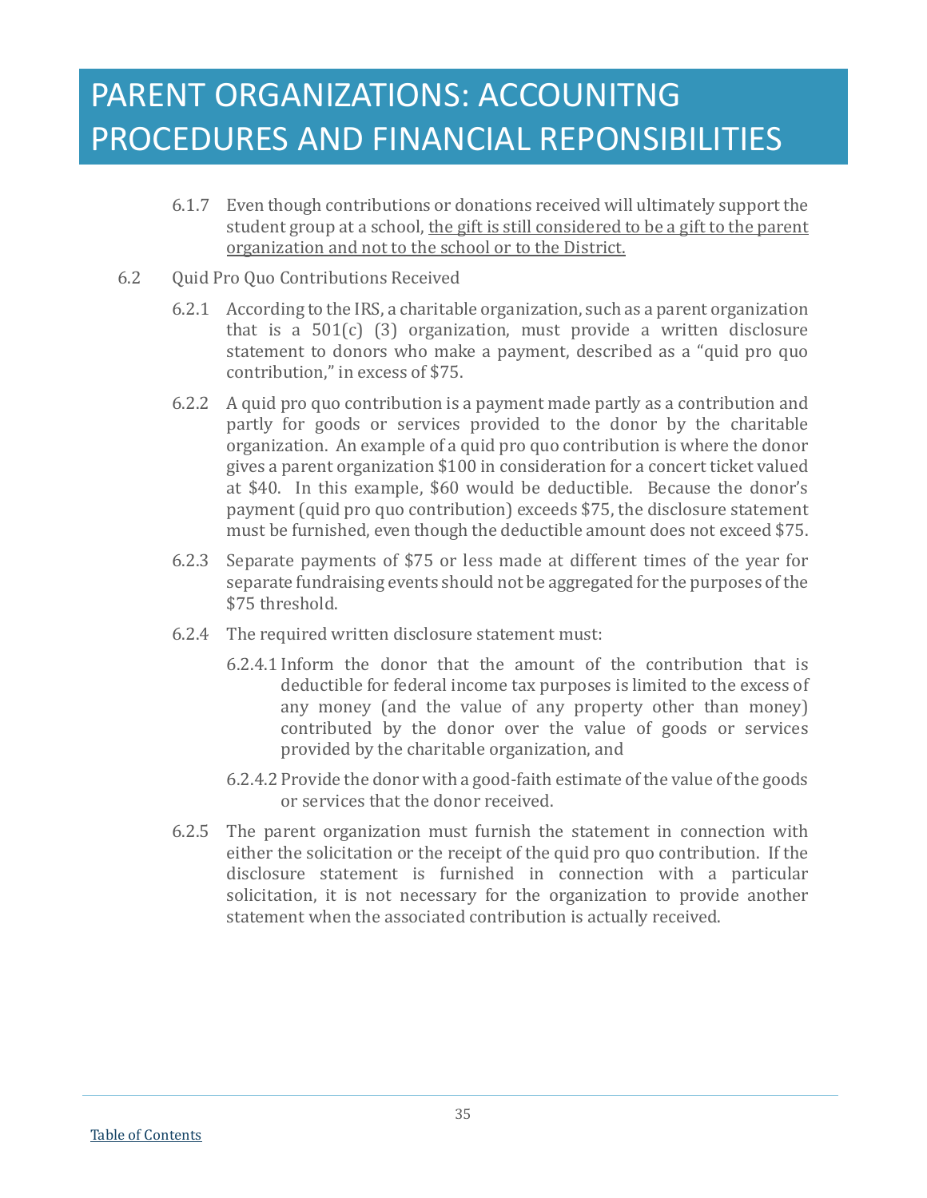# PARENT ORGANIZATIONS: ACCOUNITNG PROCEDURES AND FINANCIAL REPONSIBILITIES

6.1.7 Even though contributions or donations received will ultimately support the student group at a school, <u>the gift is still considered to be a gift to the parent organization and not to the school or to the District.</u>

6.2 Quid Pro Quo Contributions Received

6.2.1 According to the IRS, a charitable organization, such as a parent organization that is a 501(c) (3) organization, must provide a written disclosure statement to donors who make a payment, described as a "quid pro quo contribution," in excess of $75.

6.2.2 A quid pro quo contribution is a payment made partly as a contribution and partly for goods or services provided to the donor by the charitable organization. An example of a quid pro quo contribution is where the donor gives a parent organization $100 in consideration for a concert ticket valued at $40. In this example, $60 would be deductible. Because the donor's payment (quid pro quo contribution) exceeds $75, the disclosure statement must be furnished, even though the deductible amount does not exceed $75.

6.2.3 Separate payments of $75 or less made at different times of the year for separate fundraising events should not be aggregated for the purposes of the $75 threshold.

6.2.4 The required written disclosure statement must:

6.2.4.1 Inform the donor that the amount of the contribution that is deductible for federal income tax purposes is limited to the excess of any money (and the value of any property other than money) contributed by the donor over the value of goods or services provided by the charitable organization, and

6.2.4.2 Provide the donor with a good-faith estimate of the value of the goods or services that the donor received.

6.2.5 The parent organization must furnish the statement in connection with either the solicitation or the receipt of the quid pro quo contribution. If the disclosure statement is furnished in connection with a particular solicitation, it is not necessary for the organization to provide another statement when the associated contribution is actually received.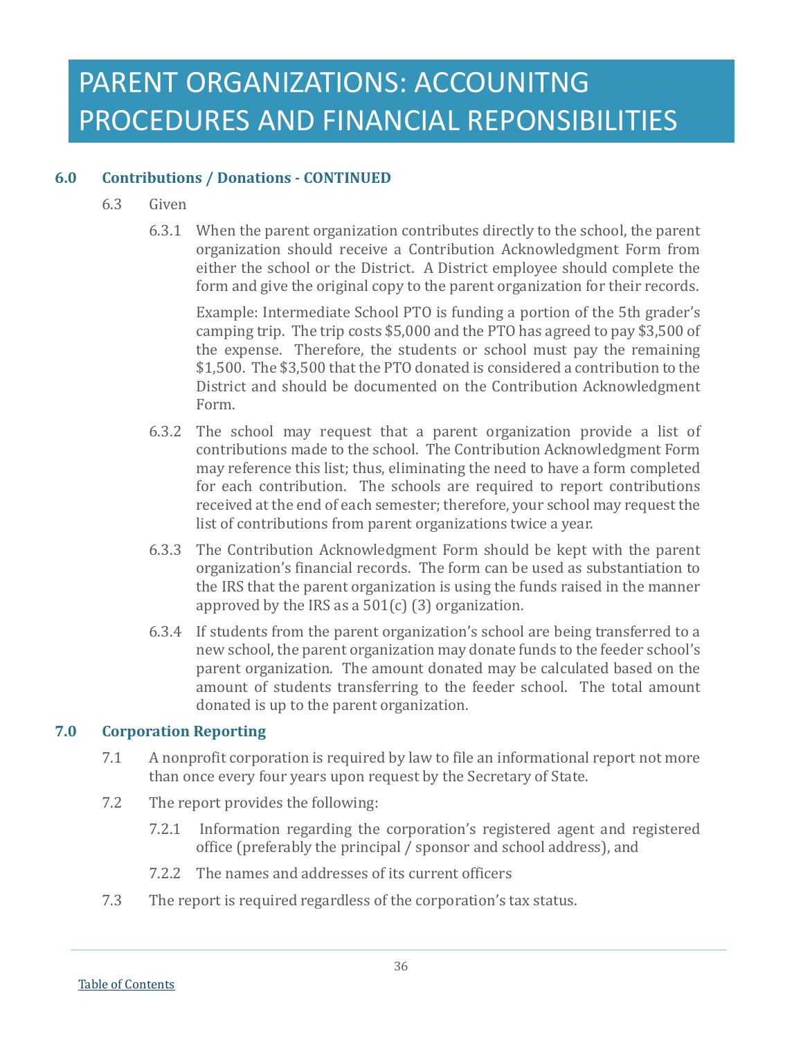# PARENT ORGANIZATIONS: ACCOUNITNG PROCEDURES AND FINANCIAL REPONSIBILITIES

## 6.0 Contributions / Donations - CONTINUED

6.3 Given

6.3.1 When the parent organization contributes directly to the school, the parent organization should receive a Contribution Acknowledgment Form from either the school or the District. A District employee should complete the form and give the original copy to the parent organization for their records.

Example: Intermediate School PTO is funding a portion of the 5th grader's camping trip. The trip costs $5,000 and the PTO has agreed to pay $3,500 of the expense. Therefore, the students or school must pay the remaining $1,500. The $3,500 that the PTO donated is considered a contribution to the District and should be documented on the Contribution Acknowledgment Form.

6.3.2 The school may request that a parent organization provide a list of contributions made to the school. The Contribution Acknowledgment Form may reference this list; thus, eliminating the need to have a form completed for each contribution. The schools are required to report contributions received at the end of each semester; therefore, your school may request the list of contributions from parent organizations twice a year.

6.3.3 The Contribution Acknowledgment Form should be kept with the parent organization's financial records. The form can be used as substantiation to the IRS that the parent organization is using the funds raised in the manner approved by the IRS as a 501(c) (3) organization.

6.3.4 If students from the parent organization's school are being transferred to a new school, the parent organization may donate funds to the feeder school's parent organization. The amount donated may be calculated based on the amount of students transferring to the feeder school. The total amount donated is up to the parent organization.

## 7.0 Corporation Reporting

7.1 A nonprofit corporation is required by law to file an informational report not more than once every four years upon request by the Secretary of State.

7.2 The report provides the following:

7.2.1 Information regarding the corporation's registered agent and registered office (preferably the principal / sponsor and school address), and

7.2.2 The names and addresses of its current officers

7.3 The report is required regardless of the corporation's tax status.

Table of Contents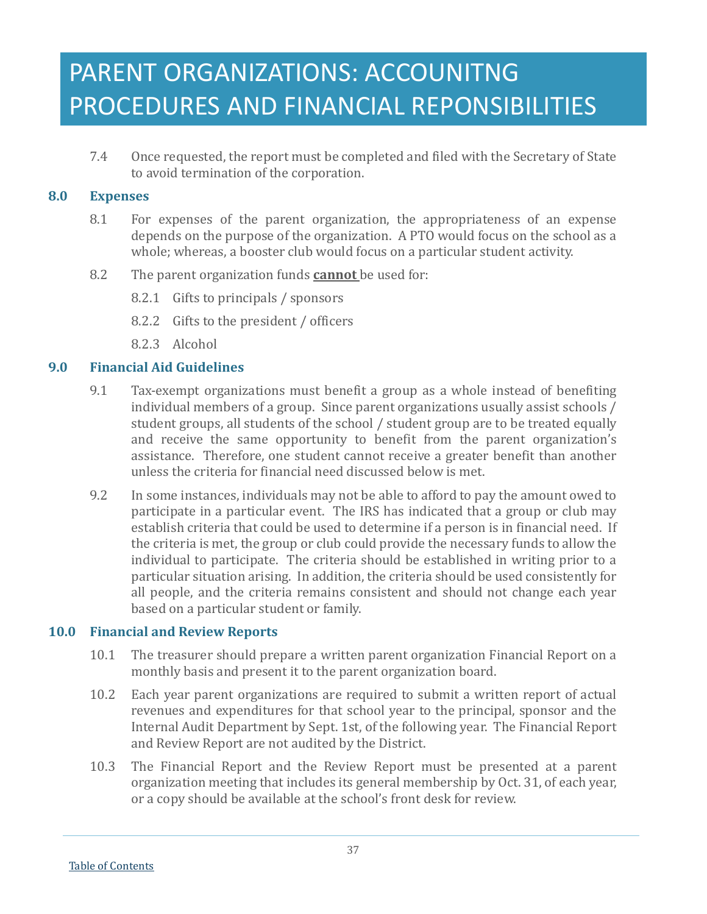# PARENT ORGANIZATIONS: ACCOUNITNG PROCEDURES AND FINANCIAL REPONSIBILITIES

7.4 Once requested, the report must be completed and filed with the Secretary of State to avoid termination of the corporation.

## 8.0 Expenses

8.1 For expenses of the parent organization, the appropriateness of an expense depends on the purpose of the organization. A PTO would focus on the school as a whole; whereas, a booster club would focus on a particular student activity.

8.2 The parent organization funds **cannot** be used for:

8.2.1 Gifts to principals / sponsors

8.2.2 Gifts to the president / officers

8.2.3 Alcohol

## 9.0 Financial Aid Guidelines

9.1 Tax-exempt organizations must benefit a group as a whole instead of benefiting individual members of a group. Since parent organizations usually assist schools / student groups, all students of the school / student group are to be treated equally and receive the same opportunity to benefit from the parent organization's assistance. Therefore, one student cannot receive a greater benefit than another unless the criteria for financial need discussed below is met.

9.2 In some instances, individuals may not be able to afford to pay the amount owed to participate in a particular event. The IRS has indicated that a group or club may establish criteria that could be used to determine if a person is in financial need. If the criteria is met, the group or club could provide the necessary funds to allow the individual to participate. The criteria should be established in writing prior to a particular situation arising. In addition, the criteria should be used consistently for all people, and the criteria remains consistent and should not change each year based on a particular student or family.

## 10.0 Financial and Review Reports

10.1 The treasurer should prepare a written parent organization Financial Report on a monthly basis and present it to the parent organization board.

10.2 Each year parent organizations are required to submit a written report of actual revenues and expenditures for that school year to the principal, sponsor and the Internal Audit Department by Sept. 1st, of the following year. The Financial Report and Review Report are not audited by the District.

10.3 The Financial Report and the Review Report must be presented at a parent organization meeting that includes its general membership by Oct. 31, of each year, or a copy should be available at the school's front desk for review.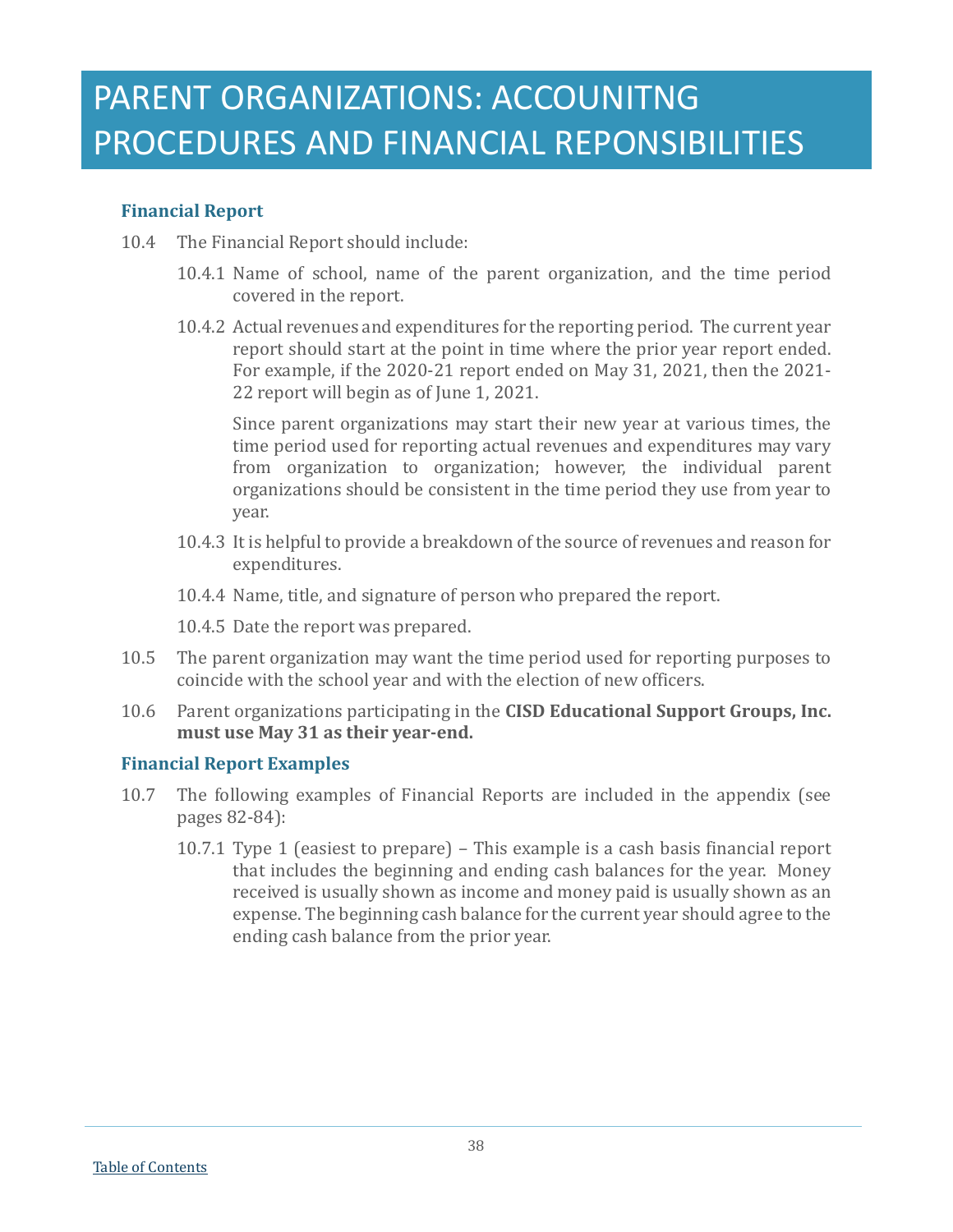# PARENT ORGANIZATIONS: ACCOUNITNG PROCEDURES AND FINANCIAL REPONSIBILITIES

### Financial Report

10.4 The Financial Report should include:

10.4.1 Name of school, name of the parent organization, and the time period covered in the report.

10.4.2 Actual revenues and expenditures for the reporting period. The current year report should start at the point in time where the prior year report ended. For example, if the 2020-21 report ended on May 31, 2021, then the 2021-22 report will begin as of June 1, 2021.

Since parent organizations may start their new year at various times, the time period used for reporting actual revenues and expenditures may vary from organization to organization; however, the individual parent organizations should be consistent in the time period they use from year to year.

10.4.3 It is helpful to provide a breakdown of the source of revenues and reason for expenditures.

10.4.4 Name, title, and signature of person who prepared the report.

10.4.5 Date the report was prepared.

10.5 The parent organization may want the time period used for reporting purposes to coincide with the school year and with the election of new officers.

10.6 Parent organizations participating in the **CISD Educational Support Groups, Inc. must use May 31 as their year-end.**

### Financial Report Examples

10.7 The following examples of Financial Reports are included in the appendix (see pages 82-84):

10.7.1 Type 1 (easiest to prepare) – This example is a cash basis financial report that includes the beginning and ending cash balances for the year. Money received is usually shown as income and money paid is usually shown as an expense. The beginning cash balance for the current year should agree to the ending cash balance from the prior year.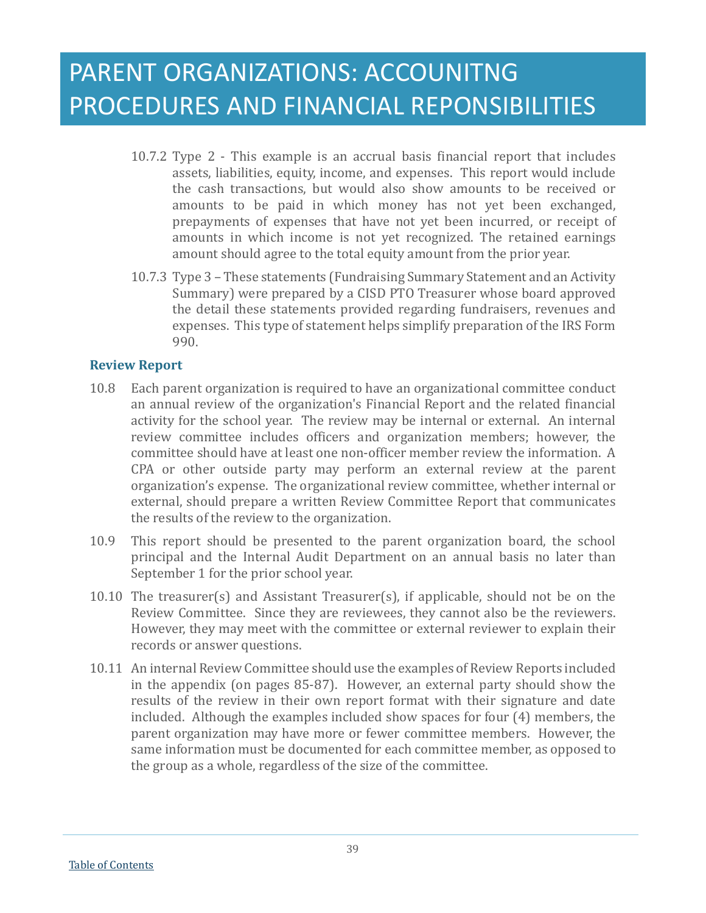# PARENT ORGANIZATIONS: ACCOUNITNG PROCEDURES AND FINANCIAL REPONSIBILITIES

10.7.2 Type 2 - This example is an accrual basis financial report that includes assets, liabilities, equity, income, and expenses. This report would include the cash transactions, but would also show amounts to be received or amounts to be paid in which money has not yet been exchanged, prepayments of expenses that have not yet been incurred, or receipt of amounts in which income is not yet recognized. The retained earnings amount should agree to the total equity amount from the prior year.

10.7.3 Type 3 – These statements (Fundraising Summary Statement and an Activity Summary) were prepared by a CISD PTO Treasurer whose board approved the detail these statements provided regarding fundraisers, revenues and expenses. This type of statement helps simplify preparation of the IRS Form 990.

### Review Report

10.8 Each parent organization is required to have an organizational committee conduct an annual review of the organization's Financial Report and the related financial activity for the school year. The review may be internal or external. An internal review committee includes officers and organization members; however, the committee should have at least one non-officer member review the information. A CPA or other outside party may perform an external review at the parent organization's expense. The organizational review committee, whether internal or external, should prepare a written Review Committee Report that communicates the results of the review to the organization.

10.9 This report should be presented to the parent organization board, the school principal and the Internal Audit Department on an annual basis no later than September 1 for the prior school year.

10.10 The treasurer(s) and Assistant Treasurer(s), if applicable, should not be on the Review Committee. Since they are reviewees, they cannot also be the reviewers. However, they may meet with the committee or external reviewer to explain their records or answer questions.

10.11 An internal Review Committee should use the examples of Review Reports included in the appendix (on pages 85-87). However, an external party should show the results of the review in their own report format with their signature and date included. Although the examples included show spaces for four (4) members, the parent organization may have more or fewer committee members. However, the same information must be documented for each committee member, as opposed to the group as a whole, regardless of the size of the committee.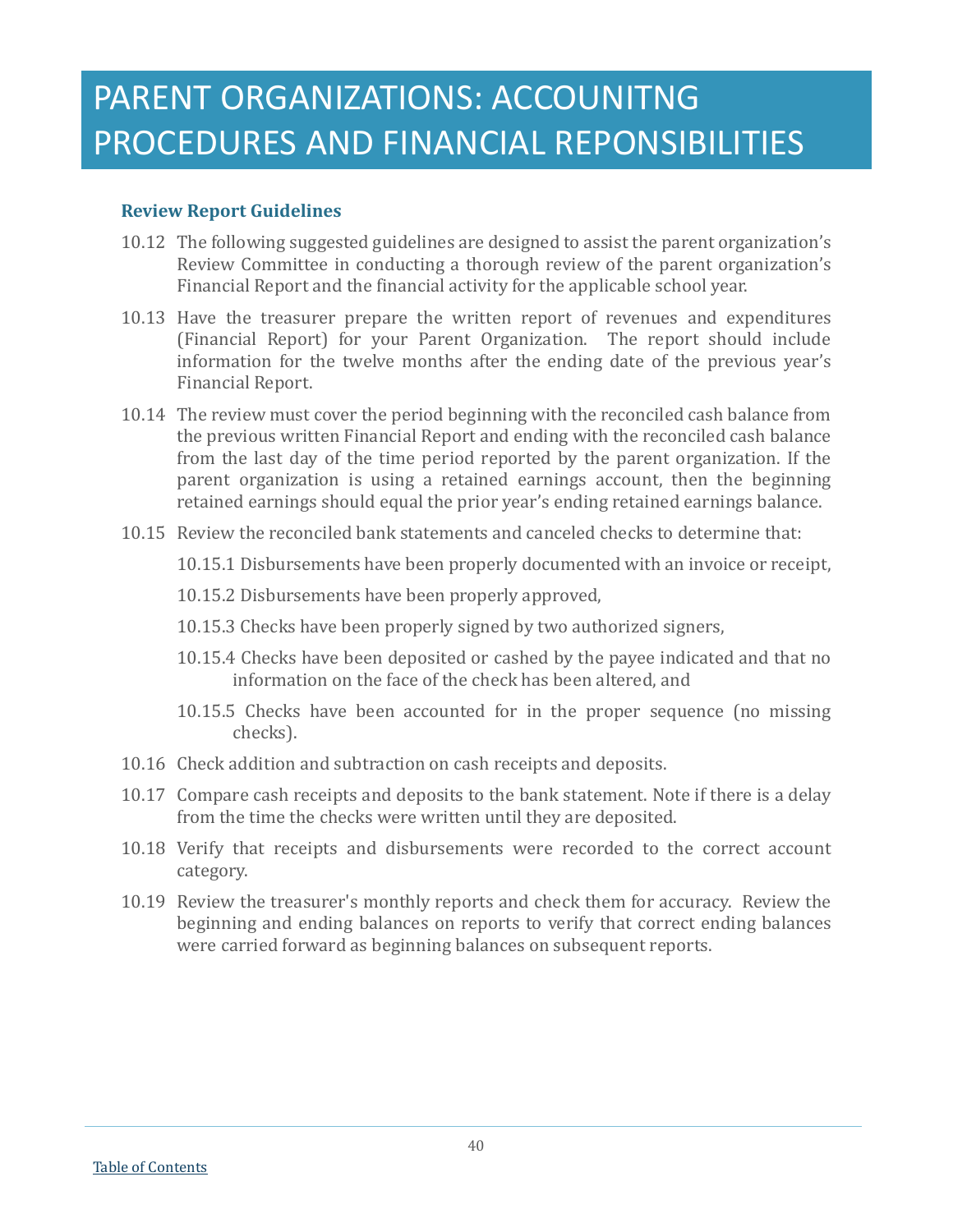# PARENT ORGANIZATIONS: ACCOUNITNG PROCEDURES AND FINANCIAL REPONSIBILITIES

### Review Report Guidelines

10.12 The following suggested guidelines are designed to assist the parent organization's Review Committee in conducting a thorough review of the parent organization's Financial Report and the financial activity for the applicable school year.

10.13 Have the treasurer prepare the written report of revenues and expenditures (Financial Report) for your Parent Organization. The report should include information for the twelve months after the ending date of the previous year's Financial Report.

10.14 The review must cover the period beginning with the reconciled cash balance from the previous written Financial Report and ending with the reconciled cash balance from the last day of the time period reported by the parent organization. If the parent organization is using a retained earnings account, then the beginning retained earnings should equal the prior year's ending retained earnings balance.

10.15 Review the reconciled bank statements and canceled checks to determine that:

10.15.1 Disbursements have been properly documented with an invoice or receipt,

10.15.2 Disbursements have been properly approved,

10.15.3 Checks have been properly signed by two authorized signers,

10.15.4 Checks have been deposited or cashed by the payee indicated and that no information on the face of the check has been altered, and

10.15.5 Checks have been accounted for in the proper sequence (no missing checks).

10.16 Check addition and subtraction on cash receipts and deposits.

10.17 Compare cash receipts and deposits to the bank statement. Note if there is a delay from the time the checks were written until they are deposited.

10.18 Verify that receipts and disbursements were recorded to the correct account category.

10.19 Review the treasurer's monthly reports and check them for accuracy. Review the beginning and ending balances on reports to verify that correct ending balances were carried forward as beginning balances on subsequent reports.

[Table of Contents]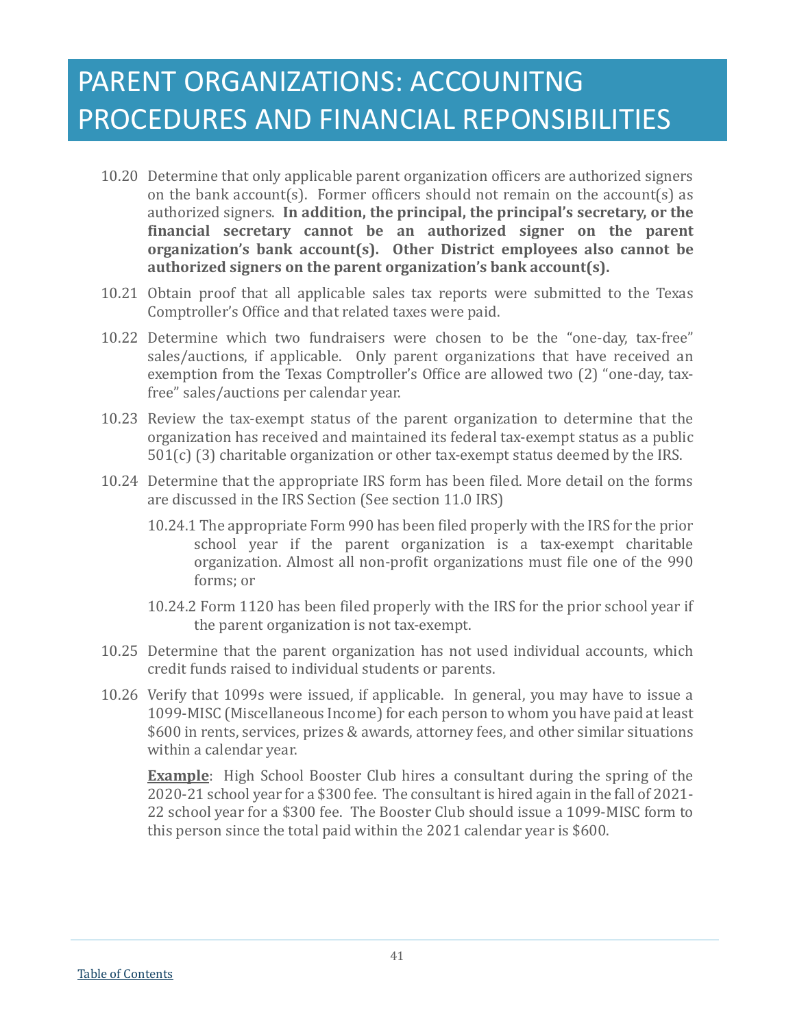# PARENT ORGANIZATIONS: ACCOUNITNG PROCEDURES AND FINANCIAL REPONSIBILITIES

10.20 Determine that only applicable parent organization officers are authorized signers on the bank account(s). Former officers should not remain on the account(s) as authorized signers. **In addition, the principal, the principal's secretary, or the financial secretary cannot be an authorized signer on the parent organization's bank account(s). Other District employees also cannot be authorized signers on the parent organization's bank account(s).**

10.21 Obtain proof that all applicable sales tax reports were submitted to the Texas Comptroller's Office and that related taxes were paid.

10.22 Determine which two fundraisers were chosen to be the "one-day, tax-free" sales/auctions, if applicable. Only parent organizations that have received an exemption from the Texas Comptroller's Office are allowed two (2) "one-day, tax-free" sales/auctions per calendar year.

10.23 Review the tax-exempt status of the parent organization to determine that the organization has received and maintained its federal tax-exempt status as a public 501(c) (3) charitable organization or other tax-exempt status deemed by the IRS.

10.24 Determine that the appropriate IRS form has been filed. More detail on the forms are discussed in the IRS Section (See section 11.0 IRS)

10.24.1 The appropriate Form 990 has been filed properly with the IRS for the prior school year if the parent organization is a tax-exempt charitable organization. Almost all non-profit organizations must file one of the 990 forms; or

10.24.2 Form 1120 has been filed properly with the IRS for the prior school year if the parent organization is not tax-exempt.

10.25 Determine that the parent organization has not used individual accounts, which credit funds raised to individual students or parents.

10.26 Verify that 1099s were issued, if applicable. In general, you may have to issue a 1099-MISC (Miscellaneous Income) for each person to whom you have paid at least $600 in rents, services, prizes & awards, attorney fees, and other similar situations within a calendar year.

**Example**: High School Booster Club hires a consultant during the spring of the 2020-21 school year for a $300 fee. The consultant is hired again in the fall of 2021-22 school year for a $300 fee. The Booster Club should issue a 1099-MISC form to this person since the total paid within the 2021 calendar year is $600.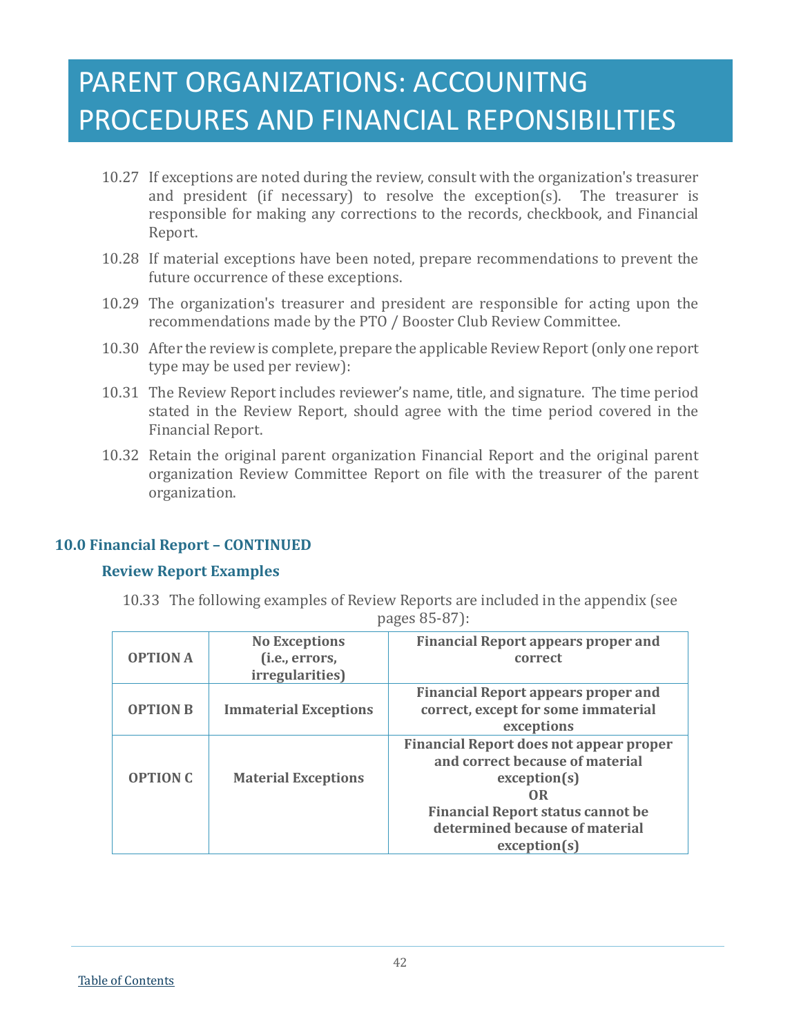# PARENT ORGANIZATIONS: ACCOUNITNG PROCEDURES AND FINANCIAL REPONSIBILITIES

10.27 If exceptions are noted during the review, consult with the organization's treasurer and president (if necessary) to resolve the exception(s). The treasurer is responsible for making any corrections to the records, checkbook, and Financial Report.

10.28 If material exceptions have been noted, prepare recommendations to prevent the future occurrence of these exceptions.

10.29 The organization's treasurer and president are responsible for acting upon the recommendations made by the PTO / Booster Club Review Committee.

10.30 After the review is complete, prepare the applicable Review Report (only one report type may be used per review):

10.31 The Review Report includes reviewer's name, title, and signature. The time period stated in the Review Report, should agree with the time period covered in the Financial Report.

10.32 Retain the original parent organization Financial Report and the original parent organization Review Committee Report on file with the treasurer of the parent organization.

### 10.0 Financial Report – CONTINUED

#### Review Report Examples

10.33 The following examples of Review Reports are included in the appendix (see pages 85-87):

| | | |
|---|---|---|
| **OPTION A** | **No Exceptions (i.e., errors, irregularities)** | **Financial Report appears proper and correct** |
| **OPTION B** | **Immaterial Exceptions** | **Financial Report appears proper and correct, except for some immaterial exceptions** |
| **OPTION C** | **Material Exceptions** | **Financial Report does not appear proper and correct because of material exception(s) OR Financial Report status cannot be determined because of material exception(s)** |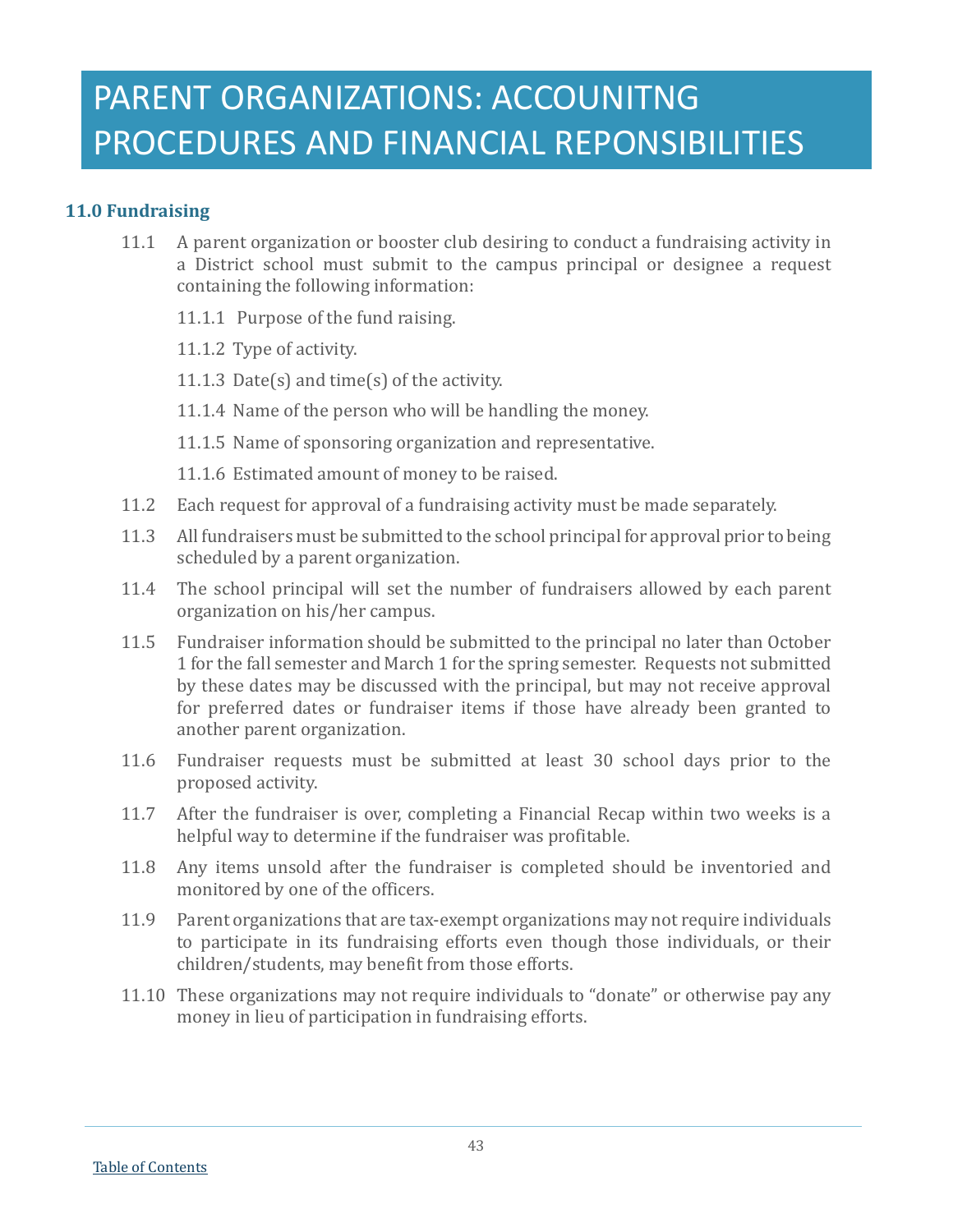# PARENT ORGANIZATIONS: ACCOUNITNG PROCEDURES AND FINANCIAL REPONSIBILITIES

## 11.0 Fundraising

11.1 A parent organization or booster club desiring to conduct a fundraising activity in a District school must submit to the campus principal or designee a request containing the following information:

11.1.1 Purpose of the fund raising.

11.1.2 Type of activity.

11.1.3 Date(s) and time(s) of the activity.

11.1.4 Name of the person who will be handling the money.

11.1.5 Name of sponsoring organization and representative.

11.1.6 Estimated amount of money to be raised.

11.2 Each request for approval of a fundraising activity must be made separately.

11.3 All fundraisers must be submitted to the school principal for approval prior to being scheduled by a parent organization.

11.4 The school principal will set the number of fundraisers allowed by each parent organization on his/her campus.

11.5 Fundraiser information should be submitted to the principal no later than October 1 for the fall semester and March 1 for the spring semester. Requests not submitted by these dates may be discussed with the principal, but may not receive approval for preferred dates or fundraiser items if those have already been granted to another parent organization.

11.6 Fundraiser requests must be submitted at least 30 school days prior to the proposed activity.

11.7 After the fundraiser is over, completing a Financial Recap within two weeks is a helpful way to determine if the fundraiser was profitable.

11.8 Any items unsold after the fundraiser is completed should be inventoried and monitored by one of the officers.

11.9 Parent organizations that are tax-exempt organizations may not require individuals to participate in its fundraising efforts even though those individuals, or their children/students, may benefit from those efforts.

11.10 These organizations may not require individuals to "donate" or otherwise pay any money in lieu of participation in fundraising efforts.

Table of Contents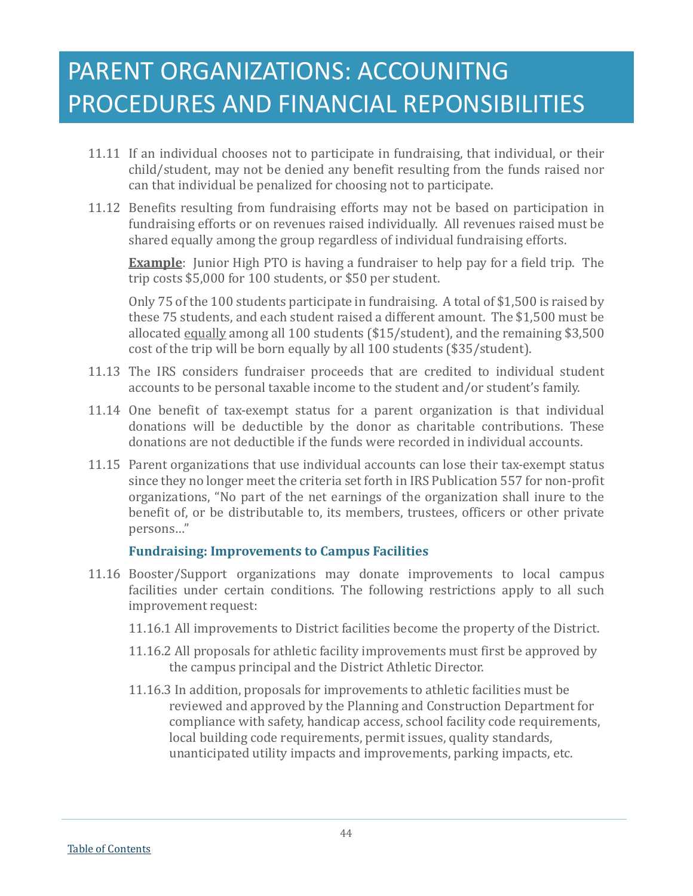# PARENT ORGANIZATIONS: ACCOUNITNG PROCEDURES AND FINANCIAL REPONSIBILITIES

11.11 If an individual chooses not to participate in fundraising, that individual, or their child/student, may not be denied any benefit resulting from the funds raised nor can that individual be penalized for choosing not to participate.

11.12 Benefits resulting from fundraising efforts may not be based on participation in fundraising efforts or on revenues raised individually. All revenues raised must be shared equally among the group regardless of individual fundraising efforts.

**Example**: Junior High PTO is having a fundraiser to help pay for a field trip. The trip costs $5,000 for 100 students, or $50 per student.

Only 75 of the 100 students participate in fundraising. A total of $1,500 is raised by these 75 students, and each student raised a different amount. The $1,500 must be allocated equally among all 100 students ($15/student), and the remaining $3,500 cost of the trip will be born equally by all 100 students ($35/student).

11.13 The IRS considers fundraiser proceeds that are credited to individual student accounts to be personal taxable income to the student and/or student's family.

11.14 One benefit of tax-exempt status for a parent organization is that individual donations will be deductible by the donor as charitable contributions. These donations are not deductible if the funds were recorded in individual accounts.

11.15 Parent organizations that use individual accounts can lose their tax-exempt status since they no longer meet the criteria set forth in IRS Publication 557 for non-profit organizations, "No part of the net earnings of the organization shall inure to the benefit of, or be distributable to, its members, trustees, officers or other private persons…"

### Fundraising: Improvements to Campus Facilities

11.16 Booster/Support organizations may donate improvements to local campus facilities under certain conditions. The following restrictions apply to all such improvement request:

11.16.1 All improvements to District facilities become the property of the District.

11.16.2 All proposals for athletic facility improvements must first be approved by the campus principal and the District Athletic Director.

11.16.3 In addition, proposals for improvements to athletic facilities must be reviewed and approved by the Planning and Construction Department for compliance with safety, handicap access, school facility code requirements, local building code requirements, permit issues, quality standards, unanticipated utility impacts and improvements, parking impacts, etc.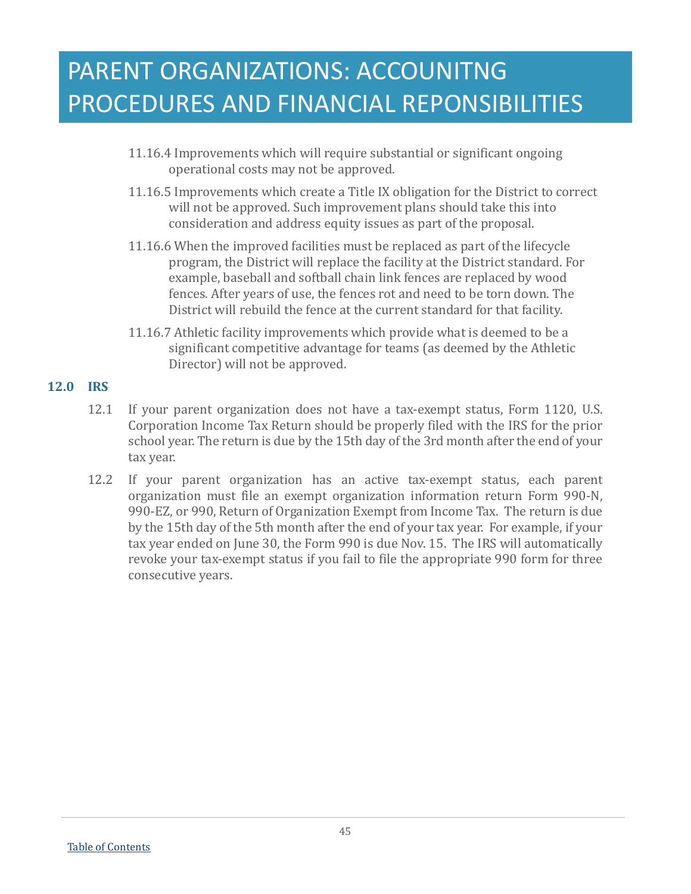11.16.4 Improvements which will require substantial or significant ongoing operational costs may not be approved.

11.16.5 Improvements which create a Title IX obligation for the District to correct will not be approved. Such improvement plans should take this into consideration and address equity issues as part of the proposal.

11.16.6 When the improved facilities must be replaced as part of the lifecycle program, the District will replace the facility at the District standard. For example, baseball and softball chain link fences are replaced by wood fences. After years of use, the fences rot and need to be torn down. The District will rebuild the fence at the current standard for that facility.

11.16.7 Athletic facility improvements which provide what is deemed to be a significant competitive advantage for teams (as deemed by the Athletic Director) will not be approved.

## 12.0 IRS

12.1 If your parent organization does not have a tax-exempt status, Form 1120, U.S. Corporation Income Tax Return should be properly filed with the IRS for the prior school year. The return is due by the 15th day of the 3rd month after the end of your tax year.

12.2 If your parent organization has an active tax-exempt status, each parent organization must file an exempt organization information return Form 990-N, 990-EZ, or 990, Return of Organization Exempt from Income Tax. The return is due by the 15th day of the 5th month after the end of your tax year. For example, if your tax year ended on June 30, the Form 990 is due Nov. 15. The IRS will automatically revoke your tax-exempt status if you fail to file the appropriate 990 form for three consecutive years.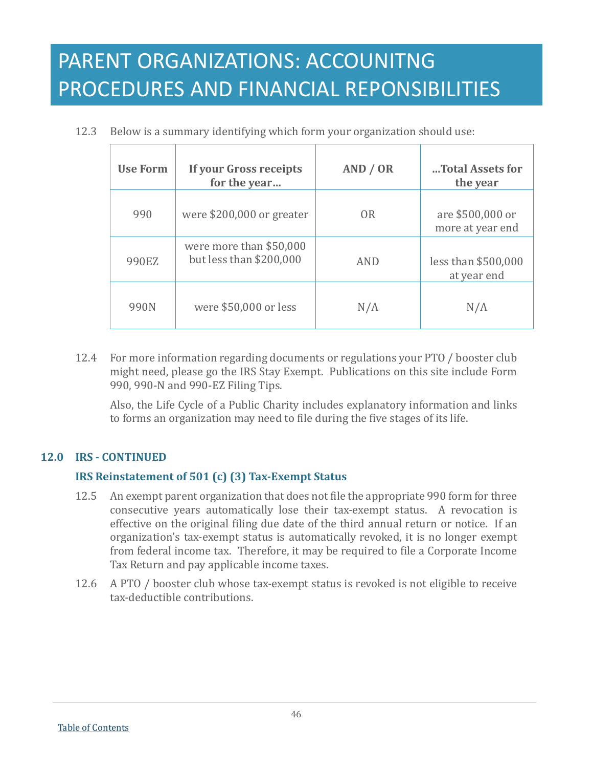# PARENT ORGANIZATIONS: ACCOUNITNG PROCEDURES AND FINANCIAL REPONSIBILITIES

12.3 Below is a summary identifying which form your organization should use:

| Use Form | If your Gross receipts for the year… | AND / OR | …Total Assets for the year |
|---|---|---|---|
| 990 | were $200,000 or greater | OR | are $500,000 or more at year end |
| 990EZ | were more than $50,000 but less than $200,000 | AND | less than $500,000 at year end |
| 990N | were $50,000 or less | N/A | N/A |

12.4 For more information regarding documents or regulations your PTO / booster club might need, please go the IRS Stay Exempt. Publications on this site include Form 990, 990-N and 990-EZ Filing Tips.

Also, the Life Cycle of a Public Charity includes explanatory information and links to forms an organization may need to file during the five stages of its life.

## 12.0 IRS - CONTINUED

### IRS Reinstatement of 501 (c) (3) Tax-Exempt Status

12.5 An exempt parent organization that does not file the appropriate 990 form for three consecutive years automatically lose their tax-exempt status. A revocation is effective on the original filing due date of the third annual return or notice. If an organization's tax-exempt status is automatically revoked, it is no longer exempt from federal income tax. Therefore, it may be required to file a Corporate Income Tax Return and pay applicable income taxes.

12.6 A PTO / booster club whose tax-exempt status is revoked is not eligible to receive tax-deductible contributions.

Table of Contents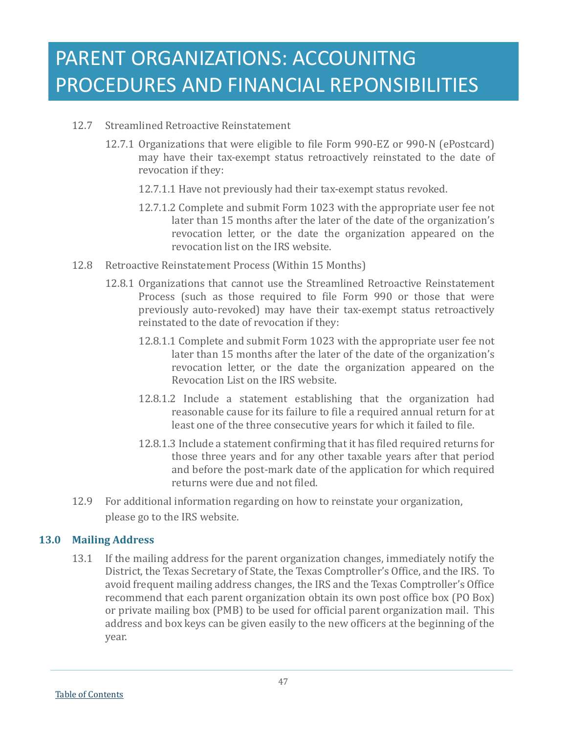# PARENT ORGANIZATIONS: ACCOUNITNG PROCEDURES AND FINANCIAL REPONSIBILITIES

12.7 Streamlined Retroactive Reinstatement

12.7.1 Organizations that were eligible to file Form 990-EZ or 990-N (ePostcard) may have their tax-exempt status retroactively reinstated to the date of revocation if they:

12.7.1.1 Have not previously had their tax-exempt status revoked.

12.7.1.2 Complete and submit Form 1023 with the appropriate user fee not later than 15 months after the later of the date of the organization's revocation letter, or the date the organization appeared on the revocation list on the IRS website.

12.8 Retroactive Reinstatement Process (Within 15 Months)

12.8.1 Organizations that cannot use the Streamlined Retroactive Reinstatement Process (such as those required to file Form 990 or those that were previously auto-revoked) may have their tax-exempt status retroactively reinstated to the date of revocation if they:

12.8.1.1 Complete and submit Form 1023 with the appropriate user fee not later than 15 months after the later of the date of the organization's revocation letter, or the date the organization appeared on the Revocation List on the IRS website.

12.8.1.2 Include a statement establishing that the organization had reasonable cause for its failure to file a required annual return for at least one of the three consecutive years for which it failed to file.

12.8.1.3 Include a statement confirming that it has filed required returns for those three years and for any other taxable years after that period and before the post-mark date of the application for which required returns were due and not filed.

12.9 For additional information regarding on how to reinstate your organization, please go to the IRS website.

## 13.0 Mailing Address

13.1 If the mailing address for the parent organization changes, immediately notify the District, the Texas Secretary of State, the Texas Comptroller's Office, and the IRS. To avoid frequent mailing address changes, the IRS and the Texas Comptroller's Office recommend that each parent organization obtain its own post office box (PO Box) or private mailing box (PMB) to be used for official parent organization mail. This address and box keys can be given easily to the new officers at the beginning of the year.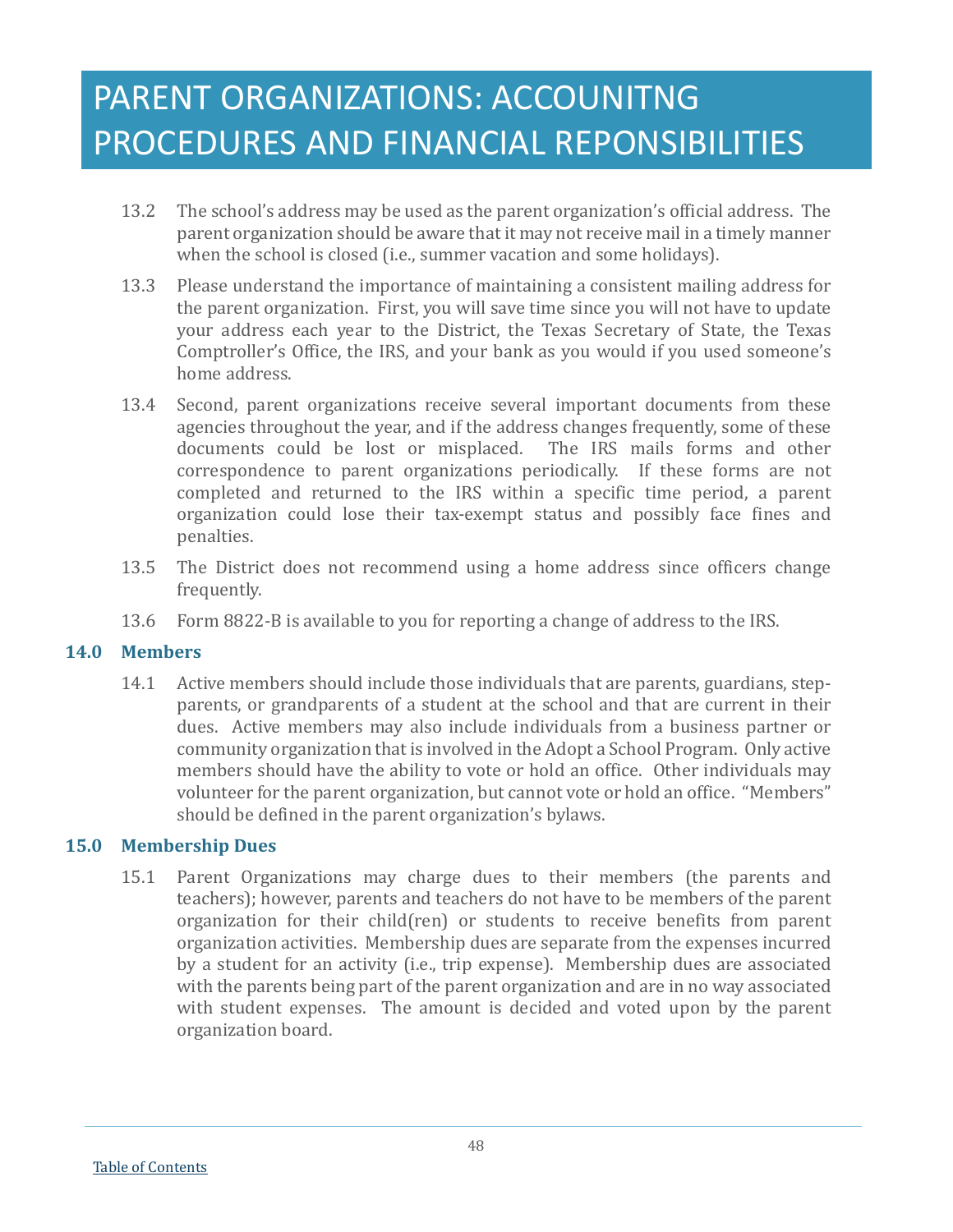# PARENT ORGANIZATIONS: ACCOUNITNG PROCEDURES AND FINANCIAL REPONSIBILITIES

13.2 The school's address may be used as the parent organization's official address. The parent organization should be aware that it may not receive mail in a timely manner when the school is closed (i.e., summer vacation and some holidays).

13.3 Please understand the importance of maintaining a consistent mailing address for the parent organization. First, you will save time since you will not have to update your address each year to the District, the Texas Secretary of State, the Texas Comptroller's Office, the IRS, and your bank as you would if you used someone's home address.

13.4 Second, parent organizations receive several important documents from these agencies throughout the year, and if the address changes frequently, some of these documents could be lost or misplaced. The IRS mails forms and other correspondence to parent organizations periodically. If these forms are not completed and returned to the IRS within a specific time period, a parent organization could lose their tax-exempt status and possibly face fines and penalties.

13.5 The District does not recommend using a home address since officers change frequently.

13.6 Form 8822-B is available to you for reporting a change of address to the IRS.

### 14.0 Members

14.1 Active members should include those individuals that are parents, guardians, step-parents, or grandparents of a student at the school and that are current in their dues. Active members may also include individuals from a business partner or community organization that is involved in the Adopt a School Program. Only active members should have the ability to vote or hold an office. Other individuals may volunteer for the parent organization, but cannot vote or hold an office. "Members" should be defined in the parent organization's bylaws.

### 15.0 Membership Dues

15.1 Parent Organizations may charge dues to their members (the parents and teachers); however, parents and teachers do not have to be members of the parent organization for their child(ren) or students to receive benefits from parent organization activities. Membership dues are separate from the expenses incurred by a student for an activity (i.e., trip expense). Membership dues are associated with the parents being part of the parent organization and are in no way associated with student expenses. The amount is decided and voted upon by the parent organization board.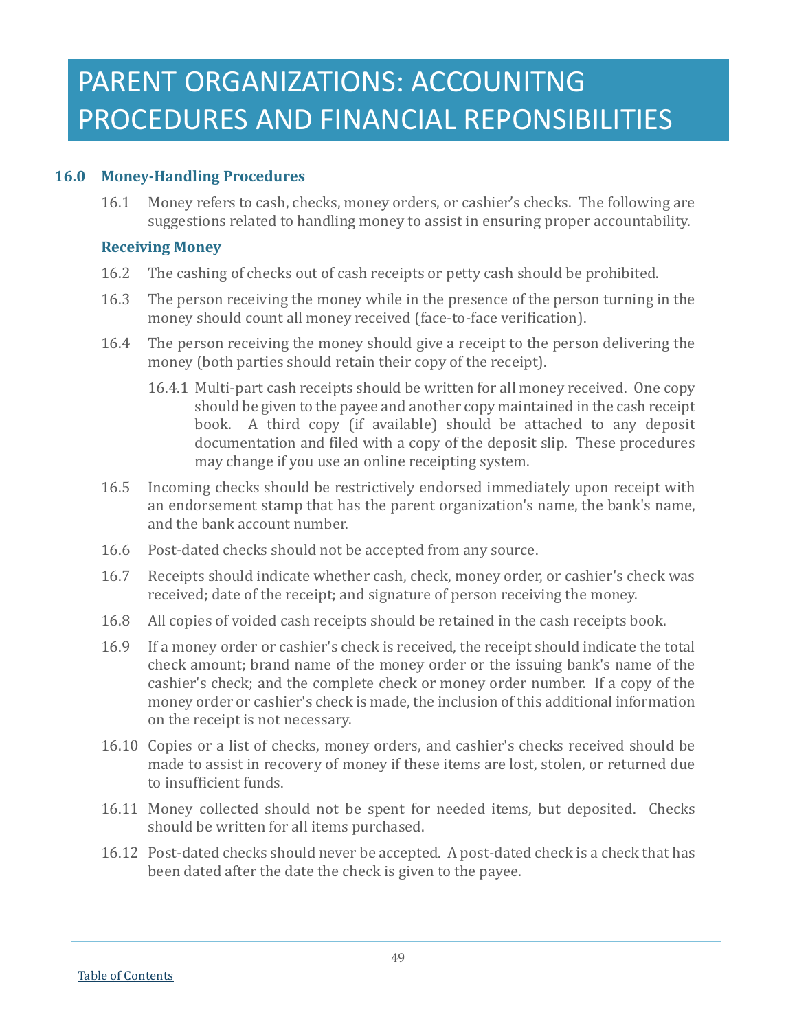# PARENT ORGANIZATIONS: ACCOUNITNG PROCEDURES AND FINANCIAL REPONSIBILITIES

## 16.0 Money-Handling Procedures

16.1 Money refers to cash, checks, money orders, or cashier's checks. The following are suggestions related to handling money to assist in ensuring proper accountability.

### Receiving Money

16.2 The cashing of checks out of cash receipts or petty cash should be prohibited.

16.3 The person receiving the money while in the presence of the person turning in the money should count all money received (face-to-face verification).

16.4 The person receiving the money should give a receipt to the person delivering the money (both parties should retain their copy of the receipt).

16.4.1 Multi-part cash receipts should be written for all money received. One copy should be given to the payee and another copy maintained in the cash receipt book. A third copy (if available) should be attached to any deposit documentation and filed with a copy of the deposit slip. These procedures may change if you use an online receipting system.

16.5 Incoming checks should be restrictively endorsed immediately upon receipt with an endorsement stamp that has the parent organization's name, the bank's name, and the bank account number.

16.6 Post-dated checks should not be accepted from any source.

16.7 Receipts should indicate whether cash, check, money order, or cashier's check was received; date of the receipt; and signature of person receiving the money.

16.8 All copies of voided cash receipts should be retained in the cash receipts book.

16.9 If a money order or cashier's check is received, the receipt should indicate the total check amount; brand name of the money order or the issuing bank's name of the cashier's check; and the complete check or money order number. If a copy of the money order or cashier's check is made, the inclusion of this additional information on the receipt is not necessary.

16.10 Copies or a list of checks, money orders, and cashier's checks received should be made to assist in recovery of money if these items are lost, stolen, or returned due to insufficient funds.

16.11 Money collected should not be spent for needed items, but deposited. Checks should be written for all items purchased.

16.12 Post-dated checks should never be accepted. A post-dated check is a check that has been dated after the date the check is given to the payee.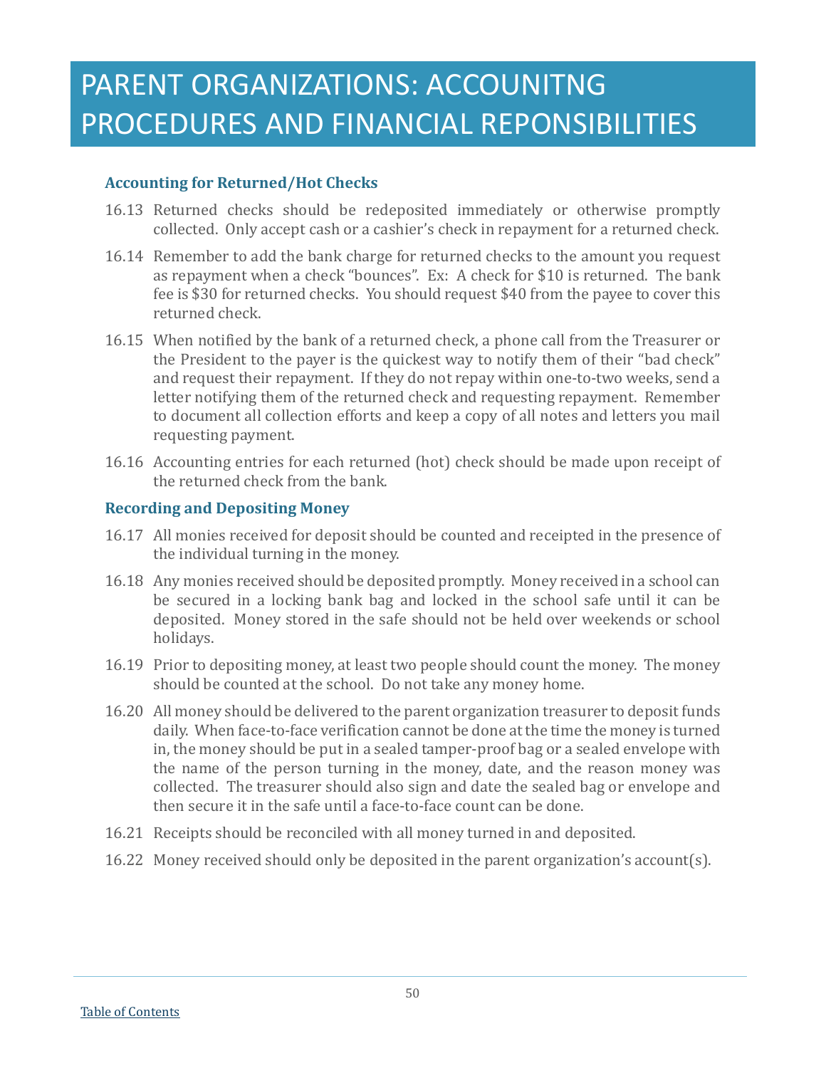# PARENT ORGANIZATIONS: ACCOUNITNG PROCEDURES AND FINANCIAL REPONSIBILITIES

### Accounting for Returned/Hot Checks

16.13 Returned checks should be redeposited immediately or otherwise promptly collected. Only accept cash or a cashier's check in repayment for a returned check.

16.14 Remember to add the bank charge for returned checks to the amount you request as repayment when a check "bounces". Ex: A check for $10 is returned. The bank fee is $30 for returned checks. You should request $40 from the payee to cover this returned check.

16.15 When notified by the bank of a returned check, a phone call from the Treasurer or the President to the payer is the quickest way to notify them of their "bad check" and request their repayment. If they do not repay within one-to-two weeks, send a letter notifying them of the returned check and requesting repayment. Remember to document all collection efforts and keep a copy of all notes and letters you mail requesting payment.

16.16 Accounting entries for each returned (hot) check should be made upon receipt of the returned check from the bank.

### Recording and Depositing Money

16.17 All monies received for deposit should be counted and receipted in the presence of the individual turning in the money.

16.18 Any monies received should be deposited promptly. Money received in a school can be secured in a locking bank bag and locked in the school safe until it can be deposited. Money stored in the safe should not be held over weekends or school holidays.

16.19 Prior to depositing money, at least two people should count the money. The money should be counted at the school. Do not take any money home.

16.20 All money should be delivered to the parent organization treasurer to deposit funds daily. When face-to-face verification cannot be done at the time the money is turned in, the money should be put in a sealed tamper-proof bag or a sealed envelope with the name of the person turning in the money, date, and the reason money was collected. The treasurer should also sign and date the sealed bag or envelope and then secure it in the safe until a face-to-face count can be done.

16.21 Receipts should be reconciled with all money turned in and deposited.

16.22 Money received should only be deposited in the parent organization's account(s).

Table of Contents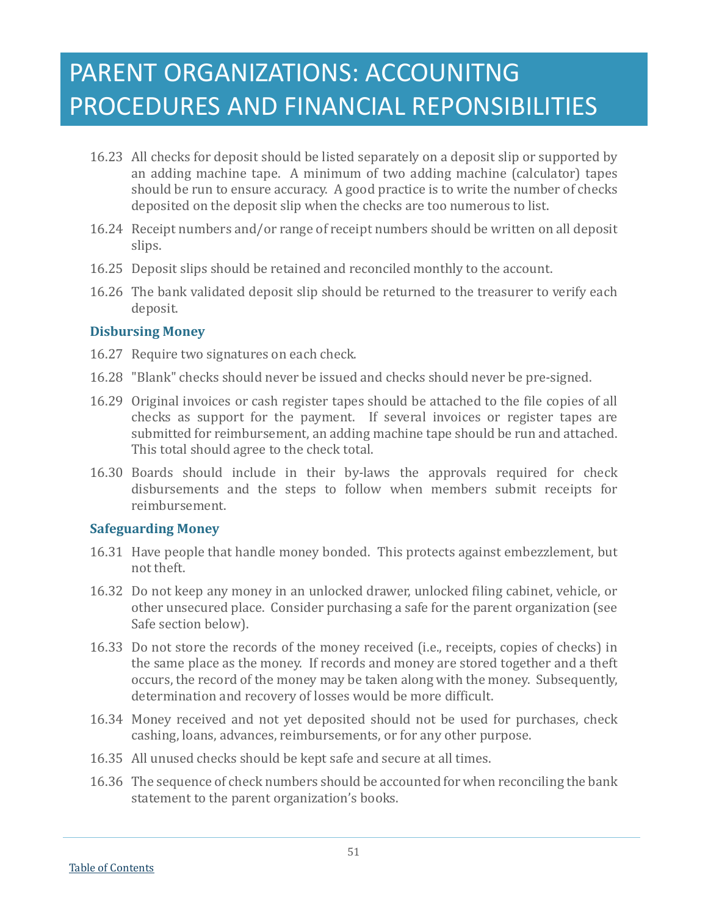# PARENT ORGANIZATIONS: ACCOUNITNG PROCEDURES AND FINANCIAL REPONSIBILITIES

16.23 All checks for deposit should be listed separately on a deposit slip or supported by an adding machine tape. A minimum of two adding machine (calculator) tapes should be run to ensure accuracy. A good practice is to write the number of checks deposited on the deposit slip when the checks are too numerous to list.

16.24 Receipt numbers and/or range of receipt numbers should be written on all deposit slips.

16.25 Deposit slips should be retained and reconciled monthly to the account.

16.26 The bank validated deposit slip should be returned to the treasurer to verify each deposit.

### Disbursing Money

16.27 Require two signatures on each check.

16.28 "Blank" checks should never be issued and checks should never be pre-signed.

16.29 Original invoices or cash register tapes should be attached to the file copies of all checks as support for the payment. If several invoices or register tapes are submitted for reimbursement, an adding machine tape should be run and attached. This total should agree to the check total.

16.30 Boards should include in their by-laws the approvals required for check disbursements and the steps to follow when members submit receipts for reimbursement.

### Safeguarding Money

16.31 Have people that handle money bonded. This protects against embezzlement, but not theft.

16.32 Do not keep any money in an unlocked drawer, unlocked filing cabinet, vehicle, or other unsecured place. Consider purchasing a safe for the parent organization (see Safe section below).

16.33 Do not store the records of the money received (i.e., receipts, copies of checks) in the same place as the money. If records and money are stored together and a theft occurs, the record of the money may be taken along with the money. Subsequently, determination and recovery of losses would be more difficult.

16.34 Money received and not yet deposited should not be used for purchases, check cashing, loans, advances, reimbursements, or for any other purpose.

16.35 All unused checks should be kept safe and secure at all times.

16.36 The sequence of check numbers should be accounted for when reconciling the bank statement to the parent organization's books.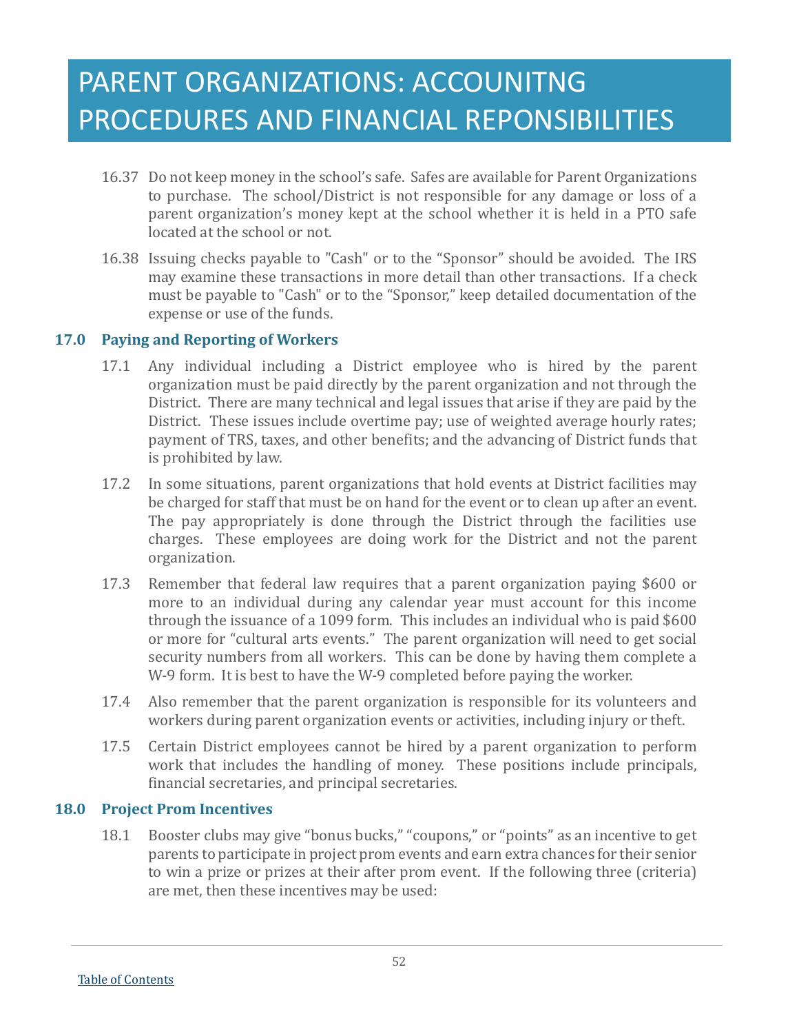# PARENT ORGANIZATIONS: ACCOUNITNG PROCEDURES AND FINANCIAL REPONSIBILITIES

16.37 Do not keep money in the school's safe. Safes are available for Parent Organizations to purchase. The school/District is not responsible for any damage or loss of a parent organization's money kept at the school whether it is held in a PTO safe located at the school or not.

16.38 Issuing checks payable to "Cash" or to the "Sponsor" should be avoided. The IRS may examine these transactions in more detail than other transactions. If a check must be payable to "Cash" or to the "Sponsor," keep detailed documentation of the expense or use of the funds.

### 17.0 Paying and Reporting of Workers

17.1 Any individual including a District employee who is hired by the parent organization must be paid directly by the parent organization and not through the District. There are many technical and legal issues that arise if they are paid by the District. These issues include overtime pay; use of weighted average hourly rates; payment of TRS, taxes, and other benefits; and the advancing of District funds that is prohibited by law.

17.2 In some situations, parent organizations that hold events at District facilities may be charged for staff that must be on hand for the event or to clean up after an event. The pay appropriately is done through the District through the facilities use charges. These employees are doing work for the District and not the parent organization.

17.3 Remember that federal law requires that a parent organization paying $600 or more to an individual during any calendar year must account for this income through the issuance of a 1099 form. This includes an individual who is paid $600 or more for "cultural arts events." The parent organization will need to get social security numbers from all workers. This can be done by having them complete a W-9 form. It is best to have the W-9 completed before paying the worker.

17.4 Also remember that the parent organization is responsible for its volunteers and workers during parent organization events or activities, including injury or theft.

17.5 Certain District employees cannot be hired by a parent organization to perform work that includes the handling of money. These positions include principals, financial secretaries, and principal secretaries.

### 18.0 Project Prom Incentives

18.1 Booster clubs may give "bonus bucks," "coupons," or "points" as an incentive to get parents to participate in project prom events and earn extra chances for their senior to win a prize or prizes at their after prom event. If the following three (criteria) are met, then these incentives may be used: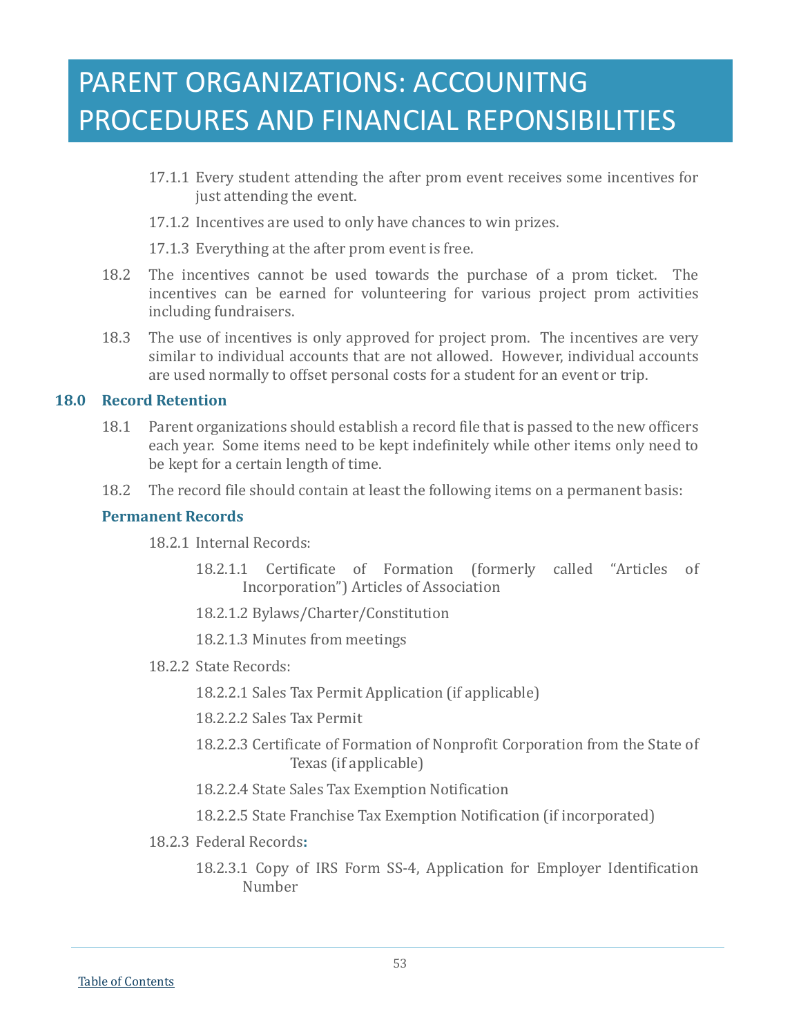17.1.1 Every student attending the after prom event receives some incentives for just attending the event.

17.1.2 Incentives are used to only have chances to win prizes.

17.1.3 Everything at the after prom event is free.

18.2 The incentives cannot be used towards the purchase of a prom ticket. The incentives can be earned for volunteering for various project prom activities including fundraisers.

18.3 The use of incentives is only approved for project prom. The incentives are very similar to individual accounts that are not allowed. However, individual accounts are used normally to offset personal costs for a student for an event or trip.

## 18.0 Record Retention

18.1 Parent organizations should establish a record file that is passed to the new officers each year. Some items need to be kept indefinitely while other items only need to be kept for a certain length of time.

18.2 The record file should contain at least the following items on a permanent basis:

### Permanent Records

18.2.1 Internal Records:

18.2.1.1 Certificate of Formation (formerly called "Articles of Incorporation") Articles of Association

18.2.1.2 Bylaws/Charter/Constitution

18.2.1.3 Minutes from meetings

18.2.2 State Records:

18.2.2.1 Sales Tax Permit Application (if applicable)

18.2.2.2 Sales Tax Permit

18.2.2.3 Certificate of Formation of Nonprofit Corporation from the State of Texas (if applicable)

18.2.2.4 State Sales Tax Exemption Notification

18.2.2.5 State Franchise Tax Exemption Notification (if incorporated)

18.2.3 Federal Records**:**

18.2.3.1 Copy of IRS Form SS-4, Application for Employer Identification Number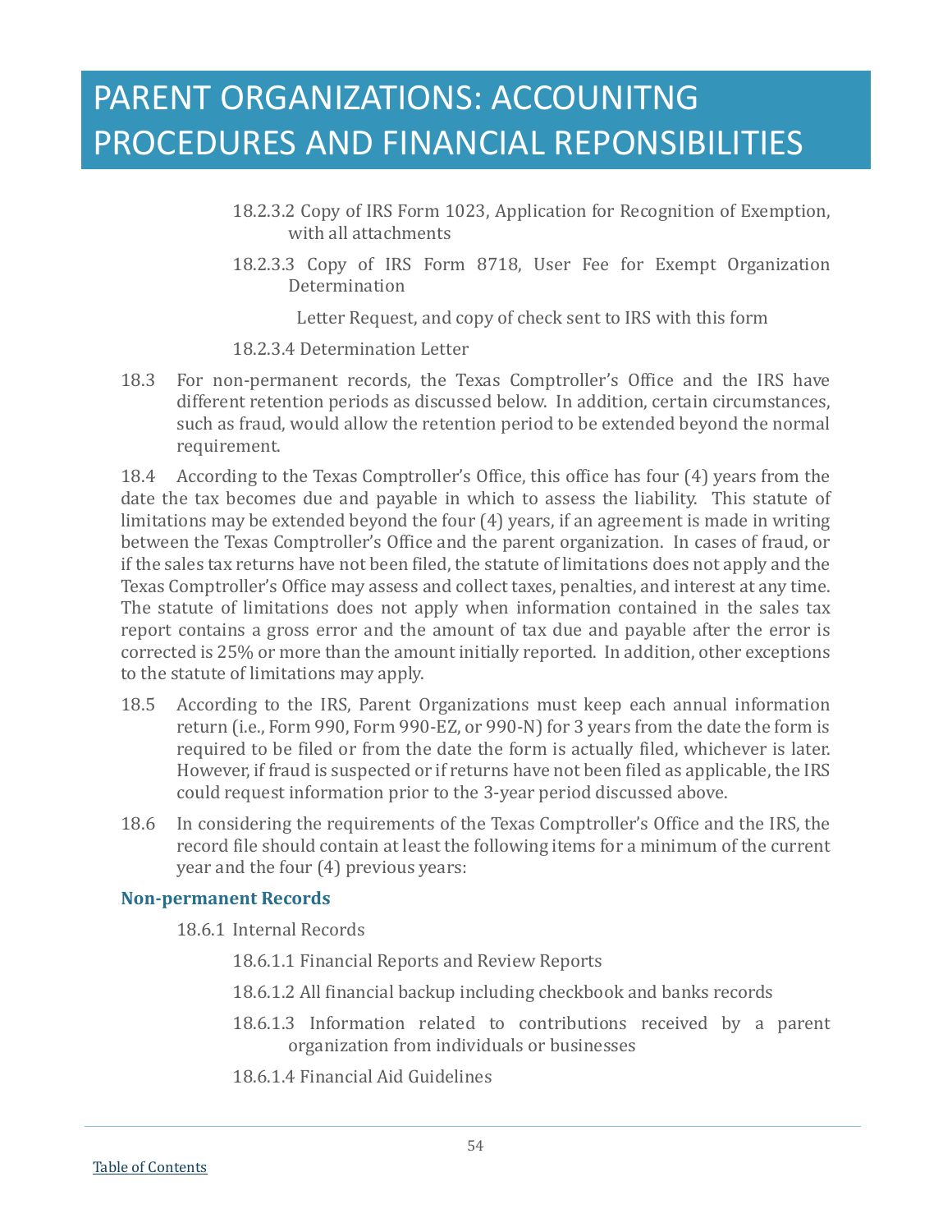# PARENT ORGANIZATIONS: ACCOUNITNG PROCEDURES AND FINANCIAL REPONSIBILITIES

18.2.3.2 Copy of IRS Form 1023, Application for Recognition of Exemption, with all attachments

18.2.3.3 Copy of IRS Form 8718, User Fee for Exempt Organization Determination

Letter Request, and copy of check sent to IRS with this form

18.2.3.4 Determination Letter

18.3 For non-permanent records, the Texas Comptroller's Office and the IRS have different retention periods as discussed below. In addition, certain circumstances, such as fraud, would allow the retention period to be extended beyond the normal requirement.

18.4 According to the Texas Comptroller's Office, this office has four (4) years from the date the tax becomes due and payable in which to assess the liability. This statute of limitations may be extended beyond the four (4) years, if an agreement is made in writing between the Texas Comptroller's Office and the parent organization. In cases of fraud, or if the sales tax returns have not been filed, the statute of limitations does not apply and the Texas Comptroller's Office may assess and collect taxes, penalties, and interest at any time. The statute of limitations does not apply when information contained in the sales tax report contains a gross error and the amount of tax due and payable after the error is corrected is 25% or more than the amount initially reported. In addition, other exceptions to the statute of limitations may apply.

18.5 According to the IRS, Parent Organizations must keep each annual information return (i.e., Form 990, Form 990-EZ, or 990-N) for 3 years from the date the form is required to be filed or from the date the form is actually filed, whichever is later. However, if fraud is suspected or if returns have not been filed as applicable, the IRS could request information prior to the 3-year period discussed above.

18.6 In considering the requirements of the Texas Comptroller's Office and the IRS, the record file should contain at least the following items for a minimum of the current year and the four (4) previous years:

### Non-permanent Records

18.6.1 Internal Records

18.6.1.1 Financial Reports and Review Reports

18.6.1.2 All financial backup including checkbook and banks records

18.6.1.3 Information related to contributions received by a parent organization from individuals or businesses

18.6.1.4 Financial Aid Guidelines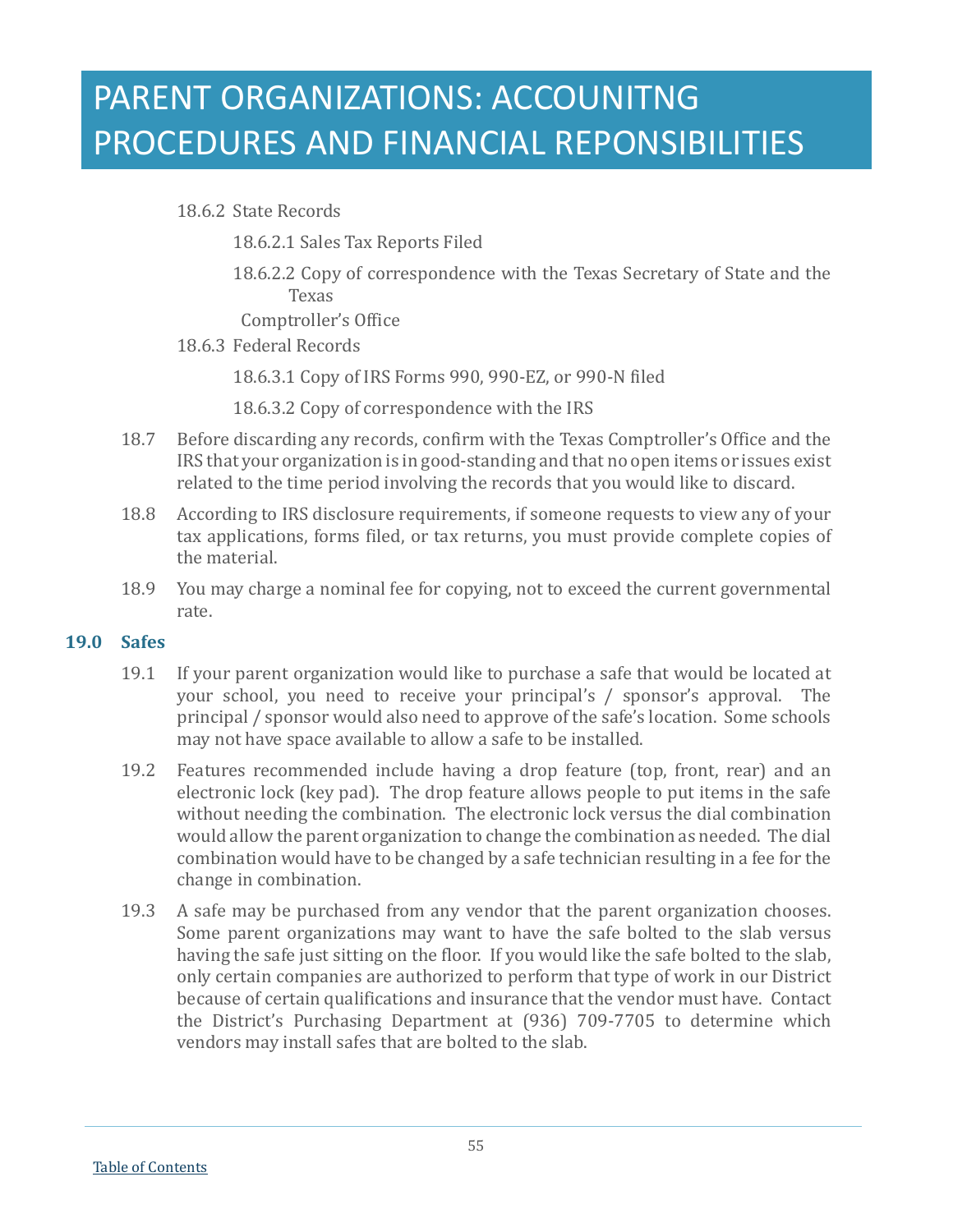18.6.2 State Records

18.6.2.1 Sales Tax Reports Filed

18.6.2.2 Copy of correspondence with the Texas Secretary of State and the Texas Comptroller's Office

18.6.3 Federal Records

18.6.3.1 Copy of IRS Forms 990, 990-EZ, or 990-N filed

18.6.3.2 Copy of correspondence with the IRS

18.7 Before discarding any records, confirm with the Texas Comptroller's Office and the IRS that your organization is in good-standing and that no open items or issues exist related to the time period involving the records that you would like to discard.

18.8 According to IRS disclosure requirements, if someone requests to view any of your tax applications, forms filed, or tax returns, you must provide complete copies of the material.

18.9 You may charge a nominal fee for copying, not to exceed the current governmental rate.

## 19.0 Safes

19.1 If your parent organization would like to purchase a safe that would be located at your school, you need to receive your principal's / sponsor's approval. The principal / sponsor would also need to approve of the safe's location. Some schools may not have space available to allow a safe to be installed.

19.2 Features recommended include having a drop feature (top, front, rear) and an electronic lock (key pad). The drop feature allows people to put items in the safe without needing the combination. The electronic lock versus the dial combination would allow the parent organization to change the combination as needed. The dial combination would have to be changed by a safe technician resulting in a fee for the change in combination.

19.3 A safe may be purchased from any vendor that the parent organization chooses. Some parent organizations may want to have the safe bolted to the slab versus having the safe just sitting on the floor. If you would like the safe bolted to the slab, only certain companies are authorized to perform that type of work in our District because of certain qualifications and insurance that the vendor must have. Contact the District's Purchasing Department at (936) 709-7705 to determine which vendors may install safes that are bolted to the slab.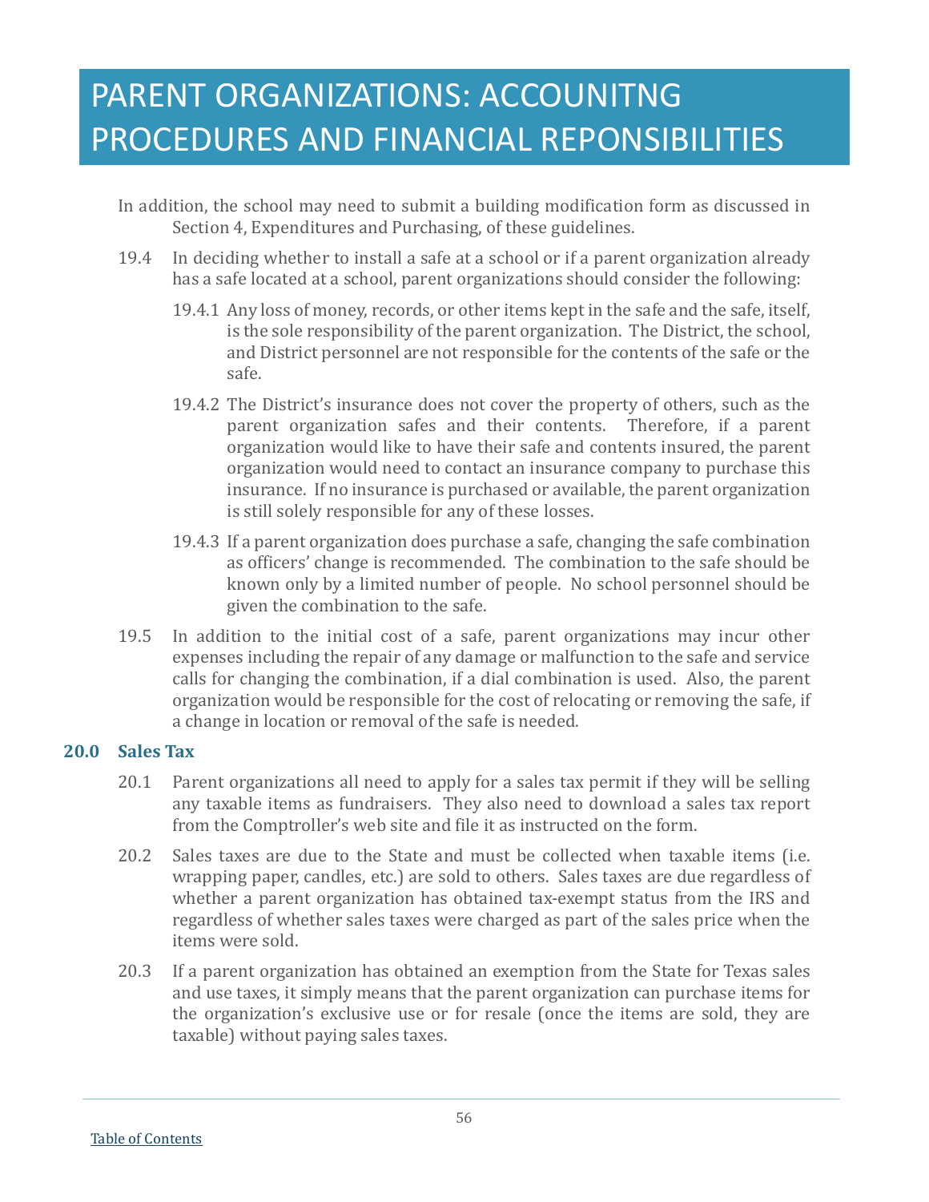In addition, the school may need to submit a building modification form as discussed in Section 4, Expenditures and Purchasing, of these guidelines.

19.4 In deciding whether to install a safe at a school or if a parent organization already has a safe located at a school, parent organizations should consider the following:

19.4.1 Any loss of money, records, or other items kept in the safe and the safe, itself, is the sole responsibility of the parent organization. The District, the school, and District personnel are not responsible for the contents of the safe or the safe.

19.4.2 The District's insurance does not cover the property of others, such as the parent organization safes and their contents. Therefore, if a parent organization would like to have their safe and contents insured, the parent organization would need to contact an insurance company to purchase this insurance. If no insurance is purchased or available, the parent organization is still solely responsible for any of these losses.

19.4.3 If a parent organization does purchase a safe, changing the safe combination as officers' change is recommended. The combination to the safe should be known only by a limited number of people. No school personnel should be given the combination to the safe.

19.5 In addition to the initial cost of a safe, parent organizations may incur other expenses including the repair of any damage or malfunction to the safe and service calls for changing the combination, if a dial combination is used. Also, the parent organization would be responsible for the cost of relocating or removing the safe, if a change in location or removal of the safe is needed.

## 20.0 Sales Tax

20.1 Parent organizations all need to apply for a sales tax permit if they will be selling any taxable items as fundraisers. They also need to download a sales tax report from the Comptroller's web site and file it as instructed on the form.

20.2 Sales taxes are due to the State and must be collected when taxable items (i.e. wrapping paper, candles, etc.) are sold to others. Sales taxes are due regardless of whether a parent organization has obtained tax-exempt status from the IRS and regardless of whether sales taxes were charged as part of the sales price when the items were sold.

20.3 If a parent organization has obtained an exemption from the State for Texas sales and use taxes, it simply means that the parent organization can purchase items for the organization's exclusive use or for resale (once the items are sold, they are taxable) without paying sales taxes.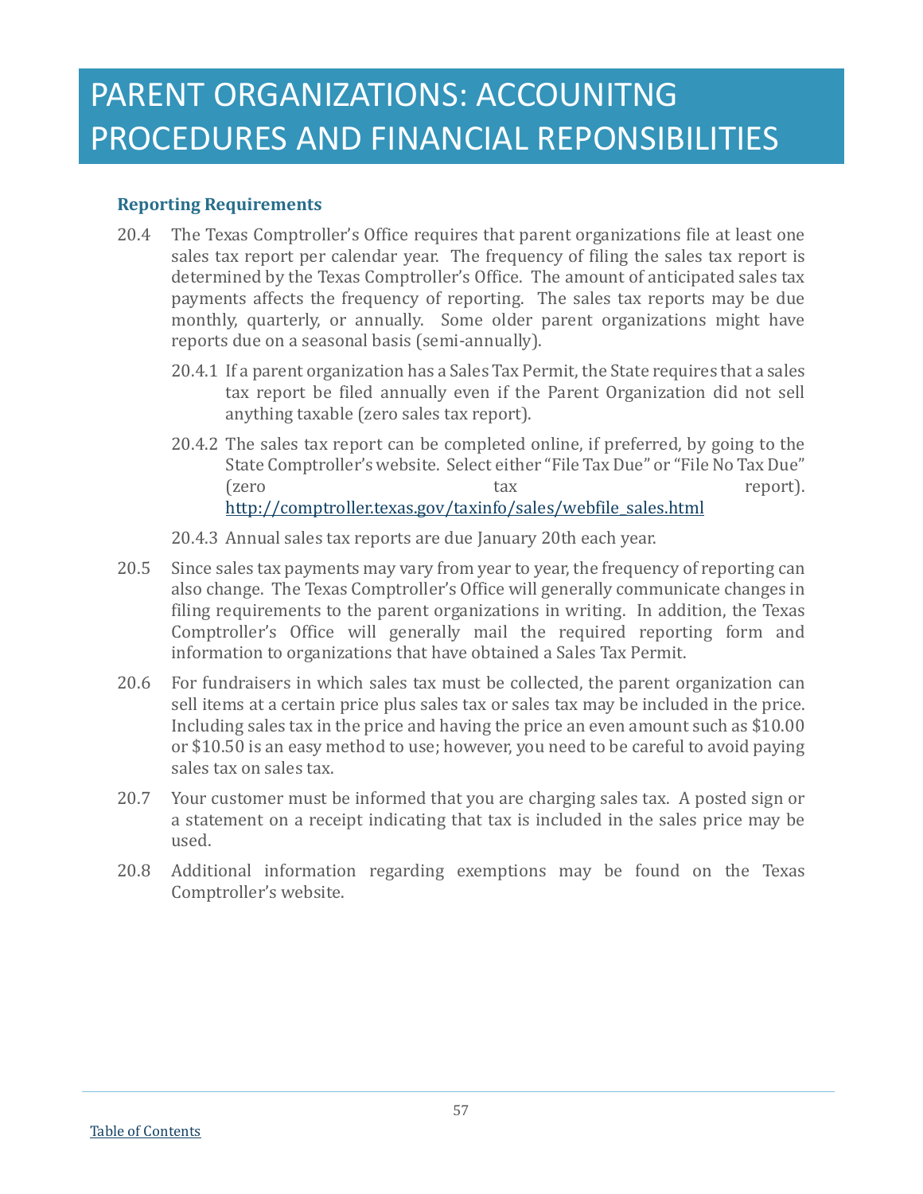# PARENT ORGANIZATIONS: ACCOUNITNG PROCEDURES AND FINANCIAL REPONSIBILITIES

### Reporting Requirements

20.4 The Texas Comptroller's Office requires that parent organizations file at least one sales tax report per calendar year. The frequency of filing the sales tax report is determined by the Texas Comptroller's Office. The amount of anticipated sales tax payments affects the frequency of reporting. The sales tax reports may be due monthly, quarterly, or annually. Some older parent organizations might have reports due on a seasonal basis (semi-annually).

20.4.1 If a parent organization has a Sales Tax Permit, the State requires that a sales tax report be filed annually even if the Parent Organization did not sell anything taxable (zero sales tax report).

20.4.2 The sales tax report can be completed online, if preferred, by going to the State Comptroller's website. Select either "File Tax Due" or "File No Tax Due" (zero tax report). http://comptroller.texas.gov/taxinfo/sales/webfile_sales.html

20.4.3 Annual sales tax reports are due January 20th each year.

20.5 Since sales tax payments may vary from year to year, the frequency of reporting can also change. The Texas Comptroller's Office will generally communicate changes in filing requirements to the parent organizations in writing. In addition, the Texas Comptroller's Office will generally mail the required reporting form and information to organizations that have obtained a Sales Tax Permit.

20.6 For fundraisers in which sales tax must be collected, the parent organization can sell items at a certain price plus sales tax or sales tax may be included in the price. Including sales tax in the price and having the price an even amount such as $10.00 or $10.50 is an easy method to use; however, you need to be careful to avoid paying sales tax on sales tax.

20.7 Your customer must be informed that you are charging sales tax. A posted sign or a statement on a receipt indicating that tax is included in the sales price may be used.

20.8 Additional information regarding exemptions may be found on the Texas Comptroller's website.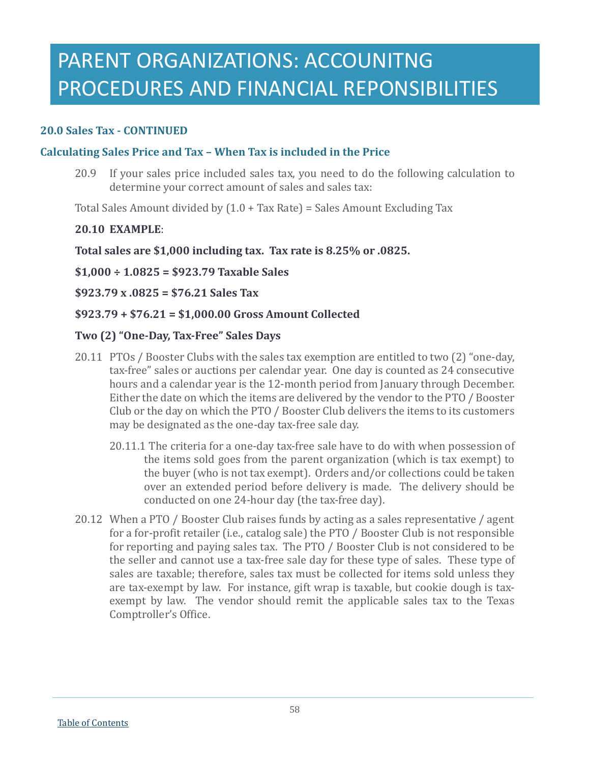# PARENT ORGANIZATIONS: ACCOUNITNG PROCEDURES AND FINANCIAL REPONSIBILITIES

### 20.0 Sales Tax - CONTINUED

### Calculating Sales Price and Tax – When Tax is included in the Price

20.9 If your sales price included sales tax, you need to do the following calculation to determine your correct amount of sales and sales tax:

Total Sales Amount divided by (1.0 + Tax Rate) = Sales Amount Excluding Tax

**20.10 EXAMPLE**:

**Total sales are $1,000 including tax. Tax rate is 8.25% or .0825.**

**$1,000 ÷ 1.0825 = $923.79 Taxable Sales**

**$923.79 x .0825 = $76.21 Sales Tax**

**$923.79 + $76.21 = $1,000.00 Gross Amount Collected**

**Two (2) "One-Day, Tax-Free" Sales Days**

20.11 PTOs / Booster Clubs with the sales tax exemption are entitled to two (2) "one-day, tax-free" sales or auctions per calendar year. One day is counted as 24 consecutive hours and a calendar year is the 12-month period from January through December. Either the date on which the items are delivered by the vendor to the PTO / Booster Club or the day on which the PTO / Booster Club delivers the items to its customers may be designated as the one-day tax-free sale day.

20.11.1 The criteria for a one-day tax-free sale have to do with when possession of the items sold goes from the parent organization (which is tax exempt) to the buyer (who is not tax exempt). Orders and/or collections could be taken over an extended period before delivery is made. The delivery should be conducted on one 24-hour day (the tax-free day).

20.12 When a PTO / Booster Club raises funds by acting as a sales representative / agent for a for-profit retailer (i.e., catalog sale) the PTO / Booster Club is not responsible for reporting and paying sales tax. The PTO / Booster Club is not considered to be the seller and cannot use a tax-free sale day for these type of sales. These type of sales are taxable; therefore, sales tax must be collected for items sold unless they are tax-exempt by law. For instance, gift wrap is taxable, but cookie dough is tax-exempt by law. The vendor should remit the applicable sales tax to the Texas Comptroller's Office.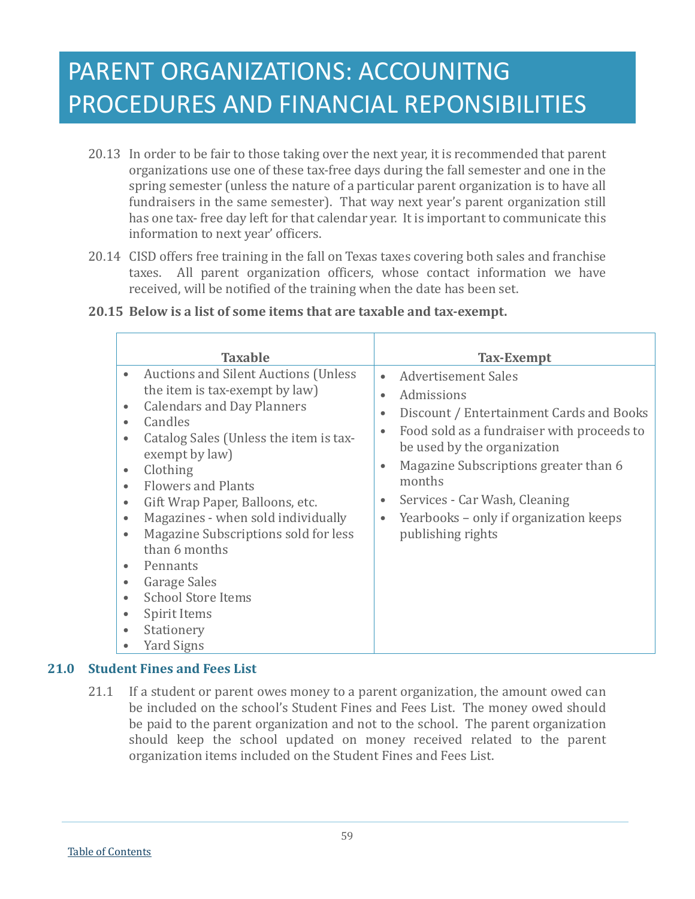# PARENT ORGANIZATIONS: ACCOUNITNG PROCEDURES AND FINANCIAL REPONSIBILITIES

20.13 In order to be fair to those taking over the next year, it is recommended that parent organizations use one of these tax-free days during the fall semester and one in the spring semester (unless the nature of a particular parent organization is to have all fundraisers in the same semester). That way next year's parent organization still has one tax- free day left for that calendar year. It is important to communicate this information to next year' officers.

20.14 CISD offers free training in the fall on Texas taxes covering both sales and franchise taxes. All parent organization officers, whose contact information we have received, will be notified of the training when the date has been set.

**20.15 Below is a list of some items that are taxable and tax-exempt.**

| Taxable | Tax-Exempt |
|---|---|
| • Auctions and Silent Auctions (Unless the item is tax-exempt by law)<br>• Calendars and Day Planners<br>• Candles<br>• Catalog Sales (Unless the item is tax-exempt by law)<br>• Clothing<br>• Flowers and Plants<br>• Gift Wrap Paper, Balloons, etc.<br>• Magazines - when sold individually<br>• Magazine Subscriptions sold for less than 6 months<br>• Pennants<br>• Garage Sales<br>• School Store Items<br>• Spirit Items<br>• Stationery<br>• Yard Signs | • Advertisement Sales<br>• Admissions<br>• Discount / Entertainment Cards and Books<br>• Food sold as a fundraiser with proceeds to be used by the organization<br>• Magazine Subscriptions greater than 6 months<br>• Services - Car Wash, Cleaning<br>• Yearbooks – only if organization keeps publishing rights |

## 21.0 Student Fines and Fees List

21.1 If a student or parent owes money to a parent organization, the amount owed can be included on the school's Student Fines and Fees List. The money owed should be paid to the parent organization and not to the school. The parent organization should keep the school updated on money received related to the parent organization items included on the Student Fines and Fees List.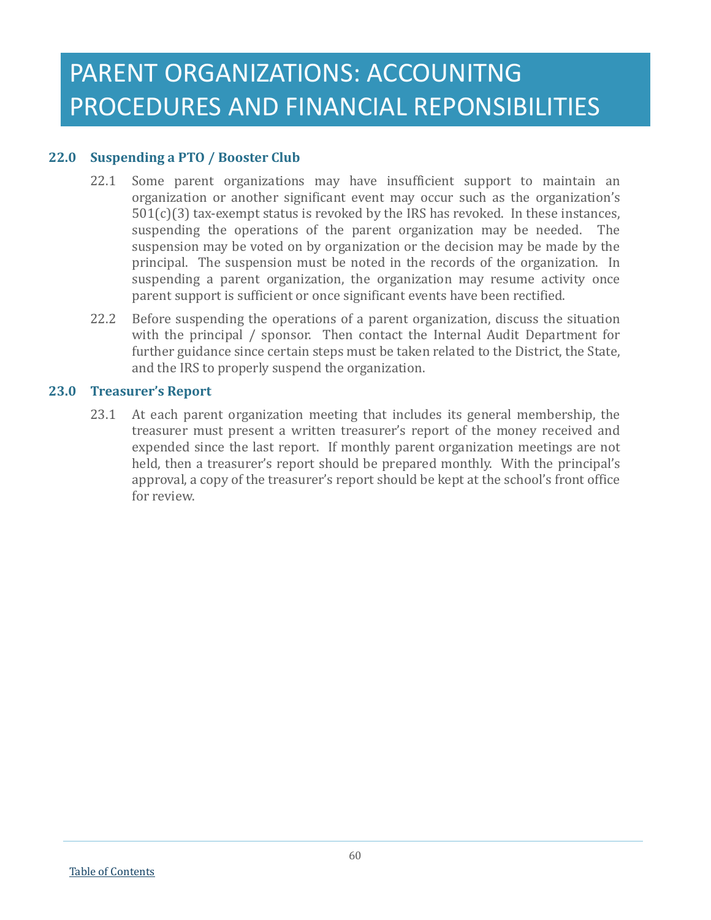# PARENT ORGANIZATIONS: ACCOUNITNG PROCEDURES AND FINANCIAL REPONSIBILITIES

## 22.0 Suspending a PTO / Booster Club

22.1 Some parent organizations may have insufficient support to maintain an organization or another significant event may occur such as the organization's 501(c)(3) tax-exempt status is revoked by the IRS has revoked. In these instances, suspending the operations of the parent organization may be needed. The suspension may be voted on by organization or the decision may be made by the principal. The suspension must be noted in the records of the organization. In suspending a parent organization, the organization may resume activity once parent support is sufficient or once significant events have been rectified.

22.2 Before suspending the operations of a parent organization, discuss the situation with the principal / sponsor. Then contact the Internal Audit Department for further guidance since certain steps must be taken related to the District, the State, and the IRS to properly suspend the organization.

## 23.0 Treasurer's Report

23.1 At each parent organization meeting that includes its general membership, the treasurer must present a written treasurer's report of the money received and expended since the last report. If monthly parent organization meetings are not held, then a treasurer's report should be prepared monthly. With the principal's approval, a copy of the treasurer's report should be kept at the school's front office for review.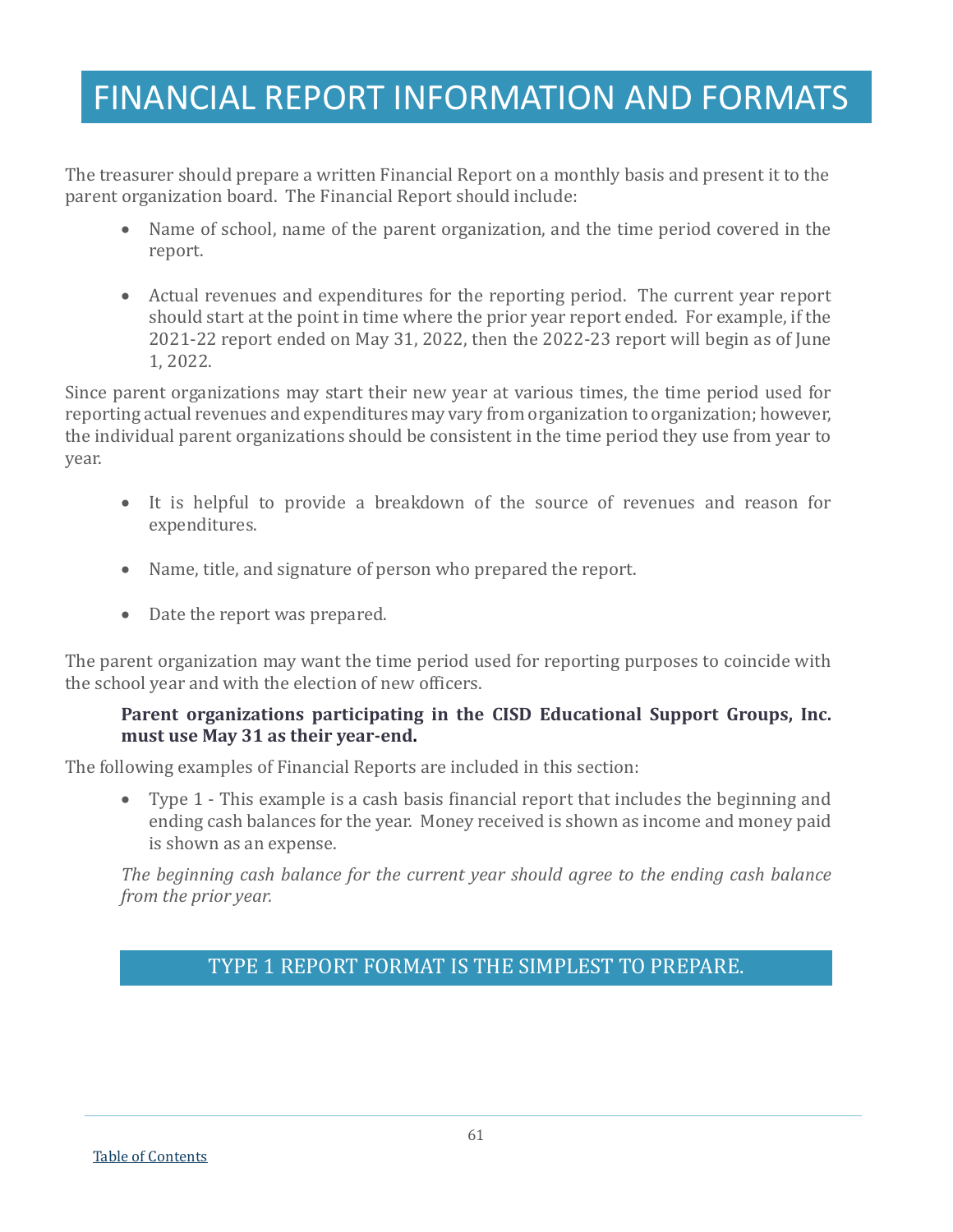# FINANCIAL REPORT INFORMATION AND FORMATS

The treasurer should prepare a written Financial Report on a monthly basis and present it to the parent organization board. The Financial Report should include:

- Name of school, name of the parent organization, and the time period covered in the report.
- Actual revenues and expenditures for the reporting period. The current year report should start at the point in time where the prior year report ended. For example, if the 2021-22 report ended on May 31, 2022, then the 2022-23 report will begin as of June 1, 2022.

Since parent organizations may start their new year at various times, the time period used for reporting actual revenues and expenditures may vary from organization to organization; however, the individual parent organizations should be consistent in the time period they use from year to year.

- It is helpful to provide a breakdown of the source of revenues and reason for expenditures.
- Name, title, and signature of person who prepared the report.
- Date the report was prepared.

The parent organization may want the time period used for reporting purposes to coincide with the school year and with the election of new officers.

**Parent organizations participating in the CISD Educational Support Groups, Inc. must use May 31 as their year-end.**

The following examples of Financial Reports are included in this section:

- Type 1 - This example is a cash basis financial report that includes the beginning and ending cash balances for the year. Money received is shown as income and money paid is shown as an expense.

*The beginning cash balance for the current year should agree to the ending cash balance from the prior year.*

## TYPE 1 REPORT FORMAT IS THE SIMPLEST TO PREPARE.

Table of Contents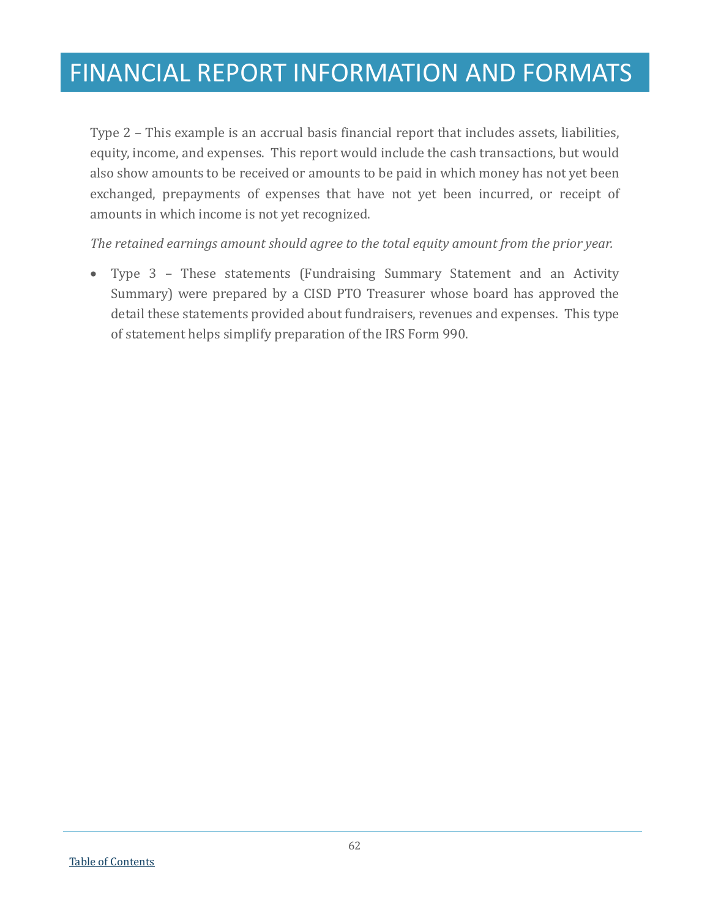# FINANCIAL REPORT INFORMATION AND FORMATS

Type 2 – This example is an accrual basis financial report that includes assets, liabilities, equity, income, and expenses. This report would include the cash transactions, but would also show amounts to be received or amounts to be paid in which money has not yet been exchanged, prepayments of expenses that have not yet been incurred, or receipt of amounts in which income is not yet recognized.

*The retained earnings amount should agree to the total equity amount from the prior year.*

- Type 3 – These statements (Fundraising Summary Statement and an Activity Summary) were prepared by a CISD PTO Treasurer whose board has approved the detail these statements provided about fundraisers, revenues and expenses. This type of statement helps simplify preparation of the IRS Form 990.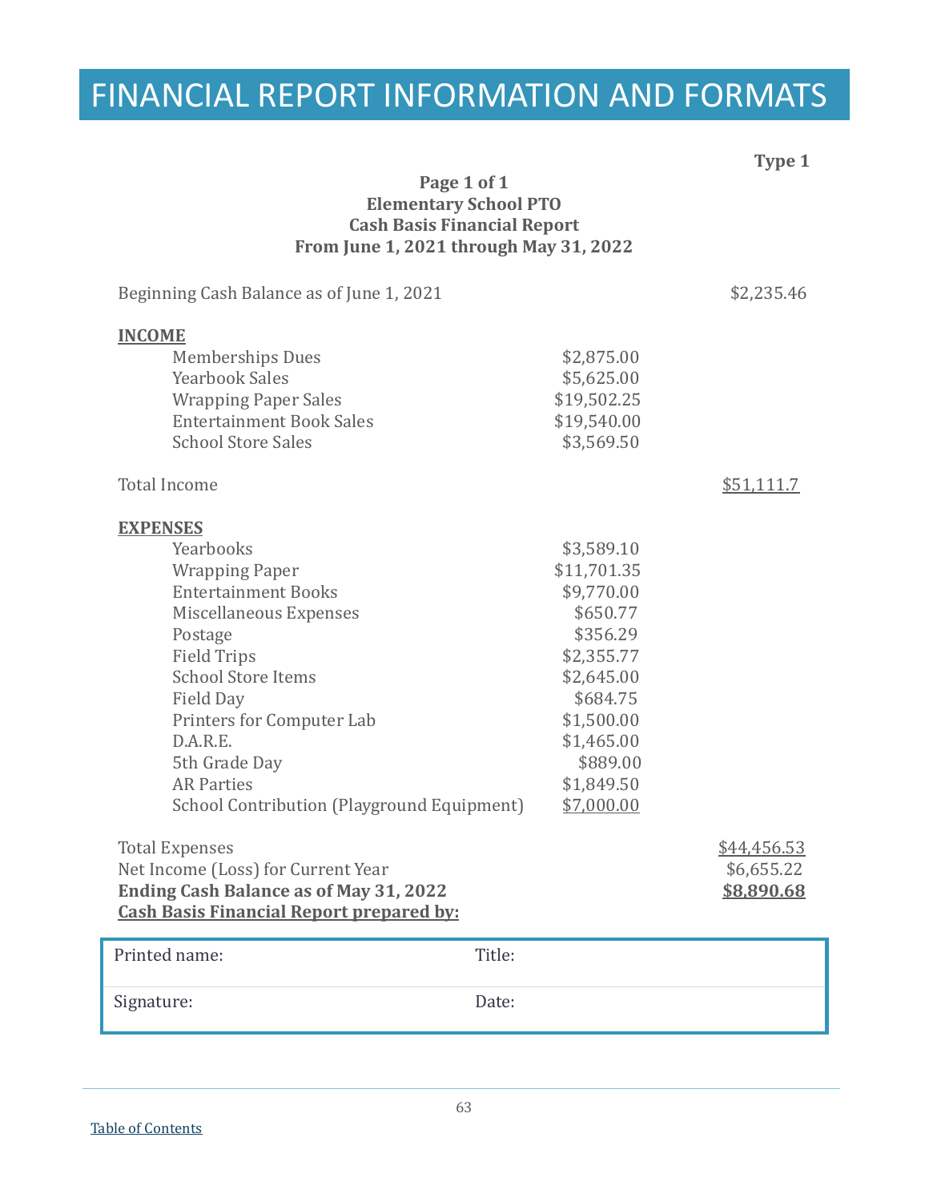# FINANCIAL REPORT INFORMATION AND FORMATS

**Type 1**

**Page 1 of 1**
**Elementary School PTO**
**Cash Basis Financial Report**
**From June 1, 2021 through May 31, 2022**

| | | |
|---|---|---|
| Beginning Cash Balance as of June 1, 2021 | | $2,235.46 |
| **INCOME** | | |
| Memberships Dues | $2,875.00 | |
| Yearbook Sales | $5,625.00 | |
| Wrapping Paper Sales | $19,502.25 | |
| Entertainment Book Sales | $19,540.00 | |
| School Store Sales | $3,569.50 | |
| Total Income | | $51,111.7 |
| **EXPENSES** | | |
| Yearbooks | $3,589.10 | |
| Wrapping Paper | $11,701.35 | |
| Entertainment Books | $9,770.00 | |
| Miscellaneous Expenses | $650.77 | |
| Postage | $356.29 | |
| Field Trips | $2,355.77 | |
| School Store Items | $2,645.00 | |
| Field Day | $684.75 | |
| Printers for Computer Lab | $1,500.00 | |
| D.A.R.E. | $1,465.00 | |
| 5th Grade Day | $889.00 | |
| AR Parties | $1,849.50 | |
| School Contribution (Playground Equipment) | $7,000.00 | |
| Total Expenses | | $44,456.53 |
| Net Income (Loss) for Current Year | | $6,655.22 |
| **Ending Cash Balance as of May 31, 2022** | | **$8,890.68** |

**Cash Basis Financial Report prepared by:**

| Printed name: | Title: |
|---|---|
| Signature: | Date: |

Table of Contents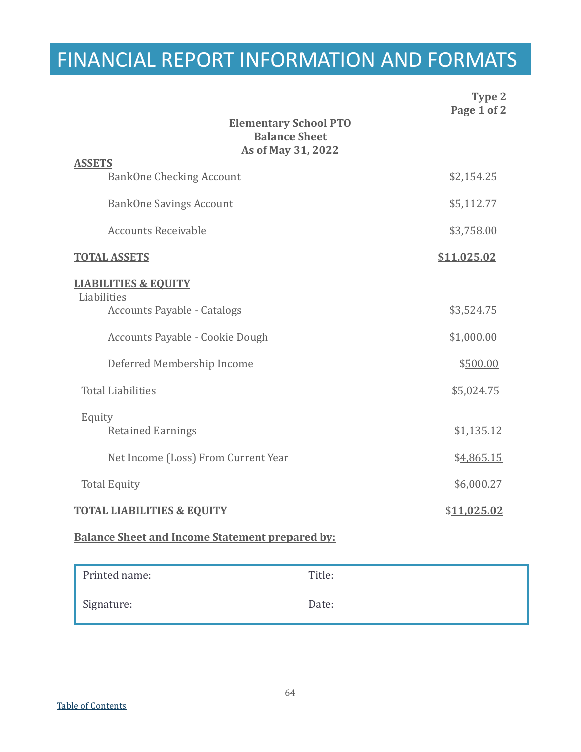# FINANCIAL REPORT INFORMATION AND FORMATS

**Type 2**
**Page 1 of 2**

**Elementary School PTO**
**Balance Sheet**
**As of May 31, 2022**

| | |
|---|---|
| **ASSETS** | |
| BankOne Checking Account | $2,154.25 |
| BankOne Savings Account | $5,112.77 |
| Accounts Receivable | $3,758.00 |
| **TOTAL ASSETS** | **$11,025.02** |
| **LIABILITIES & EQUITY** | |
| Liabilities | |
| Accounts Payable - Catalogs | $3,524.75 |
| Accounts Payable - Cookie Dough | $1,000.00 |
| Deferred Membership Income | $500.00 |
| Total Liabilities | $5,024.75 |
| Equity | |
| Retained Earnings | $1,135.12 |
| Net Income (Loss) From Current Year | $4,865.15 |
| Total Equity | $6,000.27 |
| **TOTAL LIABILITIES & EQUITY** | **$11,025.02** |

**Balance Sheet and Income Statement prepared by:**

| | |
|---|---|
| Printed name: | Title: |
| Signature: | Date: |

Table of Contents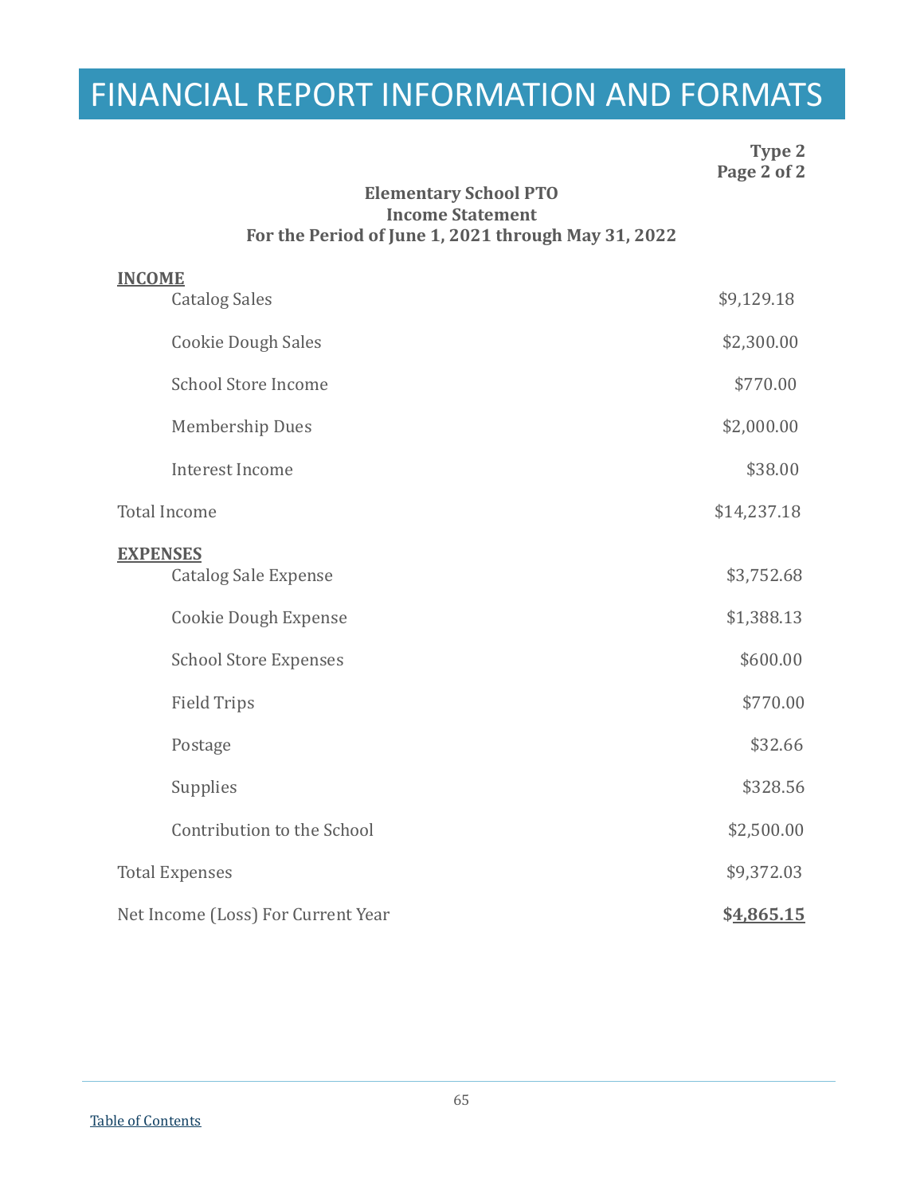# FINANCIAL REPORT INFORMATION AND FORMATS

**Type 2**
**Page 2 of 2**

**Elementary School PTO**
**Income Statement**
**For the Period of June 1, 2021 through May 31, 2022**

| | |
|---|---|
| **INCOME** | |
| Catalog Sales | $9,129.18 |
| Cookie Dough Sales | $2,300.00 |
| School Store Income | $770.00 |
| Membership Dues | $2,000.00 |
| Interest Income | $38.00 |
| Total Income | $14,237.18 |
| **EXPENSES** | |
| Catalog Sale Expense | $3,752.68 |
| Cookie Dough Expense | $1,388.13 |
| School Store Expenses | $600.00 |
| Field Trips | $770.00 |
| Postage | $32.66 |
| Supplies | $328.56 |
| Contribution to the School | $2,500.00 |
| Total Expenses | $9,372.03 |
| Net Income (Loss) For Current Year | **$4,865.15** |

Table of Contents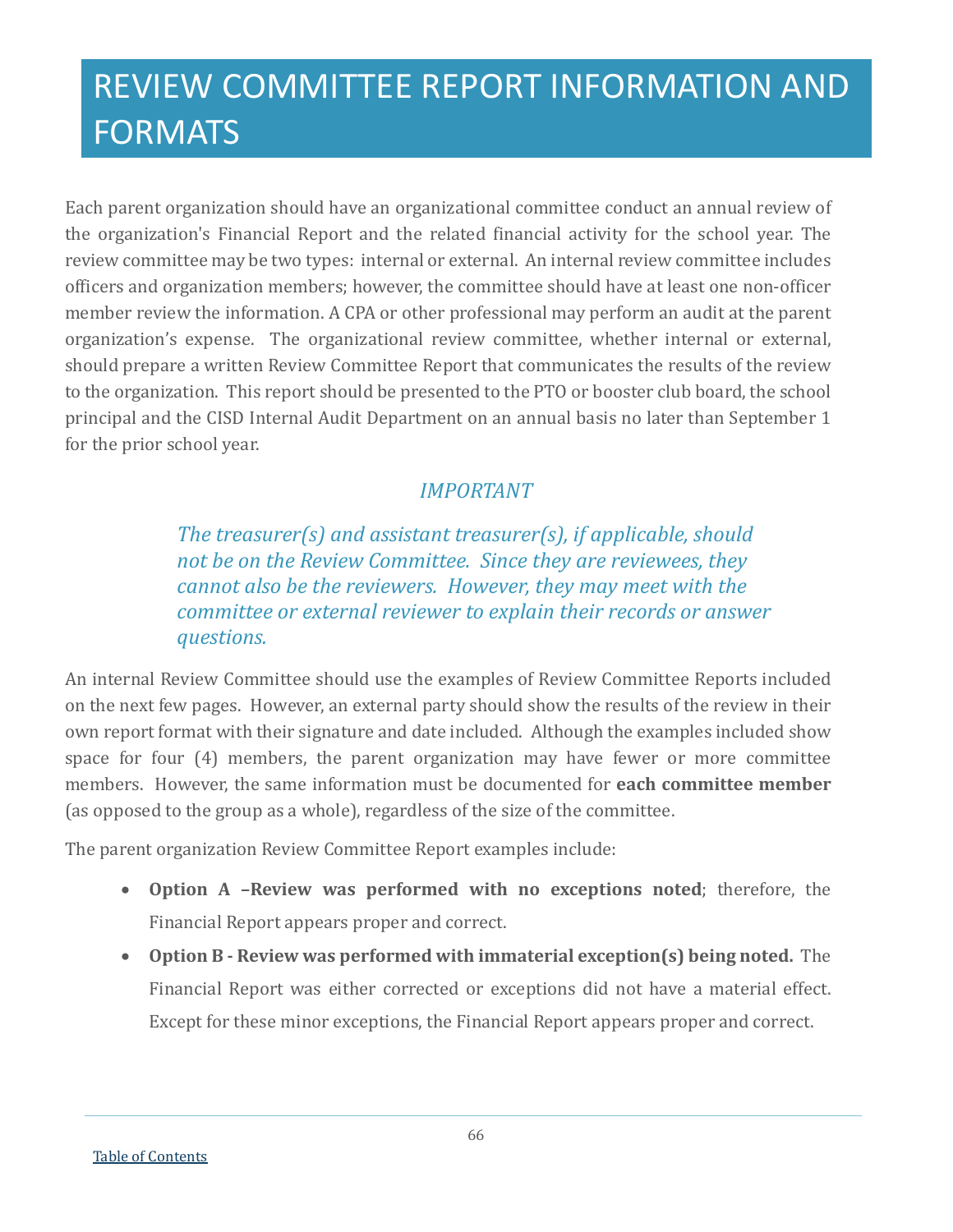# REVIEW COMMITTEE REPORT INFORMATION AND FORMATS

Each parent organization should have an organizational committee conduct an annual review of the organization's Financial Report and the related financial activity for the school year. The review committee may be two types: internal or external. An internal review committee includes officers and organization members; however, the committee should have at least one non-officer member review the information. A CPA or other professional may perform an audit at the parent organization's expense. The organizational review committee, whether internal or external, should prepare a written Review Committee Report that communicates the results of the review to the organization. This report should be presented to the PTO or booster club board, the school principal and the CISD Internal Audit Department on an annual basis no later than September 1 for the prior school year.

*IMPORTANT*

*The treasurer(s) and assistant treasurer(s), if applicable, should not be on the Review Committee. Since they are reviewees, they cannot also be the reviewers. However, they may meet with the committee or external reviewer to explain their records or answer questions.*

An internal Review Committee should use the examples of Review Committee Reports included on the next few pages. However, an external party should show the results of the review in their own report format with their signature and date included. Although the examples included show space for four (4) members, the parent organization may have fewer or more committee members. However, the same information must be documented for **each committee member** (as opposed to the group as a whole), regardless of the size of the committee.

The parent organization Review Committee Report examples include:

- **Option A –Review was performed with no exceptions noted**; therefore, the Financial Report appears proper and correct.
- **Option B - Review was performed with immaterial exception(s) being noted.** The Financial Report was either corrected or exceptions did not have a material effect. Except for these minor exceptions, the Financial Report appears proper and correct.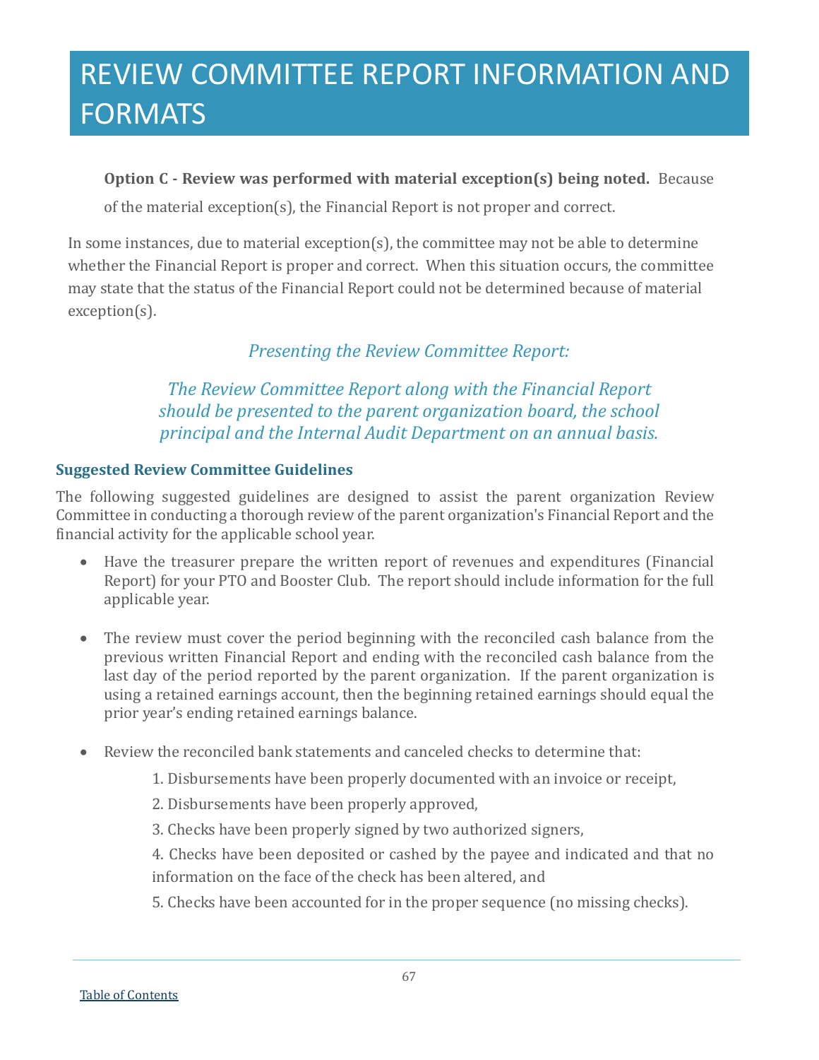# REVIEW COMMITTEE REPORT INFORMATION AND FORMATS

**Option C - Review was performed with material exception(s) being noted.** Because of the material exception(s), the Financial Report is not proper and correct.

In some instances, due to material exception(s), the committee may not be able to determine whether the Financial Report is proper and correct. When this situation occurs, the committee may state that the status of the Financial Report could not be determined because of material exception(s).

*Presenting the Review Committee Report:*

*The Review Committee Report along with the Financial Report should be presented to the parent organization board, the school principal and the Internal Audit Department on an annual basis.*

### Suggested Review Committee Guidelines

The following suggested guidelines are designed to assist the parent organization Review Committee in conducting a thorough review of the parent organization's Financial Report and the financial activity for the applicable school year.

- Have the treasurer prepare the written report of revenues and expenditures (Financial Report) for your PTO and Booster Club. The report should include information for the full applicable year.
- The review must cover the period beginning with the reconciled cash balance from the previous written Financial Report and ending with the reconciled cash balance from the last day of the period reported by the parent organization. If the parent organization is using a retained earnings account, then the beginning retained earnings should equal the prior year's ending retained earnings balance.
- Review the reconciled bank statements and canceled checks to determine that:
  1. Disbursements have been properly documented with an invoice or receipt,
  2. Disbursements have been properly approved,
  3. Checks have been properly signed by two authorized signers,
  4. Checks have been deposited or cashed by the payee and indicated and that no information on the face of the check has been altered, and
  5. Checks have been accounted for in the proper sequence (no missing checks).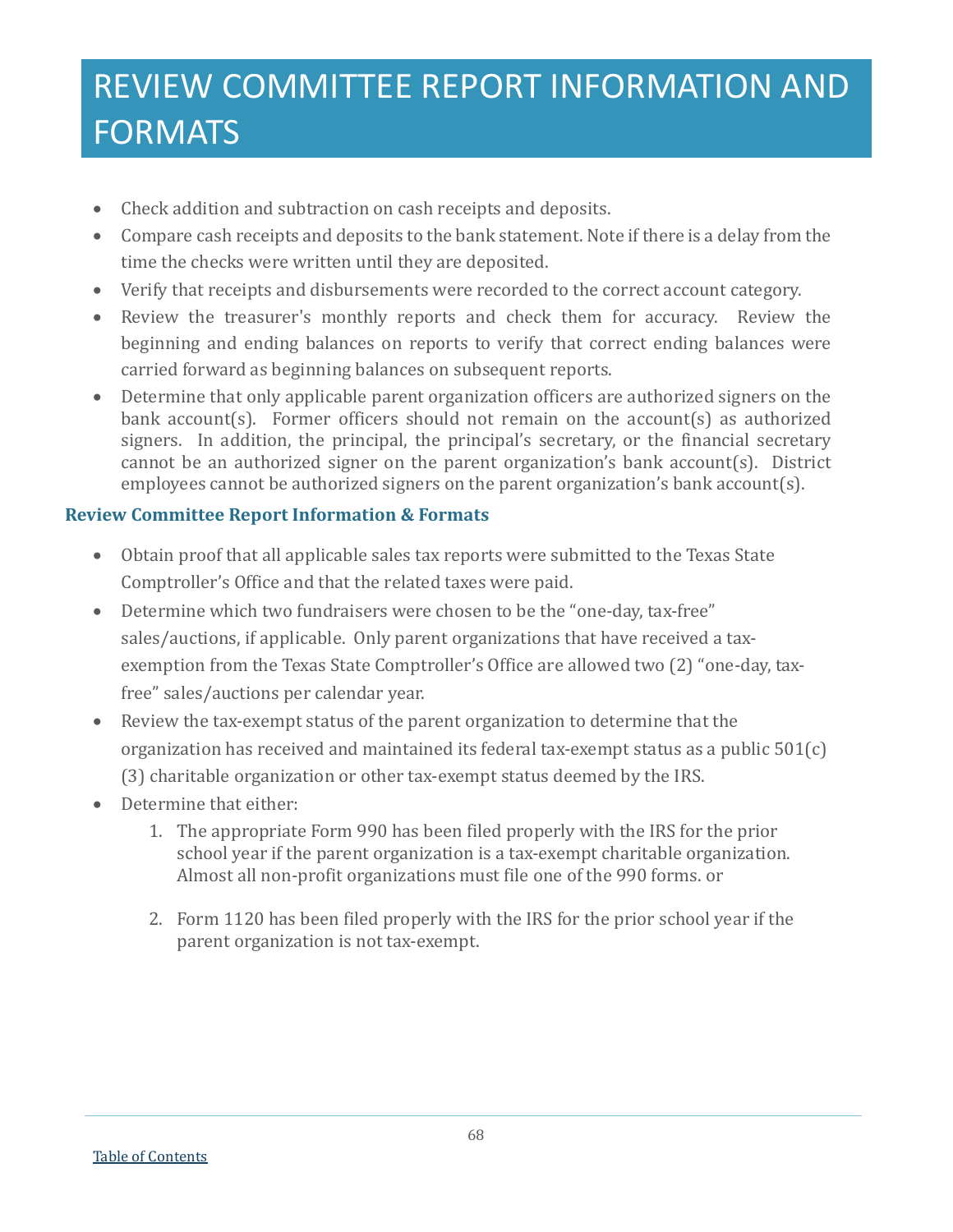# REVIEW COMMITTEE REPORT INFORMATION AND FORMATS

- Check addition and subtraction on cash receipts and deposits.
- Compare cash receipts and deposits to the bank statement. Note if there is a delay from the time the checks were written until they are deposited.
- Verify that receipts and disbursements were recorded to the correct account category.
- Review the treasurer's monthly reports and check them for accuracy. Review the beginning and ending balances on reports to verify that correct ending balances were carried forward as beginning balances on subsequent reports.
- Determine that only applicable parent organization officers are authorized signers on the bank account(s). Former officers should not remain on the account(s) as authorized signers. In addition, the principal, the principal's secretary, or the financial secretary cannot be an authorized signer on the parent organization's bank account(s). District employees cannot be authorized signers on the parent organization's bank account(s).

### Review Committee Report Information & Formats

- Obtain proof that all applicable sales tax reports were submitted to the Texas State Comptroller's Office and that the related taxes were paid.
- Determine which two fundraisers were chosen to be the "one-day, tax-free" sales/auctions, if applicable. Only parent organizations that have received a tax-exemption from the Texas State Comptroller's Office are allowed two (2) "one-day, tax-free" sales/auctions per calendar year.
- Review the tax-exempt status of the parent organization to determine that the organization has received and maintained its federal tax-exempt status as a public 501(c)(3) charitable organization or other tax-exempt status deemed by the IRS.
- Determine that either:
  1. The appropriate Form 990 has been filed properly with the IRS for the prior school year if the parent organization is a tax-exempt charitable organization. Almost all non-profit organizations must file one of the 990 forms. or
  2. Form 1120 has been filed properly with the IRS for the prior school year if the parent organization is not tax-exempt.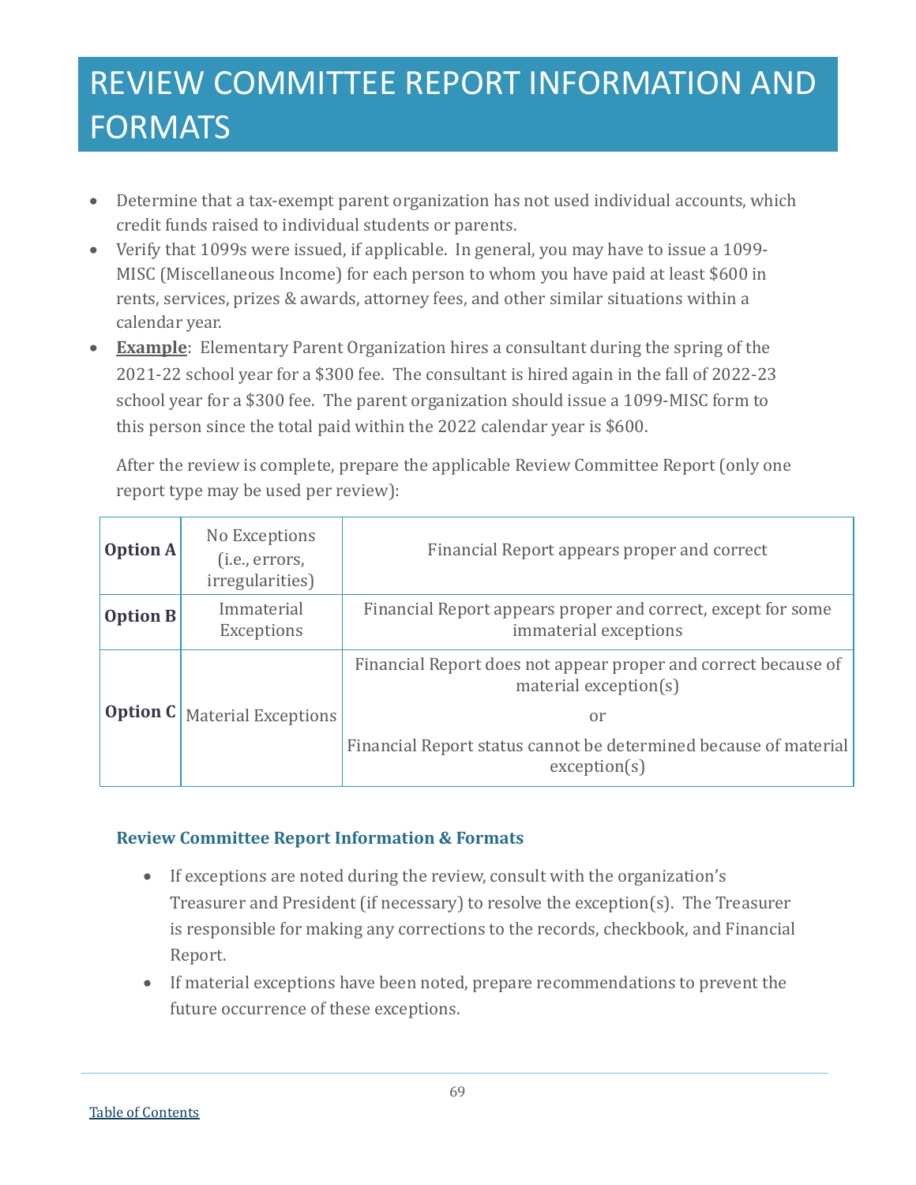# REVIEW COMMITTEE REPORT INFORMATION AND FORMATS

- Determine that a tax-exempt parent organization has not used individual accounts, which credit funds raised to individual students or parents.
- Verify that 1099s were issued, if applicable. In general, you may have to issue a 1099-MISC (Miscellaneous Income) for each person to whom you have paid at least $600 in rents, services, prizes & awards, attorney fees, and other similar situations within a calendar year.
- **Example**: Elementary Parent Organization hires a consultant during the spring of the 2021-22 school year for a $300 fee. The consultant is hired again in the fall of 2022-23 school year for a $300 fee. The parent organization should issue a 1099-MISC form to this person since the total paid within the 2022 calendar year is $600.

  After the review is complete, prepare the applicable Review Committee Report (only one report type may be used per review):

| | | |
|---|---|---|
| **Option A** | No Exceptions (i.e., errors, irregularities) | Financial Report appears proper and correct |
| **Option B** | Immaterial Exceptions | Financial Report appears proper and correct, except for some immaterial exceptions |
| **Option C** | Material Exceptions | Financial Report does not appear proper and correct because of material exception(s)<br>or<br>Financial Report status cannot be determined because of material exception(s) |

### Review Committee Report Information & Formats

- If exceptions are noted during the review, consult with the organization's Treasurer and President (if necessary) to resolve the exception(s). The Treasurer is responsible for making any corrections to the records, checkbook, and Financial Report.
- If material exceptions have been noted, prepare recommendations to prevent the future occurrence of these exceptions.

Table of Contents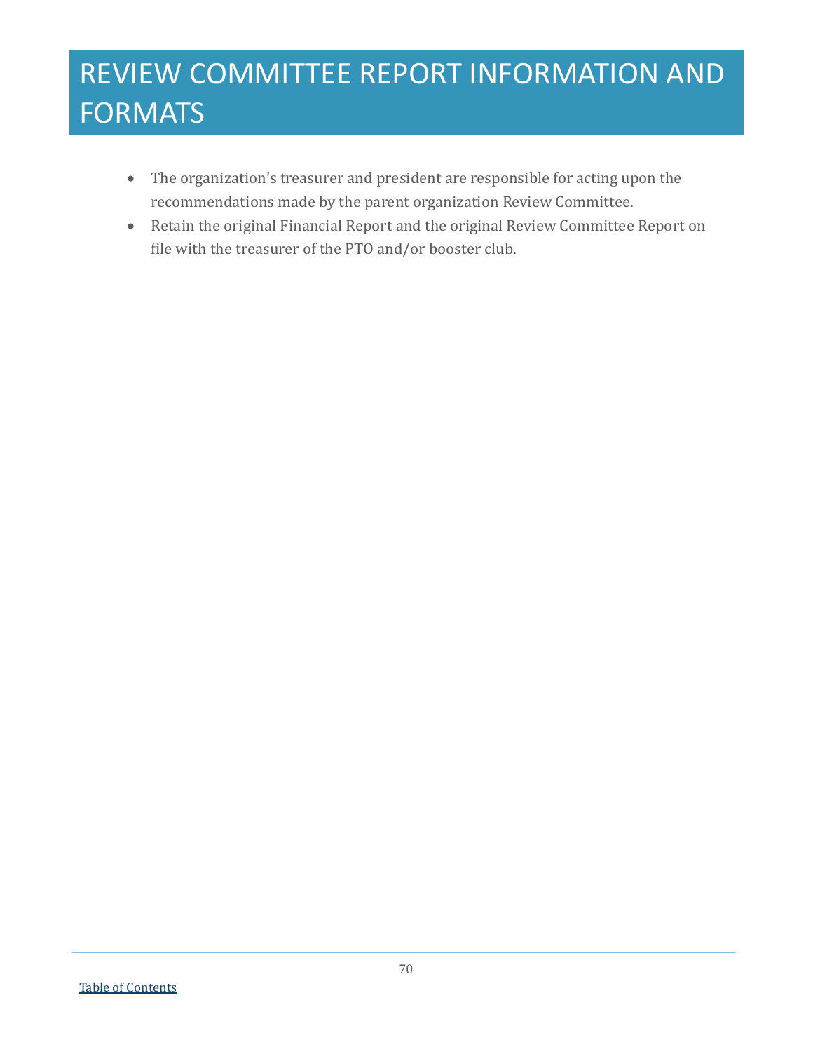# REVIEW COMMITTEE REPORT INFORMATION AND FORMATS

- The organization's treasurer and president are responsible for acting upon the recommendations made by the parent organization Review Committee.
- Retain the original Financial Report and the original Review Committee Report on file with the treasurer of the PTO and/or booster club.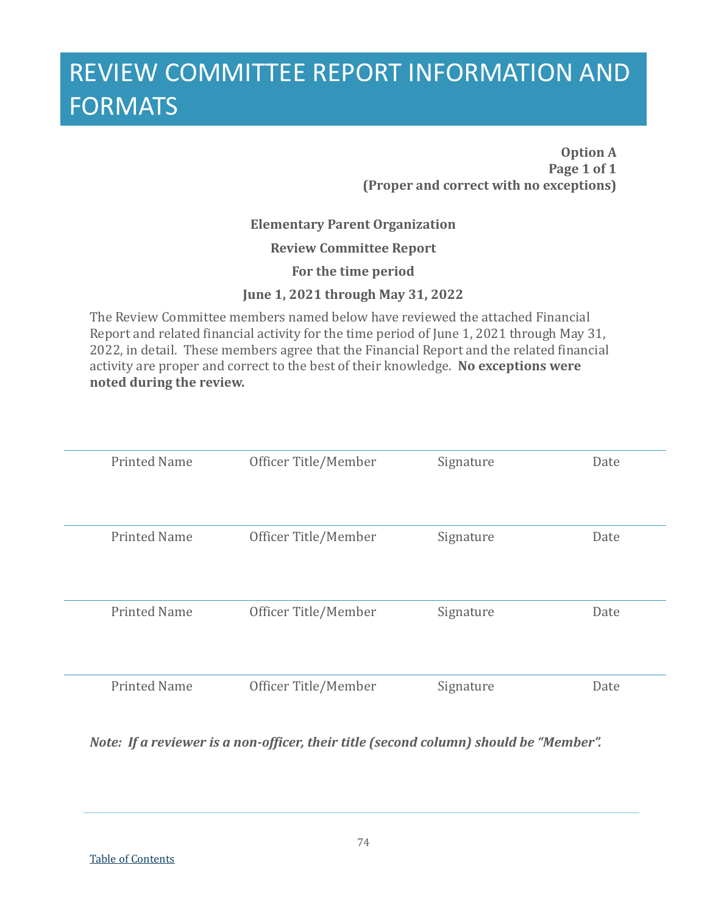# REVIEW COMMITTEE REPORT INFORMATION AND FORMATS

**Option A**
**Page 1 of 1**
**(Proper and correct with no exceptions)**

**Elementary Parent Organization**

**Review Committee Report**

**For the time period**

**June 1, 2021 through May 31, 2022**

The Review Committee members named below have reviewed the attached Financial Report and related financial activity for the time period of June 1, 2021 through May 31, 2022, in detail. These members agree that the Financial Report and the related financial activity are proper and correct to the best of their knowledge. **No exceptions were noted during the review.**

| Printed Name | Officer Title/Member | Signature | Date |
|---|---|---|---|
| Printed Name | Officer Title/Member | Signature | Date |
| Printed Name | Officer Title/Member | Signature | Date |
| Printed Name | Officer Title/Member | Signature | Date |

***Note: If a reviewer is a non-officer, their title (second column) should be "Member".***

Table of Contents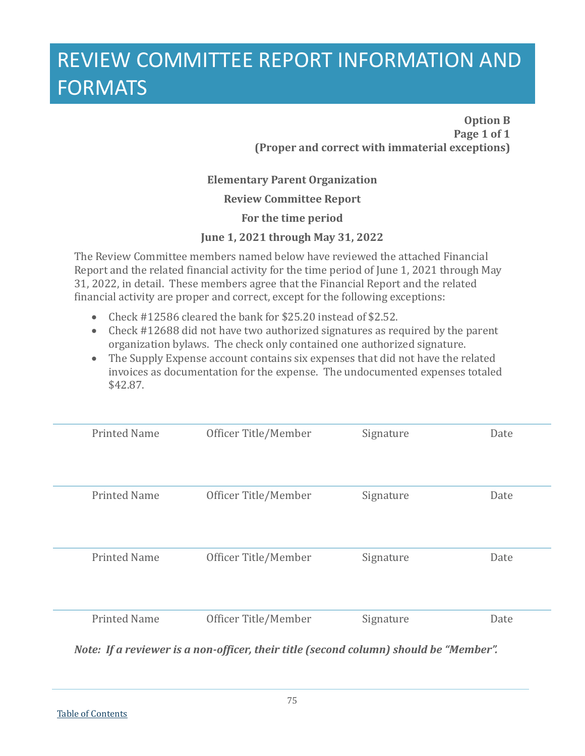# REVIEW COMMITTEE REPORT INFORMATION AND FORMATS

**Option B**
**Page 1 of 1**
**(Proper and correct with immaterial exceptions)**

**Elementary Parent Organization**

**Review Committee Report**

**For the time period**

**June 1, 2021 through May 31, 2022**

The Review Committee members named below have reviewed the attached Financial Report and the related financial activity for the time period of June 1, 2021 through May 31, 2022, in detail. These members agree that the Financial Report and the related financial activity are proper and correct, except for the following exceptions:

- Check #12586 cleared the bank for $25.20 instead of $2.52.
- Check #12688 did not have two authorized signatures as required by the parent organization bylaws. The check only contained one authorized signature.
- The Supply Expense account contains six expenses that did not have the related invoices as documentation for the expense. The undocumented expenses totaled $42.87.

| Printed Name | Officer Title/Member | Signature | Date |
|---|---|---|---|
| | | | |

| Printed Name | Officer Title/Member | Signature | Date |
|---|---|---|---|
| | | | |

| Printed Name | Officer Title/Member | Signature | Date |
|---|---|---|---|
| | | | |

| Printed Name | Officer Title/Member | Signature | Date |
|---|---|---|---|
| | | | |

***Note: If a reviewer is a non-officer, their title (second column) should be "Member".***

Table of Contents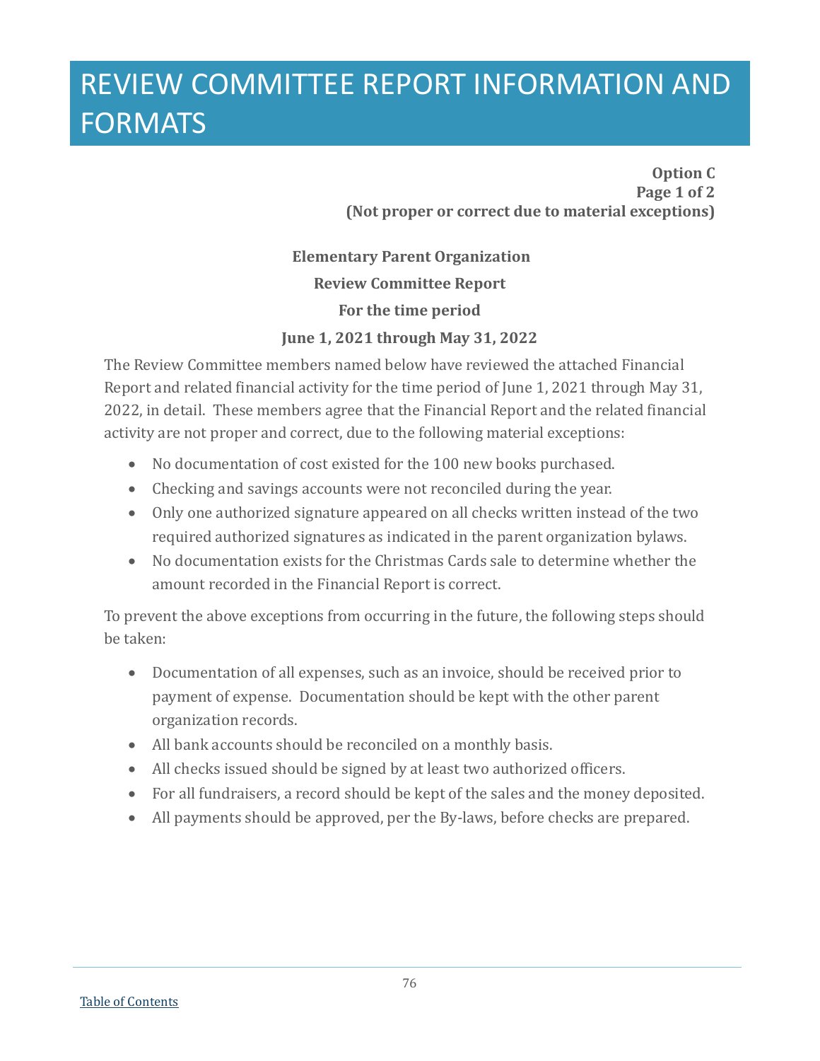# REVIEW COMMITTEE REPORT INFORMATION AND FORMATS

**Option C**
**Page 1 of 2**
**(Not proper or correct due to material exceptions)**

**Elementary Parent Organization**

**Review Committee Report**

**For the time period**

**June 1, 2021 through May 31, 2022**

The Review Committee members named below have reviewed the attached Financial Report and related financial activity for the time period of June 1, 2021 through May 31, 2022, in detail. These members agree that the Financial Report and the related financial activity are not proper and correct, due to the following material exceptions:

- No documentation of cost existed for the 100 new books purchased.
- Checking and savings accounts were not reconciled during the year.
- Only one authorized signature appeared on all checks written instead of the two required authorized signatures as indicated in the parent organization bylaws.
- No documentation exists for the Christmas Cards sale to determine whether the amount recorded in the Financial Report is correct.

To prevent the above exceptions from occurring in the future, the following steps should be taken:

- Documentation of all expenses, such as an invoice, should be received prior to payment of expense. Documentation should be kept with the other parent organization records.
- All bank accounts should be reconciled on a monthly basis.
- All checks issued should be signed by at least two authorized officers.
- For all fundraisers, a record should be kept of the sales and the money deposited.
- All payments should be approved, per the By-laws, before checks are prepared.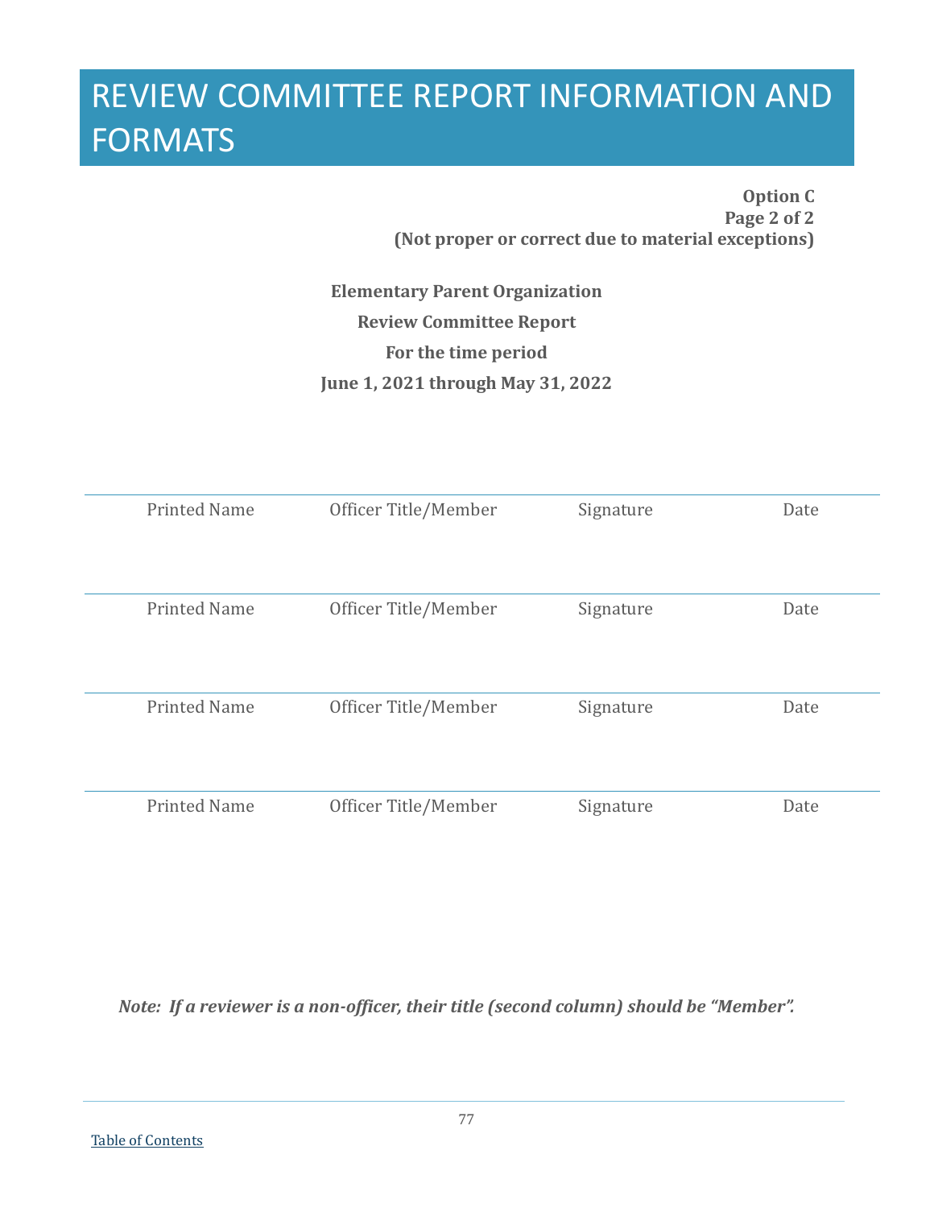# REVIEW COMMITTEE REPORT INFORMATION AND FORMATS

**Option C**
**Page 2 of 2**
**(Not proper or correct due to material exceptions)**

**Elementary Parent Organization**

**Review Committee Report**

**For the time period**

**June 1, 2021 through May 31, 2022**

| Printed Name | Officer Title/Member | Signature | Date |
|---|---|---|---|
| Printed Name | Officer Title/Member | Signature | Date |
| Printed Name | Officer Title/Member | Signature | Date |
| Printed Name | Officer Title/Member | Signature | Date |

***Note: If a reviewer is a non-officer, their title (second column) should be "Member".***

Table of Contents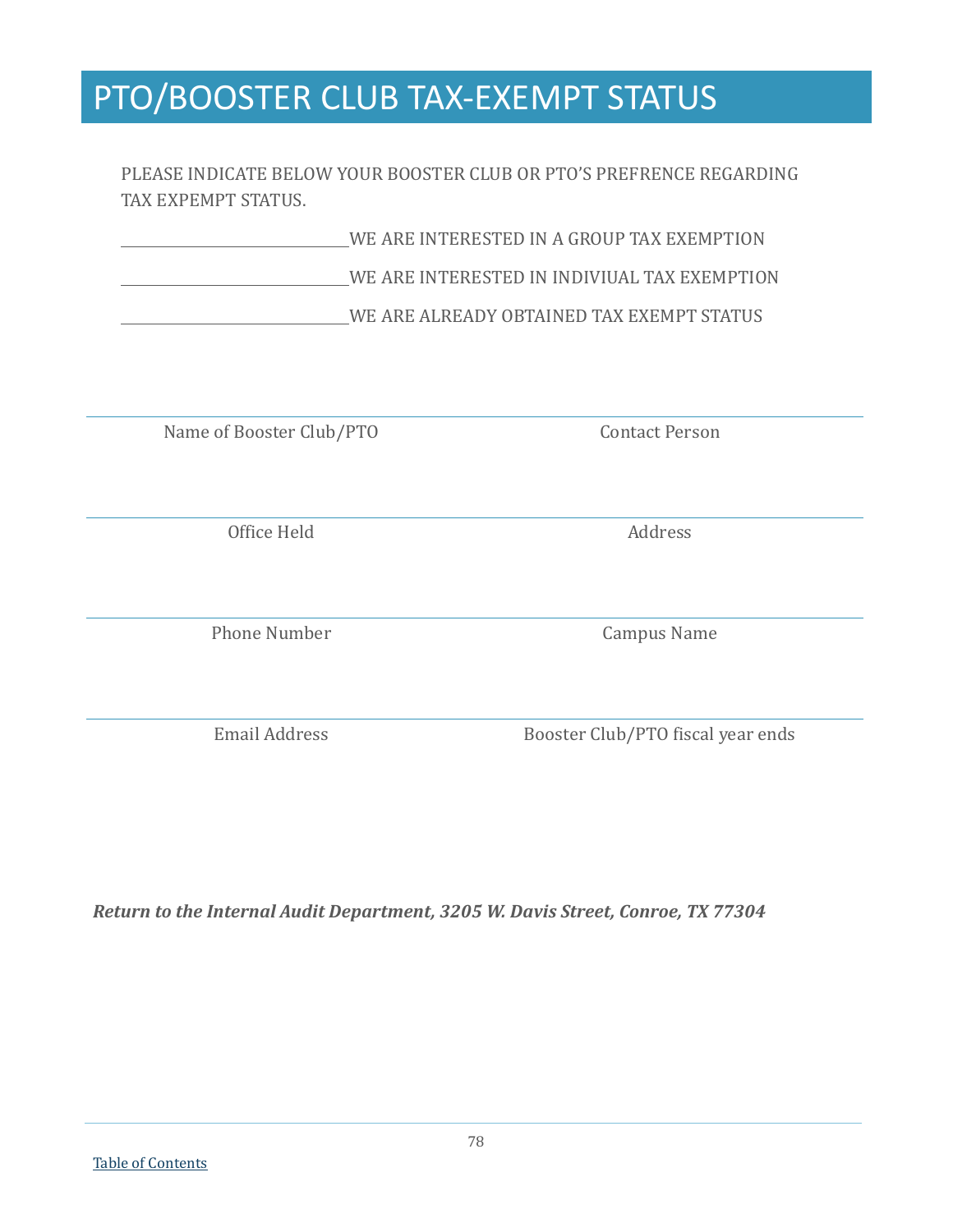# PTO/BOOSTER CLUB TAX-EXEMPT STATUS

PLEASE INDICATE BELOW YOUR BOOSTER CLUB OR PTO'S PREFRENCE REGARDING TAX EXPEMPT STATUS.

______________________WE ARE INTERESTED IN A GROUP TAX EXEMPTION

______________________WE ARE INTERESTED IN INDIVIUAL TAX EXEMPTION

______________________WE ARE ALREADY OBTAINED TAX EXEMPT STATUS

| | |
|---|---|
| Name of Booster Club/PTO | Contact Person |
| Office Held | Address |
| Phone Number | Campus Name |
| Email Address | Booster Club/PTO fiscal year ends |

***Return to the Internal Audit Department, 3205 W. Davis Street, Conroe, TX 77304***

Table of Contents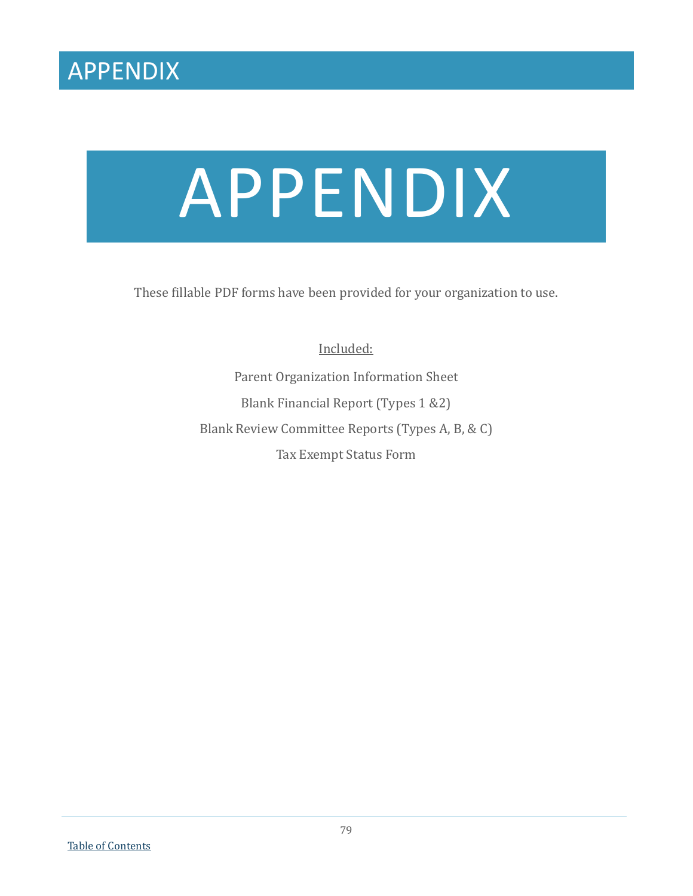# APPENDIX

# APPENDIX

These fillable PDF forms have been provided for your organization to use.

Included:

Parent Organization Information Sheet

Blank Financial Report (Types 1 &2)

Blank Review Committee Reports (Types A, B, & C)

Tax Exempt Status Form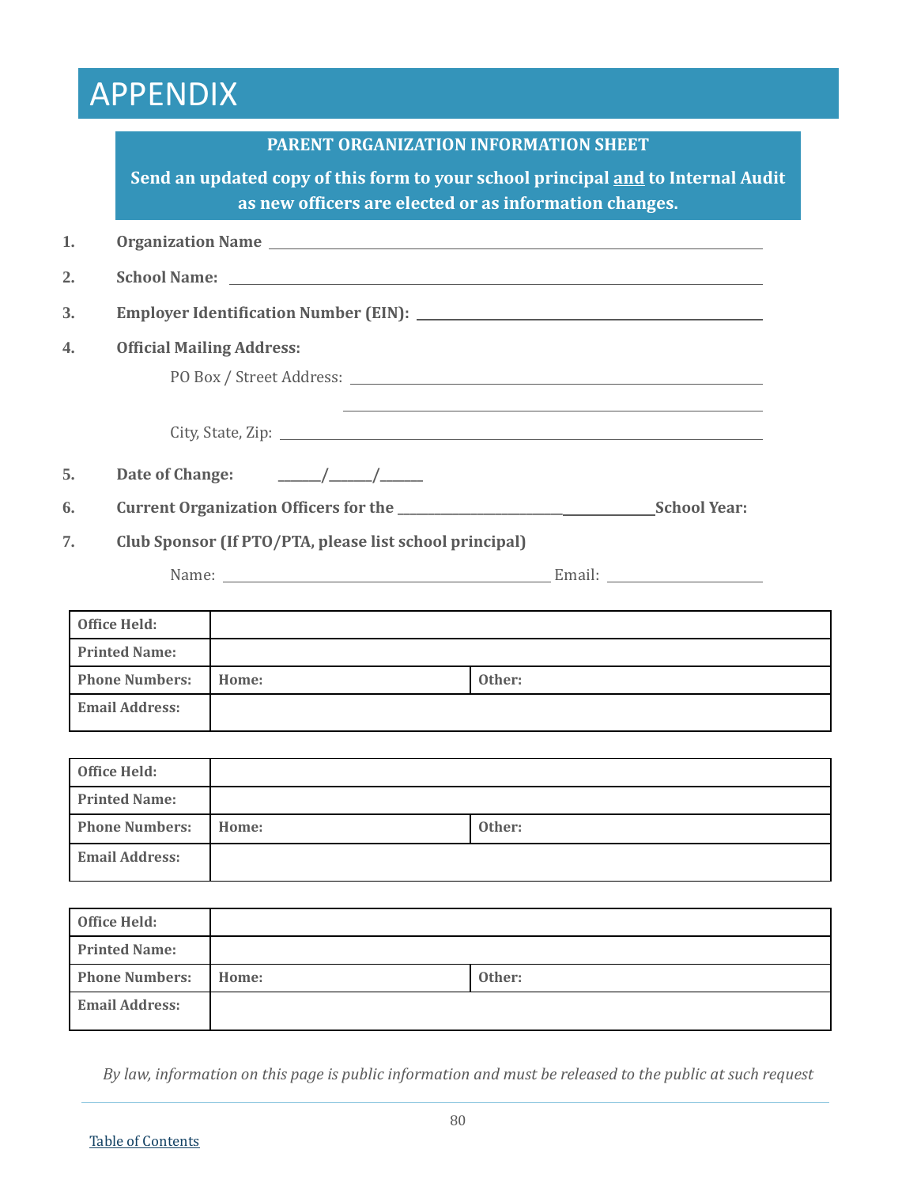# APPENDIX

**PARENT ORGANIZATION INFORMATION SHEET**

**Send an updated copy of this form to your school principal <u>and</u> to Internal Audit as new officers are elected or as information changes.**

1. **Organization Name** ______________________________

2. **School Name:** ______________________________

3. **Employer Identification Number (EIN):** ______________________________

4. **Official Mailing Address:**

   PO Box / Street Address: ______________________________

   ______________________________

   City, State, Zip: ______________________________

5. **Date of Change:** ______/______/______

6. **Current Organization Officers for the** ______________________________ **School Year:**

7. **Club Sponsor (If PTO/PTA, please list school principal)**

   Name: ______________________________ Email: ______________________________

| **Office Held:** | | |
|---|---|---|
| **Printed Name:** | | |
| **Phone Numbers:** | **Home:** | **Other:** |
| **Email Address:** | | |

| **Office Held:** | | |
|---|---|---|
| **Printed Name:** | | |
| **Phone Numbers:** | **Home:** | **Other:** |
| **Email Address:** | | |

| **Office Held:** | | |
|---|---|---|
| **Printed Name:** | | |
| **Phone Numbers:** | **Home:** | **Other:** |
| **Email Address:** | | |

*By law, information on this page is public information and must be released to the public at such request*

Table of Contents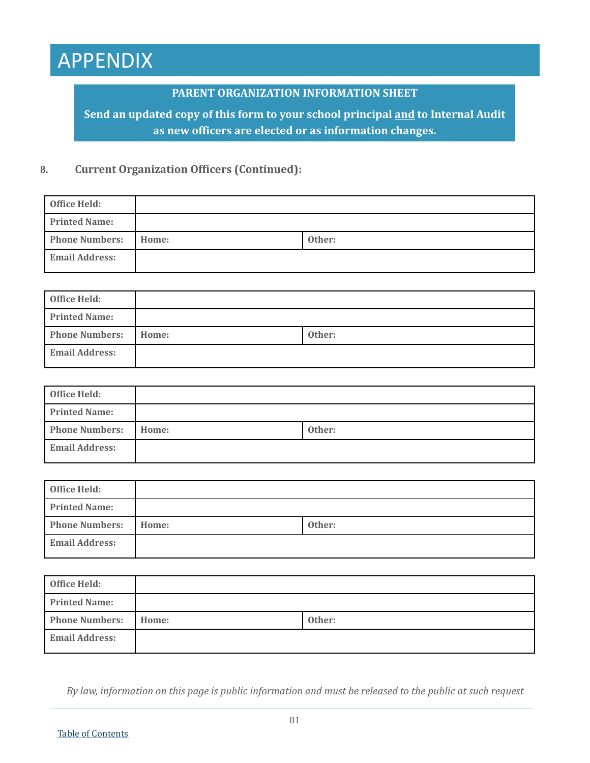# APPENDIX

**PARENT ORGANIZATION INFORMATION SHEET**

**Send an updated copy of this form to your school principal and to Internal Audit as new officers are elected or as information changes.**

**8. Current Organization Officers (Continued):**

| **Office Held:** | | |
|---|---|---|
| **Printed Name:** | | |
| **Phone Numbers:** | **Home:** | **Other:** |
| **Email Address:** | | |

| **Office Held:** | | |
|---|---|---|
| **Printed Name:** | | |
| **Phone Numbers:** | **Home:** | **Other:** |
| **Email Address:** | | |

| **Office Held:** | | |
|---|---|---|
| **Printed Name:** | | |
| **Phone Numbers:** | **Home:** | **Other:** |
| **Email Address:** | | |

| **Office Held:** | | |
|---|---|---|
| **Printed Name:** | | |
| **Phone Numbers:** | **Home:** | **Other:** |
| **Email Address:** | | |

| **Office Held:** | | |
|---|---|---|
| **Printed Name:** | | |
| **Phone Numbers:** | **Home:** | **Other:** |
| **Email Address:** | | |

*By law, information on this page is public information and must be released to the public at such request*

Table of Contents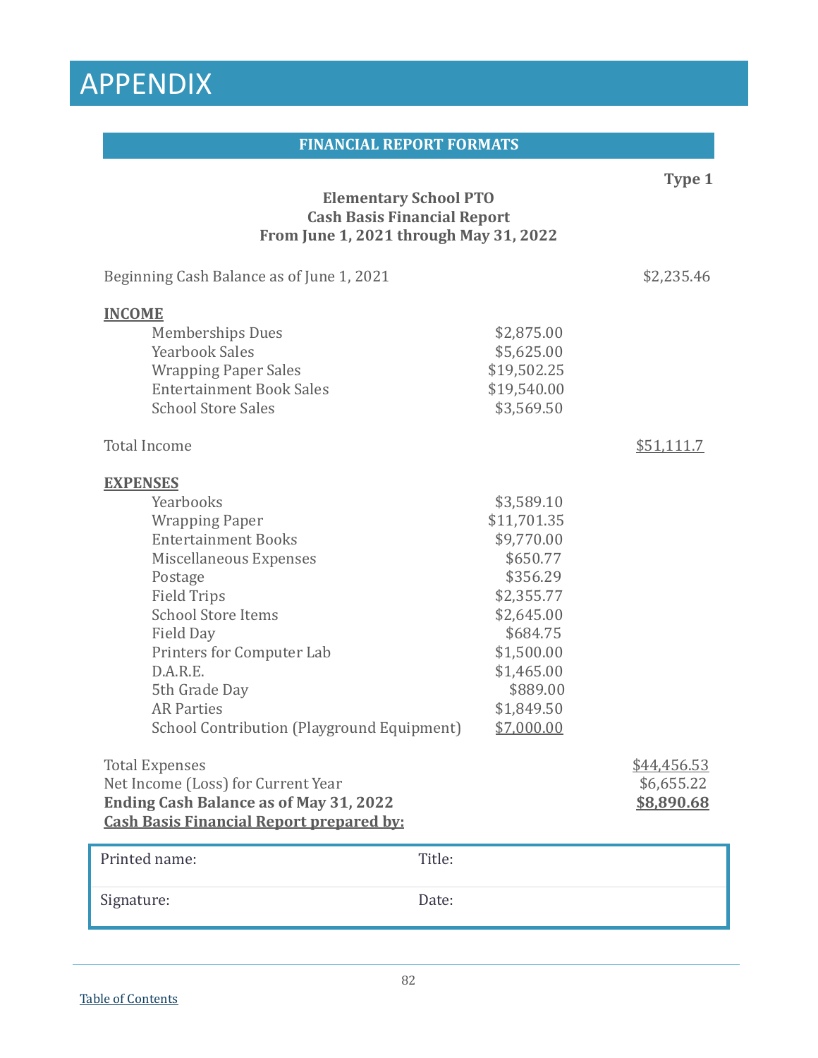# APPENDIX

## FINANCIAL REPORT FORMATS

**Type 1**

**Elementary School PTO**
**Cash Basis Financial Report**
**From June 1, 2021 through May 31, 2022**

| | | |
|---|---|---|
| Beginning Cash Balance as of June 1, 2021 | | $2,235.46 |
| **INCOME** | | |
| Memberships Dues | $2,875.00 | |
| Yearbook Sales | $5,625.00 | |
| Wrapping Paper Sales | $19,502.25 | |
| Entertainment Book Sales | $19,540.00 | |
| School Store Sales | $3,569.50 | |
| Total Income | | $51,111.7 |
| **EXPENSES** | | |
| Yearbooks | $3,589.10 | |
| Wrapping Paper | $11,701.35 | |
| Entertainment Books | $9,770.00 | |
| Miscellaneous Expenses | $650.77 | |
| Postage | $356.29 | |
| Field Trips | $2,355.77 | |
| School Store Items | $2,645.00 | |
| Field Day | $684.75 | |
| Printers for Computer Lab | $1,500.00 | |
| D.A.R.E. | $1,465.00 | |
| 5th Grade Day | $889.00 | |
| AR Parties | $1,849.50 | |
| School Contribution (Playground Equipment) | $7,000.00 | |
| Total Expenses | | $44,456.53 |
| Net Income (Loss) for Current Year | | $6,655.22 |
| **Ending Cash Balance as of May 31, 2022** | | **$8,890.68** |

**Cash Basis Financial Report prepared by:**

| | |
|---|---|
| Printed name: | Title: |
| Signature: | Date: |

Table of Contents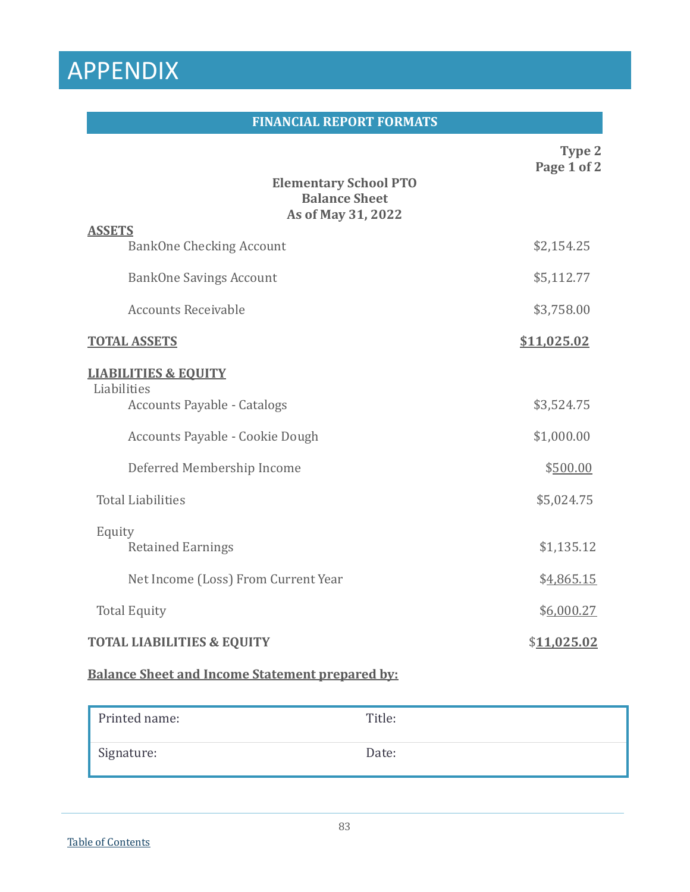# APPENDIX

## FINANCIAL REPORT FORMATS

**Type 2**
**Page 1 of 2**

**Elementary School PTO**
**Balance Sheet**
**As of May 31, 2022**

| | |
|---|---|
| **ASSETS** | |
| BankOne Checking Account | $2,154.25 |
| BankOne Savings Account | $5,112.77 |
| Accounts Receivable | $3,758.00 |
| **TOTAL ASSETS** | **$11,025.02** |
| **LIABILITIES & EQUITY** | |
| Liabilities | |
| Accounts Payable - Catalogs | $3,524.75 |
| Accounts Payable - Cookie Dough | $1,000.00 |
| Deferred Membership Income | $500.00 |
| Total Liabilities | $5,024.75 |
| Equity | |
| Retained Earnings | $1,135.12 |
| Net Income (Loss) From Current Year | $4,865.15 |
| Total Equity | $6,000.27 |
| **TOTAL LIABILITIES & EQUITY** | **$11,025.02** |

**Balance Sheet and Income Statement prepared by:**

| | |
|---|---|
| Printed name: | Title: |
| Signature: | Date: |

Table of Contents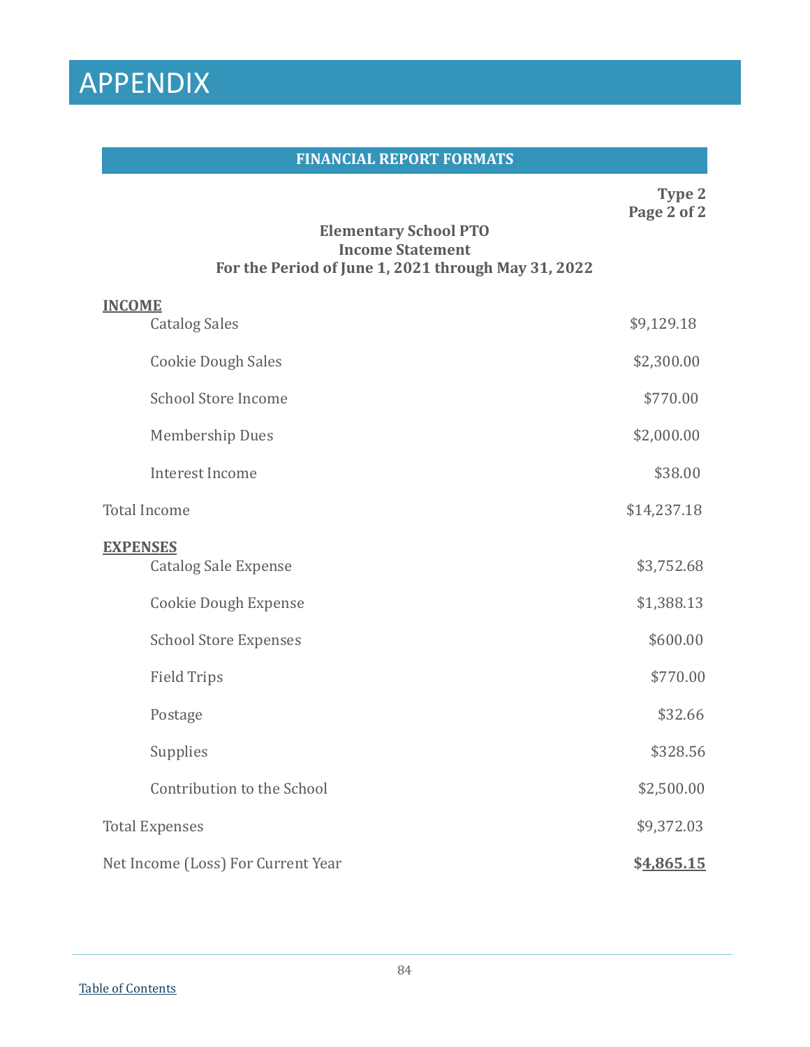# APPENDIX

## FINANCIAL REPORT FORMATS

**Type 2**
**Page 2 of 2**

**Elementary School PTO**
**Income Statement**
**For the Period of June 1, 2021 through May 31, 2022**

| | |
|---|---|
| **INCOME** | |
| Catalog Sales | $9,129.18 |
| Cookie Dough Sales | $2,300.00 |
| School Store Income | $770.00 |
| Membership Dues | $2,000.00 |
| Interest Income | $38.00 |
| Total Income | $14,237.18 |
| **EXPENSES** | |
| Catalog Sale Expense | $3,752.68 |
| Cookie Dough Expense | $1,388.13 |
| School Store Expenses | $600.00 |
| Field Trips | $770.00 |
| Postage | $32.66 |
| Supplies | $328.56 |
| Contribution to the School | $2,500.00 |
| Total Expenses | $9,372.03 |
| Net Income (Loss) For Current Year | **$4,865.15** |

Table of Contents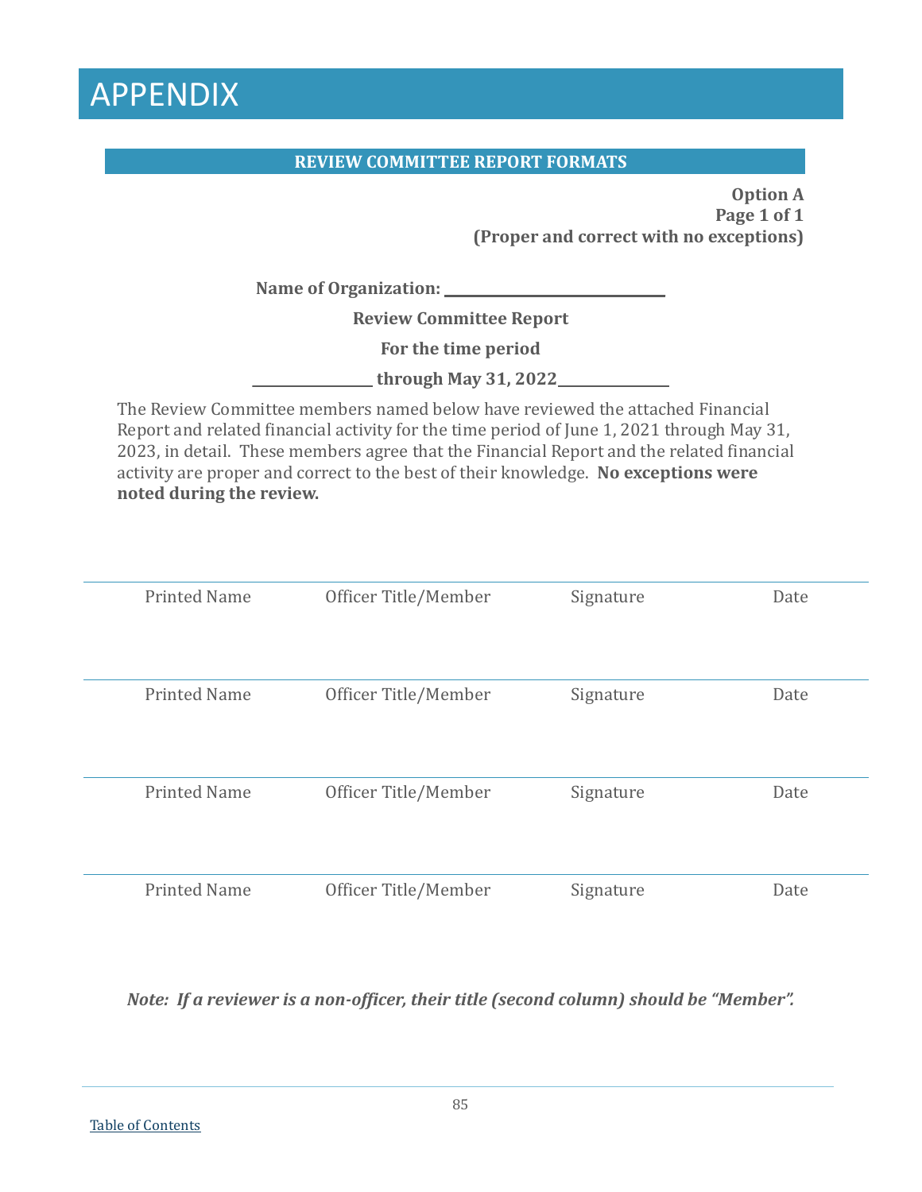# APPENDIX

## REVIEW COMMITTEE REPORT FORMATS

**Option A**
**Page 1 of 1**
**(Proper and correct with no exceptions)**

**Name of Organization: ______________________________**

**Review Committee Report**

**For the time period**

**________________ through May 31, 2022_______________**

The Review Committee members named below have reviewed the attached Financial Report and related financial activity for the time period of June 1, 2021 through May 31, 2023, in detail. These members agree that the Financial Report and the related financial activity are proper and correct to the best of their knowledge. **No exceptions were noted during the review.**

| Printed Name | Officer Title/Member | Signature | Date |
|---|---|---|---|
| Printed Name | Officer Title/Member | Signature | Date |
| Printed Name | Officer Title/Member | Signature | Date |
| Printed Name | Officer Title/Member | Signature | Date |

***Note: If a reviewer is a non-officer, their title (second column) should be "Member".***

Table of Contents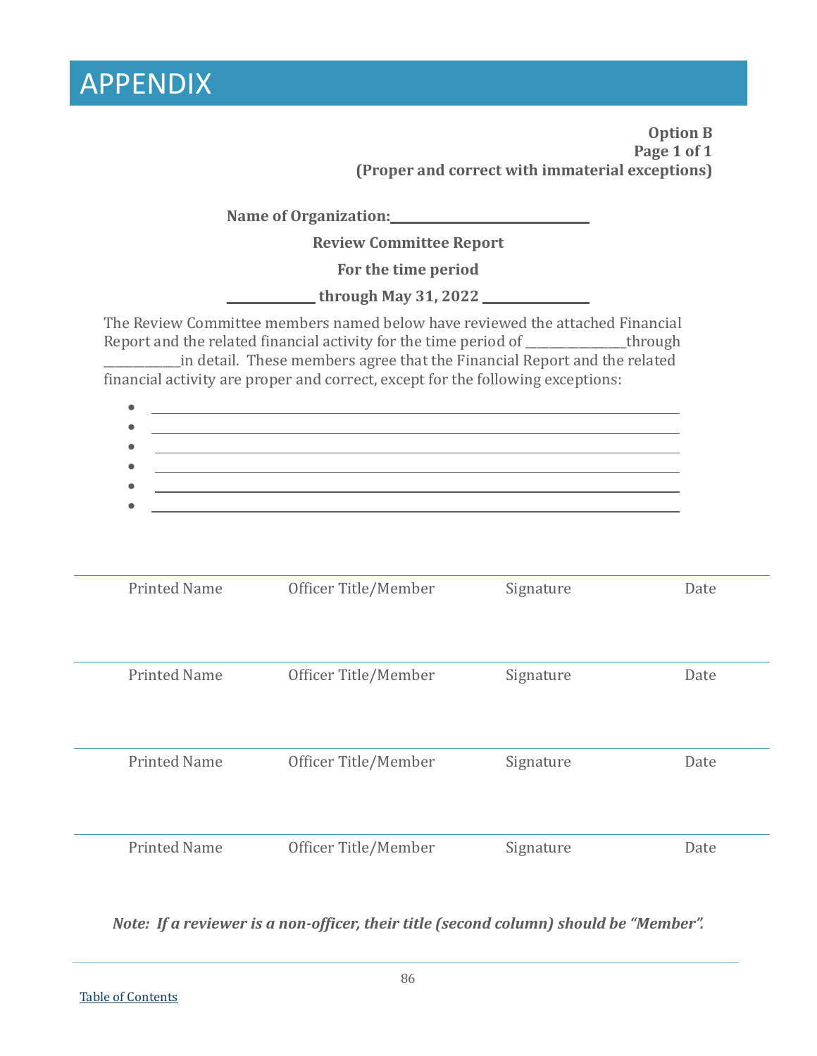# APPENDIX

**Option B**
**Page 1 of 1**
**(Proper and correct with immaterial exceptions)**

**Name of Organization:\_\_\_\_\_\_\_\_\_\_\_\_\_\_\_\_\_\_\_\_\_\_\_\_\_\_\_\_\_\_**

**Review Committee Report**

**For the time period**

**\_\_\_\_\_\_\_\_\_\_\_\_\_ through May 31, 2022 \_\_\_\_\_\_\_\_\_\_\_\_\_\_\_\_**

The Review Committee members named below have reviewed the attached Financial Report and the related financial activity for the time period of \_\_\_\_\_\_\_\_\_\_\_\_\_\_\_\_through \_\_\_\_\_\_\_\_\_\_\_\_in detail. These members agree that the Financial Report and the related financial activity are proper and correct, except for the following exceptions:

- \_\_\_\_\_\_\_\_\_\_\_\_\_\_\_\_\_\_\_\_\_\_\_\_\_\_\_\_\_\_\_\_\_\_\_\_\_\_\_\_\_\_\_\_\_\_\_\_\_\_\_\_
- \_\_\_\_\_\_\_\_\_\_\_\_\_\_\_\_\_\_\_\_\_\_\_\_\_\_\_\_\_\_\_\_\_\_\_\_\_\_\_\_\_\_\_\_\_\_\_\_\_\_\_\_
- \_\_\_\_\_\_\_\_\_\_\_\_\_\_\_\_\_\_\_\_\_\_\_\_\_\_\_\_\_\_\_\_\_\_\_\_\_\_\_\_\_\_\_\_\_\_\_\_\_\_\_\_
- \_\_\_\_\_\_\_\_\_\_\_\_\_\_\_\_\_\_\_\_\_\_\_\_\_\_\_\_\_\_\_\_\_\_\_\_\_\_\_\_\_\_\_\_\_\_\_\_\_\_\_\_
- \_\_\_\_\_\_\_\_\_\_\_\_\_\_\_\_\_\_\_\_\_\_\_\_\_\_\_\_\_\_\_\_\_\_\_\_\_\_\_\_\_\_\_\_\_\_\_\_\_\_\_\_
- \_\_\_\_\_\_\_\_\_\_\_\_\_\_\_\_\_\_\_\_\_\_\_\_\_\_\_\_\_\_\_\_\_\_\_\_\_\_\_\_\_\_\_\_\_\_\_\_\_\_\_\_

| Printed Name | Officer Title/Member | Signature | Date |
|---|---|---|---|
| | | | |
| Printed Name | Officer Title/Member | Signature | Date |
| | | | |
| Printed Name | Officer Title/Member | Signature | Date |
| | | | |
| Printed Name | Officer Title/Member | Signature | Date |

***Note: If a reviewer is a non-officer, their title (second column) should be "Member".***

Table of Contents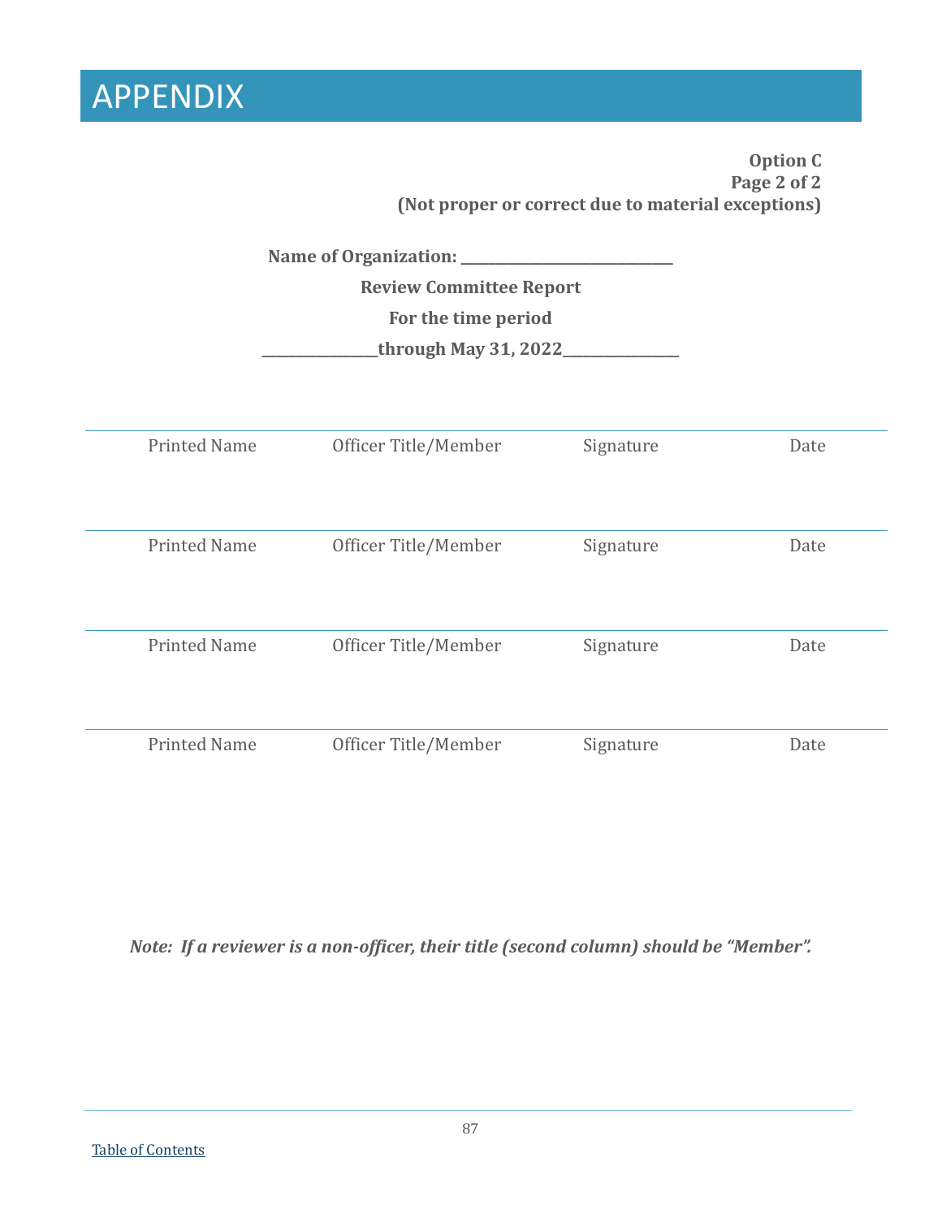# APPENDIX

**Option C**
**Page 2 of 2**
**(Not proper or correct due to material exceptions)**

**Name of Organization: ______________________________**

**Review Committee Report**

**For the time period**

**________________through May 31, 2022________________**

| Printed Name | Officer Title/Member | Signature | Date |
|---|---|---|---|
| Printed Name | Officer Title/Member | Signature | Date |
| Printed Name | Officer Title/Member | Signature | Date |
| Printed Name | Officer Title/Member | Signature | Date |

***Note: If a reviewer is a non-officer, their title (second column) should be "Member".***

Table of Contents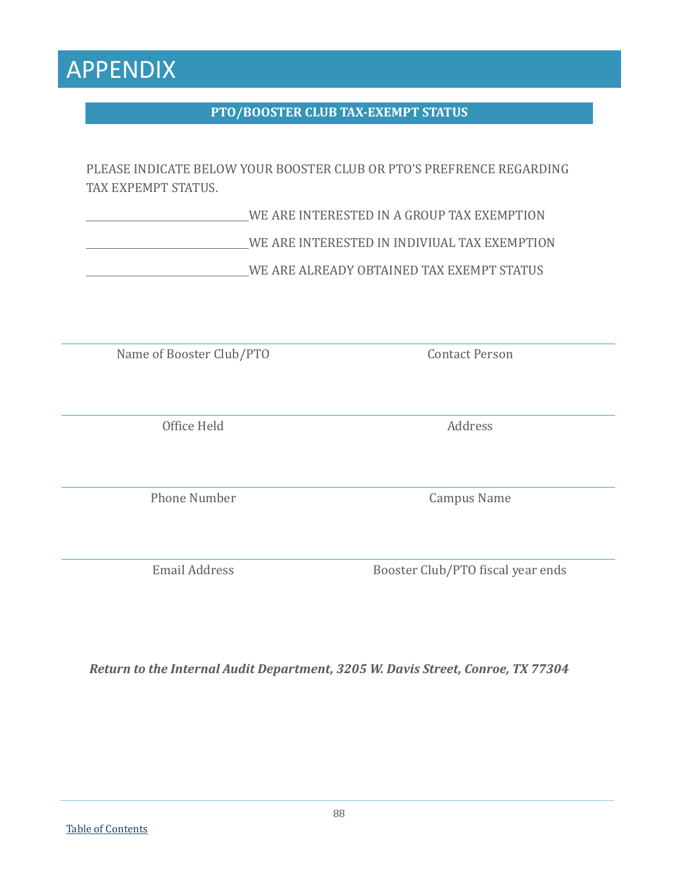# APPENDIX

## PTO/BOOSTER CLUB TAX-EXEMPT STATUS

PLEASE INDICATE BELOW YOUR BOOSTER CLUB OR PTO'S PREFRENCE REGARDING TAX EXPEMPT STATUS.

\_\_\_\_\_\_\_\_\_\_\_\_\_\_\_\_\_\_\_\_\_\_\_\_\_\_\_\_WE ARE INTERESTED IN A GROUP TAX EXEMPTION

\_\_\_\_\_\_\_\_\_\_\_\_\_\_\_\_\_\_\_\_\_\_\_\_\_\_\_\_WE ARE INTERESTED IN INDIVIUAL TAX EXEMPTION

\_\_\_\_\_\_\_\_\_\_\_\_\_\_\_\_\_\_\_\_\_\_\_\_\_\_\_\_WE ARE ALREADY OBTAINED TAX EXEMPT STATUS

| Name of Booster Club/PTO | Contact Person |
|---|---|
| Office Held | Address |
| Phone Number | Campus Name |
| Email Address | Booster Club/PTO fiscal year ends |

***Return to the Internal Audit Department, 3205 W. Davis Street, Conroe, TX 77304***

Table of Contents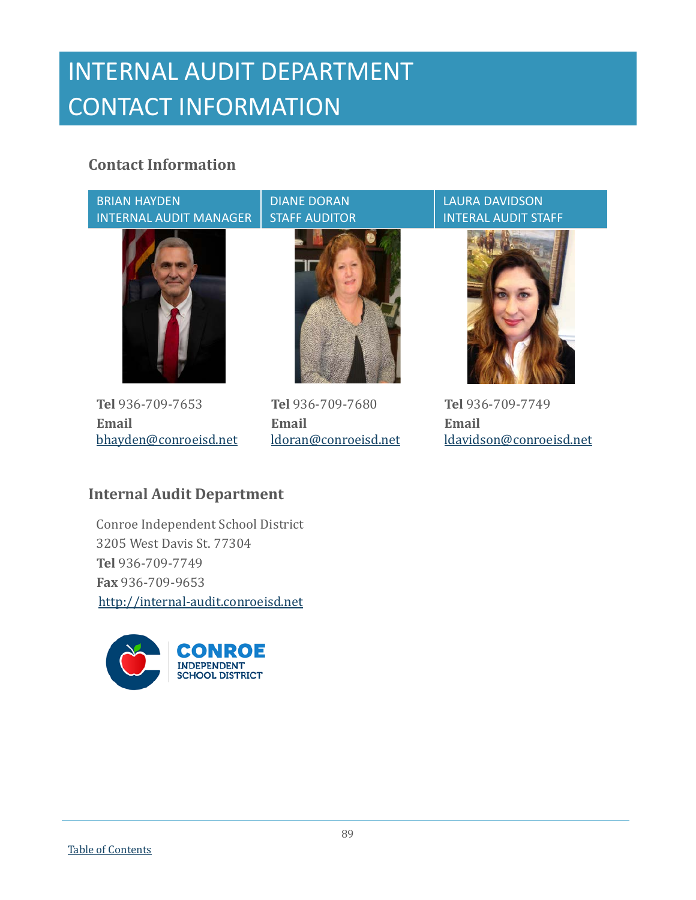# INTERNAL AUDIT DEPARTMENT CONTACT INFORMATION

## Contact Information

| BRIAN HAYDEN<br>INTERNAL AUDIT MANAGER | DIANE DORAN<br>STAFF AUDITOR | LAURA DAVIDSON<br>INTERAL AUDIT STAFF |
|---|---|---|
| **Tel** 936-709-7653<br>**Email**<br>bhayden@conroeisd.net | **Tel** 936-709-7680<br>**Email**<br>ldoran@conroeisd.net | **Tel** 936-709-7749<br>**Email**<br>ldavidson@conroeisd.net |

## Internal Audit Department

Conroe Independent School District
3205 West Davis St. 77304
**Tel** 936-709-7749
**Fax** 936-709-9653
http://internal-audit.conroeisd.net

CONROE INDEPENDENT SCHOOL DISTRICT

Table of Contents